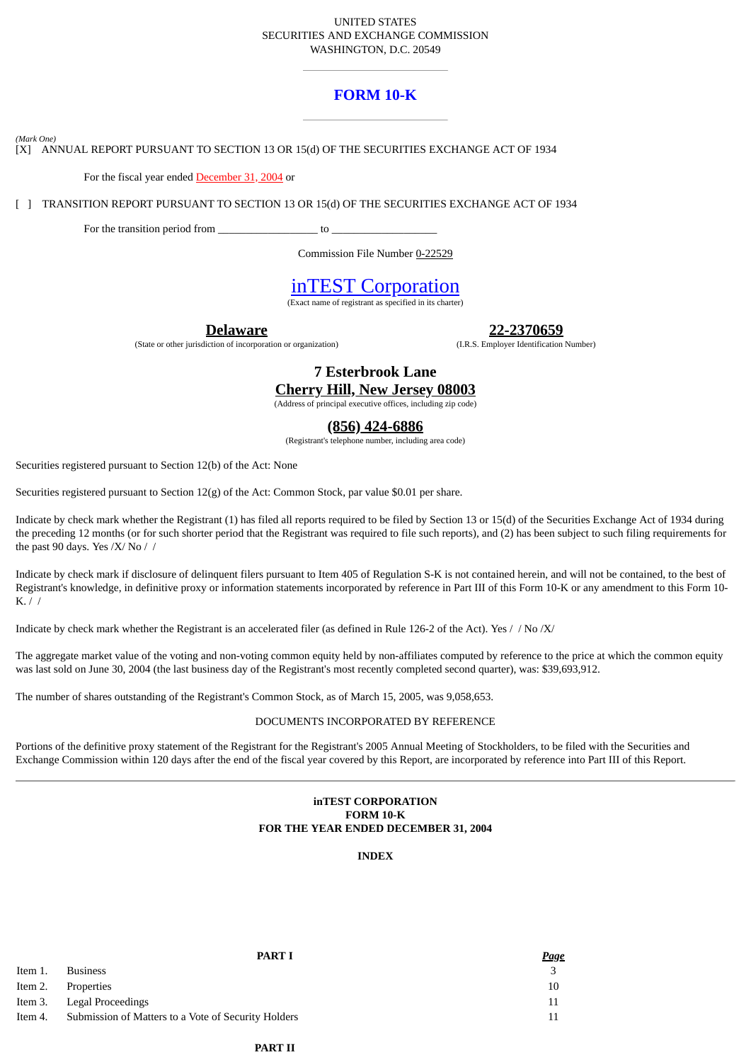UNITED STATES
SECURITIES AND EXCHANGE COMMISSION
WASHINGTON, D.C. 20549

# FORM 10-K

*(Mark One)*
[X] ANNUAL REPORT PURSUANT TO SECTION 13 OR 15(d) OF THE SECURITIES EXCHANGE ACT OF 1934

For the fiscal year ended December 31, 2004 or

[ ] TRANSITION REPORT PURSUANT TO SECTION 13 OR 15(d) OF THE SECURITIES EXCHANGE ACT OF 1934

For the transition period from _________________ to __________________

Commission File Number 0-22529

## inTEST Corporation

(Exact name of registrant as specified in its charter)

**Delaware**
(State or other jurisdiction of incorporation or organization)

**22-2370659**
(I.R.S. Employer Identification Number)

**7 Esterbrook Lane**
**Cherry Hill, New Jersey 08003**
(Address of principal executive offices, including zip code)

**(856) 424-6886**
(Registrant's telephone number, including area code)

Securities registered pursuant to Section 12(b) of the Act: None

Securities registered pursuant to Section 12(g) of the Act: Common Stock, par value $0.01 per share.

Indicate by check mark whether the Registrant (1) has filed all reports required to be filed by Section 13 or 15(d) of the Securities Exchange Act of 1934 during the preceding 12 months (or for such shorter period that the Registrant was required to file such reports), and (2) has been subject to such filing requirements for the past 90 days. Yes /X/ No / /

Indicate by check mark if disclosure of delinquent filers pursuant to Item 405 of Regulation S-K is not contained herein, and will not be contained, to the best of Registrant's knowledge, in definitive proxy or information statements incorporated by reference in Part III of this Form 10-K or any amendment to this Form 10-K. / /

Indicate by check mark whether the Registrant is an accelerated filer (as defined in Rule 126-2 of the Act). Yes / / No /X/

The aggregate market value of the voting and non-voting common equity held by non-affiliates computed by reference to the price at which the common equity was last sold on June 30, 2004 (the last business day of the Registrant's most recently completed second quarter), was: $39,693,912.

The number of shares outstanding of the Registrant's Common Stock, as of March 15, 2005, was 9,058,653.

DOCUMENTS INCORPORATED BY REFERENCE

Portions of the definitive proxy statement of the Registrant for the Registrant's 2005 Annual Meeting of Stockholders, to be filed with the Securities and Exchange Commission within 120 days after the end of the fiscal year covered by this Report, are incorporated by reference into Part III of this Report.

---

**inTEST CORPORATION**
**FORM 10-K**
**FOR THE YEAR ENDED DECEMBER 31, 2004**

**INDEX**

| | **PART I** | ***Page*** |
|---|---|---|
| Item 1. | Business | 3 |
| Item 2. | Properties | 10 |
| Item 3. | Legal Proceedings | 11 |
| Item 4. | Submission of Matters to a Vote of Security Holders | 11 |
| | **PART II** | |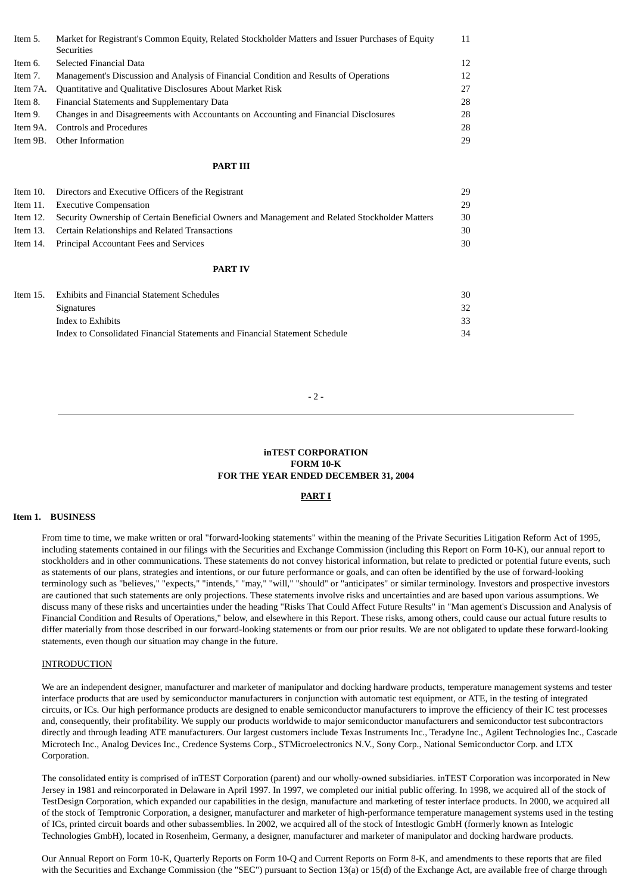| | | |
|---|---|---|
| Item 5. | Market for Registrant's Common Equity, Related Stockholder Matters and Issuer Purchases of Equity Securities | 11 |
| Item 6. | Selected Financial Data | 12 |
| Item 7. | Management's Discussion and Analysis of Financial Condition and Results of Operations | 12 |
| Item 7A. | Quantitative and Qualitative Disclosures About Market Risk | 27 |
| Item 8. | Financial Statements and Supplementary Data | 28 |
| Item 9. | Changes in and Disagreements with Accountants on Accounting and Financial Disclosures | 28 |
| Item 9A. | Controls and Procedures | 28 |
| Item 9B. | Other Information | 29 |

**PART III**

| | | |
|---|---|---|
| Item 10. | Directors and Executive Officers of the Registrant | 29 |
| Item 11. | Executive Compensation | 29 |
| Item 12. | Security Ownership of Certain Beneficial Owners and Management and Related Stockholder Matters | 30 |
| Item 13. | Certain Relationships and Related Transactions | 30 |
| Item 14. | Principal Accountant Fees and Services | 30 |

**PART IV**

| | | |
|---|---|---|
| Item 15. | Exhibits and Financial Statement Schedules | 30 |
| | Signatures | 32 |
| | Index to Exhibits | 33 |
| | Index to Consolidated Financial Statements and Financial Statement Schedule | 34 |

**inTEST CORPORATION**
**FORM 10-K**
**FOR THE YEAR ENDED DECEMBER 31, 2004**

## PART I

### Item 1. BUSINESS

From time to time, we make written or oral "forward-looking statements" within the meaning of the Private Securities Litigation Reform Act of 1995, including statements contained in our filings with the Securities and Exchange Commission (including this Report on Form 10-K), our annual report to stockholders and in other communications. These statements do not convey historical information, but relate to predicted or potential future events, such as statements of our plans, strategies and intentions, or our future performance or goals, and can often be identified by the use of forward-looking terminology such as "believes," "expects," "intends," "may," "will," "should" or "anticipates" or similar terminology. Investors and prospective investors are cautioned that such statements are only projections. These statements involve risks and uncertainties and are based upon various assumptions. We discuss many of these risks and uncertainties under the heading "Risks That Could Affect Future Results" in "Man agement's Discussion and Analysis of Financial Condition and Results of Operations," below, and elsewhere in this Report. These risks, among others, could cause our actual future results to differ materially from those described in our forward-looking statements or from our prior results. We are not obligated to update these forward-looking statements, even though our situation may change in the future.

INTRODUCTION

We are an independent designer, manufacturer and marketer of manipulator and docking hardware products, temperature management systems and tester interface products that are used by semiconductor manufacturers in conjunction with automatic test equipment, or ATE, in the testing of integrated circuits, or ICs. Our high performance products are designed to enable semiconductor manufacturers to improve the efficiency of their IC test processes and, consequently, their profitability. We supply our products worldwide to major semiconductor manufacturers and semiconductor test subcontractors directly and through leading ATE manufacturers. Our largest customers include Texas Instruments Inc., Teradyne Inc., Agilent Technologies Inc., Cascade Microtech Inc., Analog Devices Inc., Credence Systems Corp., STMicroelectronics N.V., Sony Corp., National Semiconductor Corp. and LTX Corporation.

The consolidated entity is comprised of inTEST Corporation (parent) and our wholly-owned subsidiaries. inTEST Corporation was incorporated in New Jersey in 1981 and reincorporated in Delaware in April 1997. In 1997, we completed our initial public offering. In 1998, we acquired all of the stock of TestDesign Corporation, which expanded our capabilities in the design, manufacture and marketing of tester interface products. In 2000, we acquired all of the stock of Temptronic Corporation, a designer, manufacturer and marketer of high-performance temperature management systems used in the testing of ICs, printed circuit boards and other subassemblies. In 2002, we acquired all of the stock of Intestlogic GmbH (formerly known as Intelogic Technologies GmbH), located in Rosenheim, Germany, a designer, manufacturer and marketer of manipulator and docking hardware products.

Our Annual Report on Form 10-K, Quarterly Reports on Form 10-Q and Current Reports on Form 8-K, and amendments to these reports that are filed with the Securities and Exchange Commission (the "SEC") pursuant to Section 13(a) or 15(d) of the Exchange Act, are available free of charge through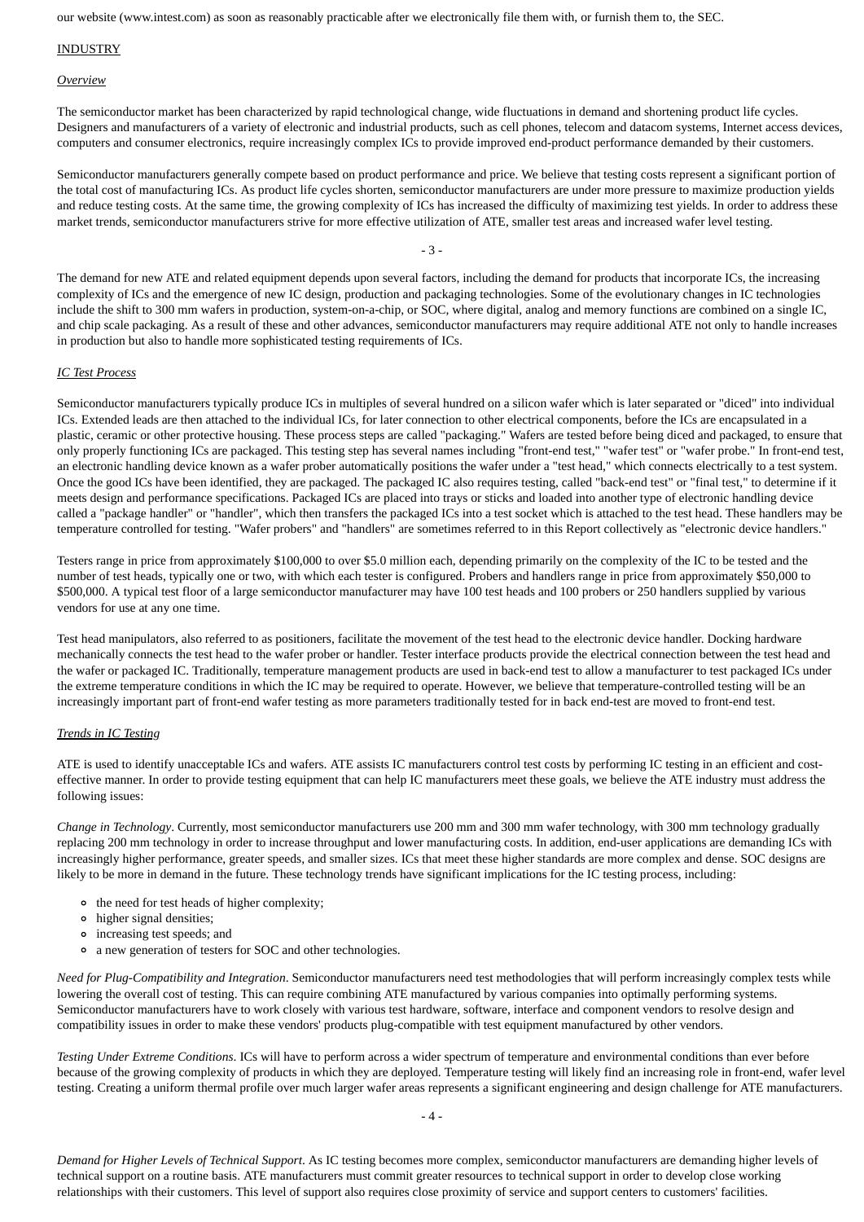our website (www.intest.com) as soon as reasonably practicable after we electronically file them with, or furnish them to, the SEC.

## INDUSTRY

### *Overview*

The semiconductor market has been characterized by rapid technological change, wide fluctuations in demand and shortening product life cycles. Designers and manufacturers of a variety of electronic and industrial products, such as cell phones, telecom and datacom systems, Internet access devices, computers and consumer electronics, require increasingly complex ICs to provide improved end-product performance demanded by their customers.

Semiconductor manufacturers generally compete based on product performance and price. We believe that testing costs represent a significant portion of the total cost of manufacturing ICs. As product life cycles shorten, semiconductor manufacturers are under more pressure to maximize production yields and reduce testing costs. At the same time, the growing complexity of ICs has increased the difficulty of maximizing test yields. In order to address these market trends, semiconductor manufacturers strive for more effective utilization of ATE, smaller test areas and increased wafer level testing.

The demand for new ATE and related equipment depends upon several factors, including the demand for products that incorporate ICs, the increasing complexity of ICs and the emergence of new IC design, production and packaging technologies. Some of the evolutionary changes in IC technologies include the shift to 300 mm wafers in production, system-on-a-chip, or SOC, where digital, analog and memory functions are combined on a single IC, and chip scale packaging. As a result of these and other advances, semiconductor manufacturers may require additional ATE not only to handle increases in production but also to handle more sophisticated testing requirements of ICs.

### *IC Test Process*

Semiconductor manufacturers typically produce ICs in multiples of several hundred on a silicon wafer which is later separated or "diced" into individual ICs. Extended leads are then attached to the individual ICs, for later connection to other electrical components, before the ICs are encapsulated in a plastic, ceramic or other protective housing. These process steps are called "packaging." Wafers are tested before being diced and packaged, to ensure that only properly functioning ICs are packaged. This testing step has several names including "front-end test," "wafer test" or "wafer probe." In front-end test, an electronic handling device known as a wafer prober automatically positions the wafer under a "test head," which connects electrically to a test system. Once the good ICs have been identified, they are packaged. The packaged IC also requires testing, called "back-end test" or "final test," to determine if it meets design and performance specifications. Packaged ICs are placed into trays or sticks and loaded into another type of electronic handling device called a "package handler" or "handler", which then transfers the packaged ICs into a test socket which is attached to the test head. These handlers may be temperature controlled for testing. "Wafer probers" and "handlers" are sometimes referred to in this Report collectively as "electronic device handlers."

Testers range in price from approximately $100,000 to over $5.0 million each, depending primarily on the complexity of the IC to be tested and the number of test heads, typically one or two, with which each tester is configured. Probers and handlers range in price from approximately $50,000 to $500,000. A typical test floor of a large semiconductor manufacturer may have 100 test heads and 100 probers or 250 handlers supplied by various vendors for use at any one time.

Test head manipulators, also referred to as positioners, facilitate the movement of the test head to the electronic device handler. Docking hardware mechanically connects the test head to the wafer prober or handler. Tester interface products provide the electrical connection between the test head and the wafer or packaged IC. Traditionally, temperature management products are used in back-end test to allow a manufacturer to test packaged ICs under the extreme temperature conditions in which the IC may be required to operate. However, we believe that temperature-controlled testing will be an increasingly important part of front-end wafer testing as more parameters traditionally tested for in back end-test are moved to front-end test.

### *Trends in IC Testing*

ATE is used to identify unacceptable ICs and wafers. ATE assists IC manufacturers control test costs by performing IC testing in an efficient and cost-effective manner. In order to provide testing equipment that can help IC manufacturers meet these goals, we believe the ATE industry must address the following issues:

*Change in Technology*. Currently, most semiconductor manufacturers use 200 mm and 300 mm wafer technology, with 300 mm technology gradually replacing 200 mm technology in order to increase throughput and lower manufacturing costs. In addition, end-user applications are demanding ICs with increasingly higher performance, greater speeds, and smaller sizes. ICs that meet these higher standards are more complex and dense. SOC designs are likely to be more in demand in the future. These technology trends have significant implications for the IC testing process, including:

- the need for test heads of higher complexity;
- higher signal densities;
- increasing test speeds; and
- a new generation of testers for SOC and other technologies.

*Need for Plug-Compatibility and Integration*. Semiconductor manufacturers need test methodologies that will perform increasingly complex tests while lowering the overall cost of testing. This can require combining ATE manufactured by various companies into optimally performing systems. Semiconductor manufacturers have to work closely with various test hardware, software, interface and component vendors to resolve design and compatibility issues in order to make these vendors' products plug-compatible with test equipment manufactured by other vendors.

*Testing Under Extreme Conditions*. ICs will have to perform across a wider spectrum of temperature and environmental conditions than ever before because of the growing complexity of products in which they are deployed. Temperature testing will likely find an increasing role in front-end, wafer level testing. Creating a uniform thermal profile over much larger wafer areas represents a significant engineering and design challenge for ATE manufacturers.

*Demand for Higher Levels of Technical Support*. As IC testing becomes more complex, semiconductor manufacturers are demanding higher levels of technical support on a routine basis. ATE manufacturers must commit greater resources to technical support in order to develop close working relationships with their customers. This level of support also requires close proximity of service and support centers to customers' facilities.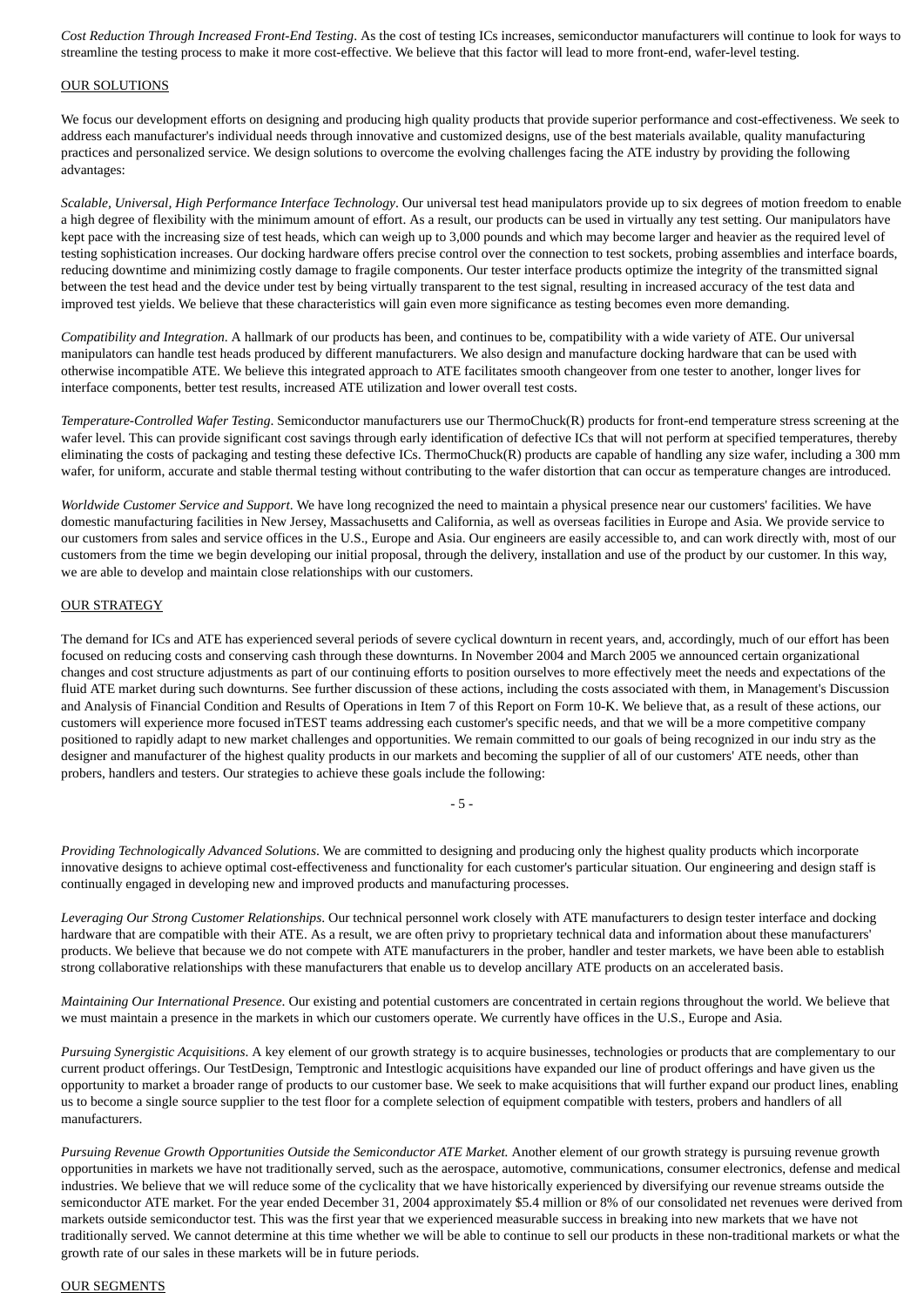*Cost Reduction Through Increased Front-End Testing*. As the cost of testing ICs increases, semiconductor manufacturers will continue to look for ways to streamline the testing process to make it more cost-effective. We believe that this factor will lead to more front-end, wafer-level testing.

OUR SOLUTIONS

We focus our development efforts on designing and producing high quality products that provide superior performance and cost-effectiveness. We seek to address each manufacturer's individual needs through innovative and customized designs, use of the best materials available, quality manufacturing practices and personalized service. We design solutions to overcome the evolving challenges facing the ATE industry by providing the following advantages:

*Scalable, Universal, High Performance Interface Technology*. Our universal test head manipulators provide up to six degrees of motion freedom to enable a high degree of flexibility with the minimum amount of effort. As a result, our products can be used in virtually any test setting. Our manipulators have kept pace with the increasing size of test heads, which can weigh up to 3,000 pounds and which may become larger and heavier as the required level of testing sophistication increases. Our docking hardware offers precise control over the connection to test sockets, probing assemblies and interface boards, reducing downtime and minimizing costly damage to fragile components. Our tester interface products optimize the integrity of the transmitted signal between the test head and the device under test by being virtually transparent to the test signal, resulting in increased accuracy of the test data and improved test yields. We believe that these characteristics will gain even more significance as testing becomes even more demanding.

*Compatibility and Integration*. A hallmark of our products has been, and continues to be, compatibility with a wide variety of ATE. Our universal manipulators can handle test heads produced by different manufacturers. We also design and manufacture docking hardware that can be used with otherwise incompatible ATE. We believe this integrated approach to ATE facilitates smooth changeover from one tester to another, longer lives for interface components, better test results, increased ATE utilization and lower overall test costs.

*Temperature-Controlled Wafer Testing*. Semiconductor manufacturers use our ThermoChuck(R) products for front-end temperature stress screening at the wafer level. This can provide significant cost savings through early identification of defective ICs that will not perform at specified temperatures, thereby eliminating the costs of packaging and testing these defective ICs. ThermoChuck(R) products are capable of handling any size wafer, including a 300 mm wafer, for uniform, accurate and stable thermal testing without contributing to the wafer distortion that can occur as temperature changes are introduced.

*Worldwide Customer Service and Support*. We have long recognized the need to maintain a physical presence near our customers' facilities. We have domestic manufacturing facilities in New Jersey, Massachusetts and California, as well as overseas facilities in Europe and Asia. We provide service to our customers from sales and service offices in the U.S., Europe and Asia. Our engineers are easily accessible to, and can work directly with, most of our customers from the time we begin developing our initial proposal, through the delivery, installation and use of the product by our customer. In this way, we are able to develop and maintain close relationships with our customers.

OUR STRATEGY

The demand for ICs and ATE has experienced several periods of severe cyclical downturn in recent years, and, accordingly, much of our effort has been focused on reducing costs and conserving cash through these downturns. In November 2004 and March 2005 we announced certain organizational changes and cost structure adjustments as part of our continuing efforts to position ourselves to more effectively meet the needs and expectations of the fluid ATE market during such downturns. See further discussion of these actions, including the costs associated with them, in Management's Discussion and Analysis of Financial Condition and Results of Operations in Item 7 of this Report on Form 10-K. We believe that, as a result of these actions, our customers will experience more focused inTEST teams addressing each customer's specific needs, and that we will be a more competitive company positioned to rapidly adapt to new market challenges and opportunities. We remain committed to our goals of being recognized in our indu stry as the designer and manufacturer of the highest quality products in our markets and becoming the supplier of all of our customers' ATE needs, other than probers, handlers and testers. Our strategies to achieve these goals include the following:

*Providing Technologically Advanced Solutions*. We are committed to designing and producing only the highest quality products which incorporate innovative designs to achieve optimal cost-effectiveness and functionality for each customer's particular situation. Our engineering and design staff is continually engaged in developing new and improved products and manufacturing processes.

*Leveraging Our Strong Customer Relationships*. Our technical personnel work closely with ATE manufacturers to design tester interface and docking hardware that are compatible with their ATE. As a result, we are often privy to proprietary technical data and information about these manufacturers' products. We believe that because we do not compete with ATE manufacturers in the prober, handler and tester markets, we have been able to establish strong collaborative relationships with these manufacturers that enable us to develop ancillary ATE products on an accelerated basis.

*Maintaining Our International Presence*. Our existing and potential customers are concentrated in certain regions throughout the world. We believe that we must maintain a presence in the markets in which our customers operate. We currently have offices in the U.S., Europe and Asia.

*Pursuing Synergistic Acquisitions*. A key element of our growth strategy is to acquire businesses, technologies or products that are complementary to our current product offerings. Our TestDesign, Temptronic and Intestlogic acquisitions have expanded our line of product offerings and have given us the opportunity to market a broader range of products to our customer base. We seek to make acquisitions that will further expand our product lines, enabling us to become a single source supplier to the test floor for a complete selection of equipment compatible with testers, probers and handlers of all manufacturers.

*Pursuing Revenue Growth Opportunities Outside the Semiconductor ATE Market.* Another element of our growth strategy is pursuing revenue growth opportunities in markets we have not traditionally served, such as the aerospace, automotive, communications, consumer electronics, defense and medical industries. We believe that we will reduce some of the cyclicality that we have historically experienced by diversifying our revenue streams outside the semiconductor ATE market. For the year ended December 31, 2004 approximately $5.4 million or 8% of our consolidated net revenues were derived from markets outside semiconductor test. This was the first year that we experienced measurable success in breaking into new markets that we have not traditionally served. We cannot determine at this time whether we will be able to continue to sell our products in these non-traditional markets or what the growth rate of our sales in these markets will be in future periods.

OUR SEGMENTS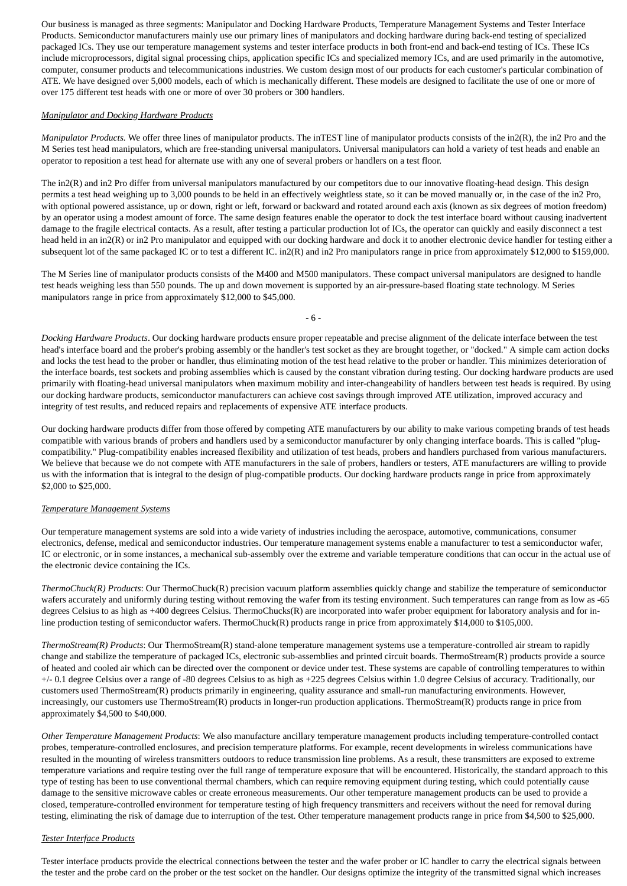Our business is managed as three segments: Manipulator and Docking Hardware Products, Temperature Management Systems and Tester Interface Products. Semiconductor manufacturers mainly use our primary lines of manipulators and docking hardware during back-end testing of specialized packaged ICs. They use our temperature management systems and tester interface products in both front-end and back-end testing of ICs. These ICs include microprocessors, digital signal processing chips, application specific ICs and specialized memory ICs, and are used primarily in the automotive, computer, consumer products and telecommunications industries. We custom design most of our products for each customer's particular combination of ATE. We have designed over 5,000 models, each of which is mechanically different. These models are designed to facilitate the use of one or more of over 175 different test heads with one or more of over 30 probers or 300 handlers.

*Manipulator and Docking Hardware Products*

*Manipulator Products.* We offer three lines of manipulator products. The inTEST line of manipulator products consists of the in2(R), the in2 Pro and the M Series test head manipulators, which are free-standing universal manipulators. Universal manipulators can hold a variety of test heads and enable an operator to reposition a test head for alternate use with any one of several probers or handlers on a test floor.

The in2(R) and in2 Pro differ from universal manipulators manufactured by our competitors due to our innovative floating-head design. This design permits a test head weighing up to 3,000 pounds to be held in an effectively weightless state, so it can be moved manually or, in the case of the in2 Pro, with optional powered assistance, up or down, right or left, forward or backward and rotated around each axis (known as six degrees of motion freedom) by an operator using a modest amount of force. The same design features enable the operator to dock the test interface board without causing inadvertent damage to the fragile electrical contacts. As a result, after testing a particular production lot of ICs, the operator can quickly and easily disconnect a test head held in an in2(R) or in2 Pro manipulator and equipped with our docking hardware and dock it to another electronic device handler for testing either a subsequent lot of the same packaged IC or to test a different IC. in2(R) and in2 Pro manipulators range in price from approximately $12,000 to $159,000.

The M Series line of manipulator products consists of the M400 and M500 manipulators. These compact universal manipulators are designed to handle test heads weighing less than 550 pounds. The up and down movement is supported by an air-pressure-based floating state technology. M Series manipulators range in price from approximately $12,000 to $45,000.

*Docking Hardware Products*. Our docking hardware products ensure proper repeatable and precise alignment of the delicate interface between the test head's interface board and the prober's probing assembly or the handler's test socket as they are brought together, or "docked." A simple cam action docks and locks the test head to the prober or handler, thus eliminating motion of the test head relative to the prober or handler. This minimizes deterioration of the interface boards, test sockets and probing assemblies which is caused by the constant vibration during testing. Our docking hardware products are used primarily with floating-head universal manipulators when maximum mobility and inter-changeability of handlers between test heads is required. By using our docking hardware products, semiconductor manufacturers can achieve cost savings through improved ATE utilization, improved accuracy and integrity of test results, and reduced repairs and replacements of expensive ATE interface products.

Our docking hardware products differ from those offered by competing ATE manufacturers by our ability to make various competing brands of test heads compatible with various brands of probers and handlers used by a semiconductor manufacturer by only changing interface boards. This is called "plug-compatibility." Plug-compatibility enables increased flexibility and utilization of test heads, probers and handlers purchased from various manufacturers. We believe that because we do not compete with ATE manufacturers in the sale of probers, handlers or testers, ATE manufacturers are willing to provide us with the information that is integral to the design of plug-compatible products. Our docking hardware products range in price from approximately $2,000 to $25,000.

*Temperature Management Systems*

Our temperature management systems are sold into a wide variety of industries including the aerospace, automotive, communications, consumer electronics, defense, medical and semiconductor industries. Our temperature management systems enable a manufacturer to test a semiconductor wafer, IC or electronic, or in some instances, a mechanical sub-assembly over the extreme and variable temperature conditions that can occur in the actual use of the electronic device containing the ICs.

*ThermoChuck(R) Products*: Our ThermoChuck(R) precision vacuum platform assemblies quickly change and stabilize the temperature of semiconductor wafers accurately and uniformly during testing without removing the wafer from its testing environment. Such temperatures can range from as low as -65 degrees Celsius to as high as +400 degrees Celsius. ThermoChucks(R) are incorporated into wafer prober equipment for laboratory analysis and for in-line production testing of semiconductor wafers. ThermoChuck(R) products range in price from approximately $14,000 to $105,000.

*ThermoStream(R) Products*: Our ThermoStream(R) stand-alone temperature management systems use a temperature-controlled air stream to rapidly change and stabilize the temperature of packaged ICs, electronic sub-assemblies and printed circuit boards. ThermoStream(R) products provide a source of heated and cooled air which can be directed over the component or device under test. These systems are capable of controlling temperatures to within +/- 0.1 degree Celsius over a range of -80 degrees Celsius to as high as +225 degrees Celsius within 1.0 degree Celsius of accuracy. Traditionally, our customers used ThermoStream(R) products primarily in engineering, quality assurance and small-run manufacturing environments. However, increasingly, our customers use ThermoStream(R) products in longer-run production applications. ThermoStream(R) products range in price from approximately $4,500 to $40,000.

*Other Temperature Management Products*: We also manufacture ancillary temperature management products including temperature-controlled contact probes, temperature-controlled enclosures, and precision temperature platforms. For example, recent developments in wireless communications have resulted in the mounting of wireless transmitters outdoors to reduce transmission line problems. As a result, these transmitters are exposed to extreme temperature variations and require testing over the full range of temperature exposure that will be encountered. Historically, the standard approach to this type of testing has been to use conventional thermal chambers, which can require removing equipment during testing, which could potentially cause damage to the sensitive microwave cables or create erroneous measurements. Our other temperature management products can be used to provide a closed, temperature-controlled environment for temperature testing of high frequency transmitters and receivers without the need for removal during testing, eliminating the risk of damage due to interruption of the test. Other temperature management products range in price from $4,500 to $25,000.

*Tester Interface Products*

Tester interface products provide the electrical connections between the tester and the wafer prober or IC handler to carry the electrical signals between the tester and the probe card on the prober or the test socket on the handler. Our designs optimize the integrity of the transmitted signal which increases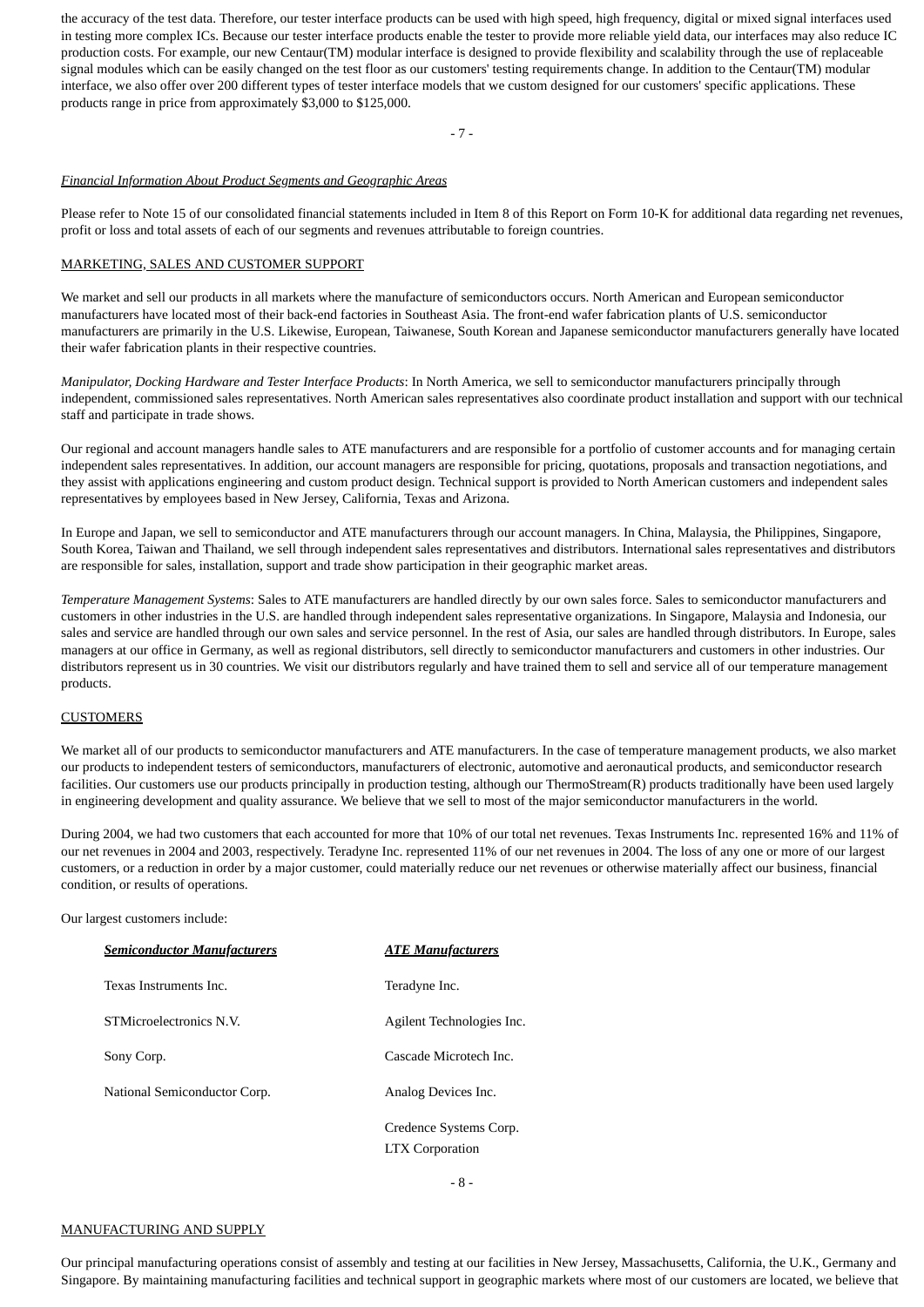the accuracy of the test data. Therefore, our tester interface products can be used with high speed, high frequency, digital or mixed signal interfaces used in testing more complex ICs. Because our tester interface products enable the tester to provide more reliable yield data, our interfaces may also reduce IC production costs. For example, our new Centaur(TM) modular interface is designed to provide flexibility and scalability through the use of replaceable signal modules which can be easily changed on the test floor as our customers' testing requirements change. In addition to the Centaur(TM) modular interface, we also offer over 200 different types of tester interface models that we custom designed for our customers' specific applications. These products range in price from approximately $3,000 to $125,000.

*Financial Information About Product Segments and Geographic Areas*

Please refer to Note 15 of our consolidated financial statements included in Item 8 of this Report on Form 10-K for additional data regarding net revenues, profit or loss and total assets of each of our segments and revenues attributable to foreign countries.

## MARKETING, SALES AND CUSTOMER SUPPORT

We market and sell our products in all markets where the manufacture of semiconductors occurs. North American and European semiconductor manufacturers have located most of their back-end factories in Southeast Asia. The front-end wafer fabrication plants of U.S. semiconductor manufacturers are primarily in the U.S. Likewise, European, Taiwanese, South Korean and Japanese semiconductor manufacturers generally have located their wafer fabrication plants in their respective countries.

*Manipulator, Docking Hardware and Tester Interface Products*: In North America, we sell to semiconductor manufacturers principally through independent, commissioned sales representatives. North American sales representatives also coordinate product installation and support with our technical staff and participate in trade shows.

Our regional and account managers handle sales to ATE manufacturers and are responsible for a portfolio of customer accounts and for managing certain independent sales representatives. In addition, our account managers are responsible for pricing, quotations, proposals and transaction negotiations, and they assist with applications engineering and custom product design. Technical support is provided to North American customers and independent sales representatives by employees based in New Jersey, California, Texas and Arizona.

In Europe and Japan, we sell to semiconductor and ATE manufacturers through our account managers. In China, Malaysia, the Philippines, Singapore, South Korea, Taiwan and Thailand, we sell through independent sales representatives and distributors. International sales representatives and distributors are responsible for sales, installation, support and trade show participation in their geographic market areas.

*Temperature Management Systems*: Sales to ATE manufacturers are handled directly by our own sales force. Sales to semiconductor manufacturers and customers in other industries in the U.S. are handled through independent sales representative organizations. In Singapore, Malaysia and Indonesia, our sales and service are handled through our own sales and service personnel. In the rest of Asia, our sales are handled through distributors. In Europe, sales managers at our office in Germany, as well as regional distributors, sell directly to semiconductor manufacturers and customers in other industries. Our distributors represent us in 30 countries. We visit our distributors regularly and have trained them to sell and service all of our temperature management products.

## CUSTOMERS

We market all of our products to semiconductor manufacturers and ATE manufacturers. In the case of temperature management products, we also market our products to independent testers of semiconductors, manufacturers of electronic, automotive and aeronautical products, and semiconductor research facilities. Our customers use our products principally in production testing, although our ThermoStream(R) products traditionally have been used largely in engineering development and quality assurance. We believe that we sell to most of the major semiconductor manufacturers in the world.

During 2004, we had two customers that each accounted for more that 10% of our total net revenues. Texas Instruments Inc. represented 16% and 11% of our net revenues in 2004 and 2003, respectively. Teradyne Inc. represented 11% of our net revenues in 2004. The loss of any one or more of our largest customers, or a reduction in order by a major customer, could materially reduce our net revenues or otherwise materially affect our business, financial condition, or results of operations.

Our largest customers include:

| ***Semiconductor Manufacturers*** | ***ATE Manufacturers*** |
|---|---|
| Texas Instruments Inc. | Teradyne Inc. |
| STMicroelectronics N.V. | Agilent Technologies Inc. |
| Sony Corp. | Cascade Microtech Inc. |
| National Semiconductor Corp. | Analog Devices Inc. |
| | Credence Systems Corp. |
| | LTX Corporation |

## MANUFACTURING AND SUPPLY

Our principal manufacturing operations consist of assembly and testing at our facilities in New Jersey, Massachusetts, California, the U.K., Germany and Singapore. By maintaining manufacturing facilities and technical support in geographic markets where most of our customers are located, we believe that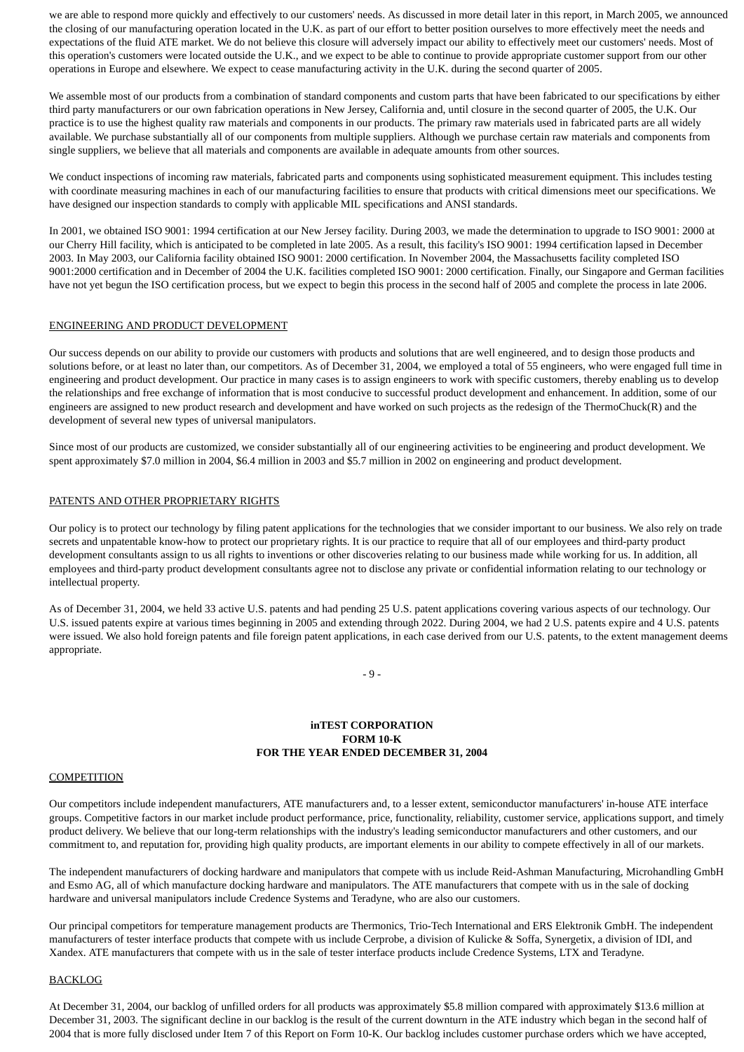we are able to respond more quickly and effectively to our customers' needs. As discussed in more detail later in this report, in March 2005, we announced the closing of our manufacturing operation located in the U.K. as part of our effort to better position ourselves to more effectively meet the needs and expectations of the fluid ATE market. We do not believe this closure will adversely impact our ability to effectively meet our customers' needs. Most of this operation's customers were located outside the U.K., and we expect to be able to continue to provide appropriate customer support from our other operations in Europe and elsewhere. We expect to cease manufacturing activity in the U.K. during the second quarter of 2005.

We assemble most of our products from a combination of standard components and custom parts that have been fabricated to our specifications by either third party manufacturers or our own fabrication operations in New Jersey, California and, until closure in the second quarter of 2005, the U.K. Our practice is to use the highest quality raw materials and components in our products. The primary raw materials used in fabricated parts are all widely available. We purchase substantially all of our components from multiple suppliers. Although we purchase certain raw materials and components from single suppliers, we believe that all materials and components are available in adequate amounts from other sources.

We conduct inspections of incoming raw materials, fabricated parts and components using sophisticated measurement equipment. This includes testing with coordinate measuring machines in each of our manufacturing facilities to ensure that products with critical dimensions meet our specifications. We have designed our inspection standards to comply with applicable MIL specifications and ANSI standards.

In 2001, we obtained ISO 9001: 1994 certification at our New Jersey facility. During 2003, we made the determination to upgrade to ISO 9001: 2000 at our Cherry Hill facility, which is anticipated to be completed in late 2005. As a result, this facility's ISO 9001: 1994 certification lapsed in December 2003. In May 2003, our California facility obtained ISO 9001: 2000 certification. In November 2004, the Massachusetts facility completed ISO 9001:2000 certification and in December of 2004 the U.K. facilities completed ISO 9001: 2000 certification. Finally, our Singapore and German facilities have not yet begun the ISO certification process, but we expect to begin this process in the second half of 2005 and complete the process in late 2006.

## ENGINEERING AND PRODUCT DEVELOPMENT

Our success depends on our ability to provide our customers with products and solutions that are well engineered, and to design those products and solutions before, or at least no later than, our competitors. As of December 31, 2004, we employed a total of 55 engineers, who were engaged full time in engineering and product development. Our practice in many cases is to assign engineers to work with specific customers, thereby enabling us to develop the relationships and free exchange of information that is most conducive to successful product development and enhancement. In addition, some of our engineers are assigned to new product research and development and have worked on such projects as the redesign of the ThermoChuck(R) and the development of several new types of universal manipulators.

Since most of our products are customized, we consider substantially all of our engineering activities to be engineering and product development. We spent approximately $7.0 million in 2004, $6.4 million in 2003 and $5.7 million in 2002 on engineering and product development.

## PATENTS AND OTHER PROPRIETARY RIGHTS

Our policy is to protect our technology by filing patent applications for the technologies that we consider important to our business. We also rely on trade secrets and unpatentable know-how to protect our proprietary rights. It is our practice to require that all of our employees and third-party product development consultants assign to us all rights to inventions or other discoveries relating to our business made while working for us. In addition, all employees and third-party product development consultants agree not to disclose any private or confidential information relating to our technology or intellectual property.

As of December 31, 2004, we held 33 active U.S. patents and had pending 25 U.S. patent applications covering various aspects of our technology. Our U.S. issued patents expire at various times beginning in 2005 and extending through 2022. During 2004, we had 2 U.S. patents expire and 4 U.S. patents were issued. We also hold foreign patents and file foreign patent applications, in each case derived from our U.S. patents, to the extent management deems appropriate.

## COMPETITION

Our competitors include independent manufacturers, ATE manufacturers and, to a lesser extent, semiconductor manufacturers' in-house ATE interface groups. Competitive factors in our market include product performance, price, functionality, reliability, customer service, applications support, and timely product delivery. We believe that our long-term relationships with the industry's leading semiconductor manufacturers and other customers, and our commitment to, and reputation for, providing high quality products, are important elements in our ability to compete effectively in all of our markets.

The independent manufacturers of docking hardware and manipulators that compete with us include Reid-Ashman Manufacturing, Microhandling GmbH and Esmo AG, all of which manufacture docking hardware and manipulators. The ATE manufacturers that compete with us in the sale of docking hardware and universal manipulators include Credence Systems and Teradyne, who are also our customers.

Our principal competitors for temperature management products are Thermonics, Trio-Tech International and ERS Elektronik GmbH. The independent manufacturers of tester interface products that compete with us include Cerprobe, a division of Kulicke & Soffa, Synergetix, a division of IDI, and Xandex. ATE manufacturers that compete with us in the sale of tester interface products include Credence Systems, LTX and Teradyne.

## BACKLOG

At December 31, 2004, our backlog of unfilled orders for all products was approximately $5.8 million compared with approximately $13.6 million at December 31, 2003. The significant decline in our backlog is the result of the current downturn in the ATE industry which began in the second half of 2004 that is more fully disclosed under Item 7 of this Report on Form 10-K. Our backlog includes customer purchase orders which we have accepted,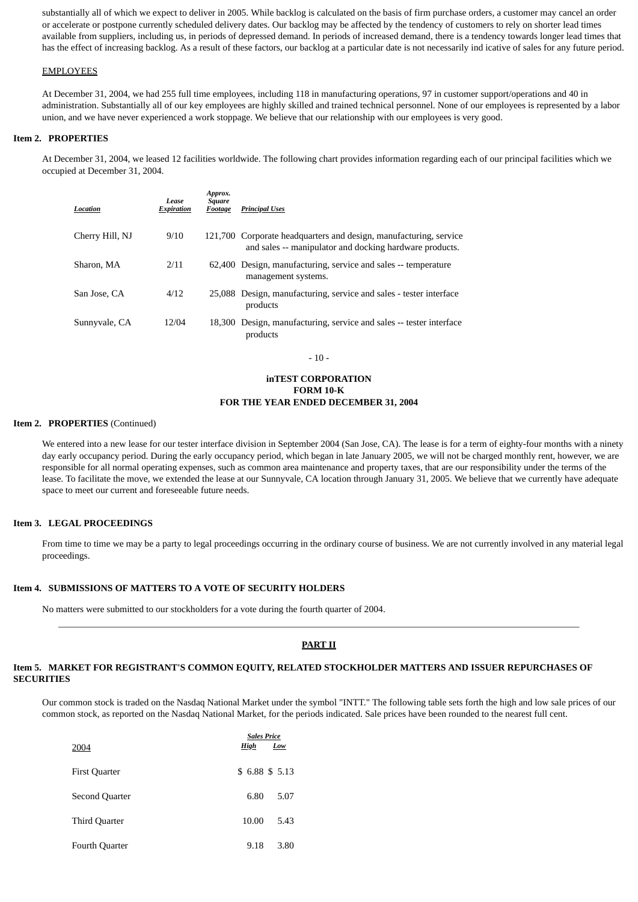substantially all of which we expect to deliver in 2005. While backlog is calculated on the basis of firm purchase orders, a customer may cancel an order or accelerate or postpone currently scheduled delivery dates. Our backlog may be affected by the tendency of customers to rely on shorter lead times available from suppliers, including us, in periods of depressed demand. In periods of increased demand, there is a tendency towards longer lead times that has the effect of increasing backlog. As a result of these factors, our backlog at a particular date is not necessarily ind icative of sales for any future period.

EMPLOYEES

At December 31, 2004, we had 255 full time employees, including 118 in manufacturing operations, 97 in customer support/operations and 40 in administration. Substantially all of our key employees are highly skilled and trained technical personnel. None of our employees is represented by a labor union, and we have never experienced a work stoppage. We believe that our relationship with our employees is very good.

## Item 2. PROPERTIES

At December 31, 2004, we leased 12 facilities worldwide. The following chart provides information regarding each of our principal facilities which we occupied at December 31, 2004.

| *Location* | *Lease Expiration* | *Approx. Square Footage* | *Principal Uses* |
|---|---|---|---|
| Cherry Hill, NJ | 9/10 | 121,700 | Corporate headquarters and design, manufacturing, service and sales -- manipulator and docking hardware products. |
| Sharon, MA | 2/11 | 62,400 | Design, manufacturing, service and sales -- temperature management systems. |
| San Jose, CA | 4/12 | 25,088 | Design, manufacturing, service and sales - tester interface products |
| Sunnyvale, CA | 12/04 | 18,300 | Design, manufacturing, service and sales -- tester interface products |

## Item 2. PROPERTIES (Continued)

We entered into a new lease for our tester interface division in September 2004 (San Jose, CA). The lease is for a term of eighty-four months with a ninety day early occupancy period. During the early occupancy period, which began in late January 2005, we will not be charged monthly rent, however, we are responsible for all normal operating expenses, such as common area maintenance and property taxes, that are our responsibility under the terms of the lease. To facilitate the move, we extended the lease at our Sunnyvale, CA location through January 31, 2005. We believe that we currently have adequate space to meet our current and foreseeable future needs.

## Item 3. LEGAL PROCEEDINGS

From time to time we may be a party to legal proceedings occurring in the ordinary course of business. We are not currently involved in any material legal proceedings.

## Item 4. SUBMISSIONS OF MATTERS TO A VOTE OF SECURITY HOLDERS

No matters were submitted to our stockholders for a vote during the fourth quarter of 2004.

---

# PART II

## Item 5. MARKET FOR REGISTRANT'S COMMON EQUITY, RELATED STOCKHOLDER MATTERS AND ISSUER REPURCHASES OF SECURITIES

Our common stock is traded on the Nasdaq National Market under the symbol "INTT." The following table sets forth the high and low sale prices of our common stock, as reported on the Nasdaq National Market, for the periods indicated. Sale prices have been rounded to the nearest full cent.

| 2004 | *Sales Price* | |
|---|---|---|
| | ***High*** | ***Low*** |
| First Quarter | $ 6.88 | $ 5.13 |
| Second Quarter | 6.80 | 5.07 |
| Third Quarter | 10.00 | 5.43 |
| Fourth Quarter | 9.18 | 3.80 |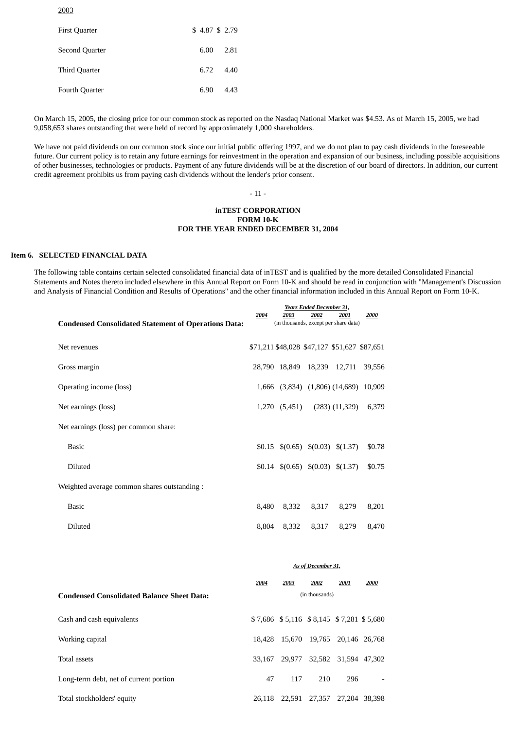| 2003 | | |
|---|---|---|
| First Quarter | $ 4.87 | $ 2.79 |
| Second Quarter | 6.00 | 2.81 |
| Third Quarter | 6.72 | 4.40 |
| Fourth Quarter | 6.90 | 4.43 |

On March 15, 2005, the closing price for our common stock as reported on the Nasdaq National Market was $4.53. As of March 15, 2005, we had 9,058,653 shares outstanding that were held of record by approximately 1,000 shareholders.

We have not paid dividends on our common stock since our initial public offering 1997, and we do not plan to pay cash dividends in the foreseeable future. Our current policy is to retain any future earnings for reinvestment in the operation and expansion of our business, including possible acquisitions of other businesses, technologies or products. Payment of any future dividends will be at the discretion of our board of directors. In addition, our current credit agreement prohibits us from paying cash dividends without the lender's prior consent.

**Item 6. SELECTED FINANCIAL DATA**

The following table contains certain selected consolidated financial data of inTEST and is qualified by the more detailed Consolidated Financial Statements and Notes thereto included elsewhere in this Annual Report on Form 10-K and should be read in conjunction with "Management's Discussion and Analysis of Financial Condition and Results of Operations" and the other financial information included in this Annual Report on Form 10-K.

| | *Years Ended December 31,* | | | | |
|---|---|---|---|---|---|
| **Condensed Consolidated Statement of Operations Data:** | *2004* | *2003* | *2002* | *2001* | *2000* |
| | (in thousands, except per share data) | | | | |
| Net revenues | $71,211 | $48,028 | $47,127 | $51,627 | $87,651 |
| Gross margin | 28,790 | 18,849 | 18,239 | 12,711 | 39,556 |
| Operating income (loss) | 1,666 | (3,834) | (1,806) | (14,689) | 10,909 |
| Net earnings (loss) | 1,270 | (5,451) | (283) | (11,329) | 6,379 |
| Net earnings (loss) per common share: | | | | | |
| Basic | $0.15 | $(0.65) | $(0.03) | $(1.37) | $0.78 |
| Diluted | $0.14 | $(0.65) | $(0.03) | $(1.37) | $0.75 |
| Weighted average common shares outstanding : | | | | | |
| Basic | 8,480 | 8,332 | 8,317 | 8,279 | 8,201 |
| Diluted | 8,804 | 8,332 | 8,317 | 8,279 | 8,470 |

| | *As of December 31,* | | | | |
|---|---|---|---|---|---|
| **Condensed Consolidated Balance Sheet Data:** | *2004* | *2003* | *2002* | *2001* | *2000* |
| | (in thousands) | | | | |
| Cash and cash equivalents | $ 7,686 | $ 5,116 | $ 8,145 | $ 7,281 | $ 5,680 |
| Working capital | 18,428 | 15,670 | 19,765 | 20,146 | 26,768 |
| Total assets | 33,167 | 29,977 | 32,582 | 31,594 | 47,302 |
| Long-term debt, net of current portion | 47 | 117 | 210 | 296 | - |
| Total stockholders' equity | 26,118 | 22,591 | 27,357 | 27,204 | 38,398 |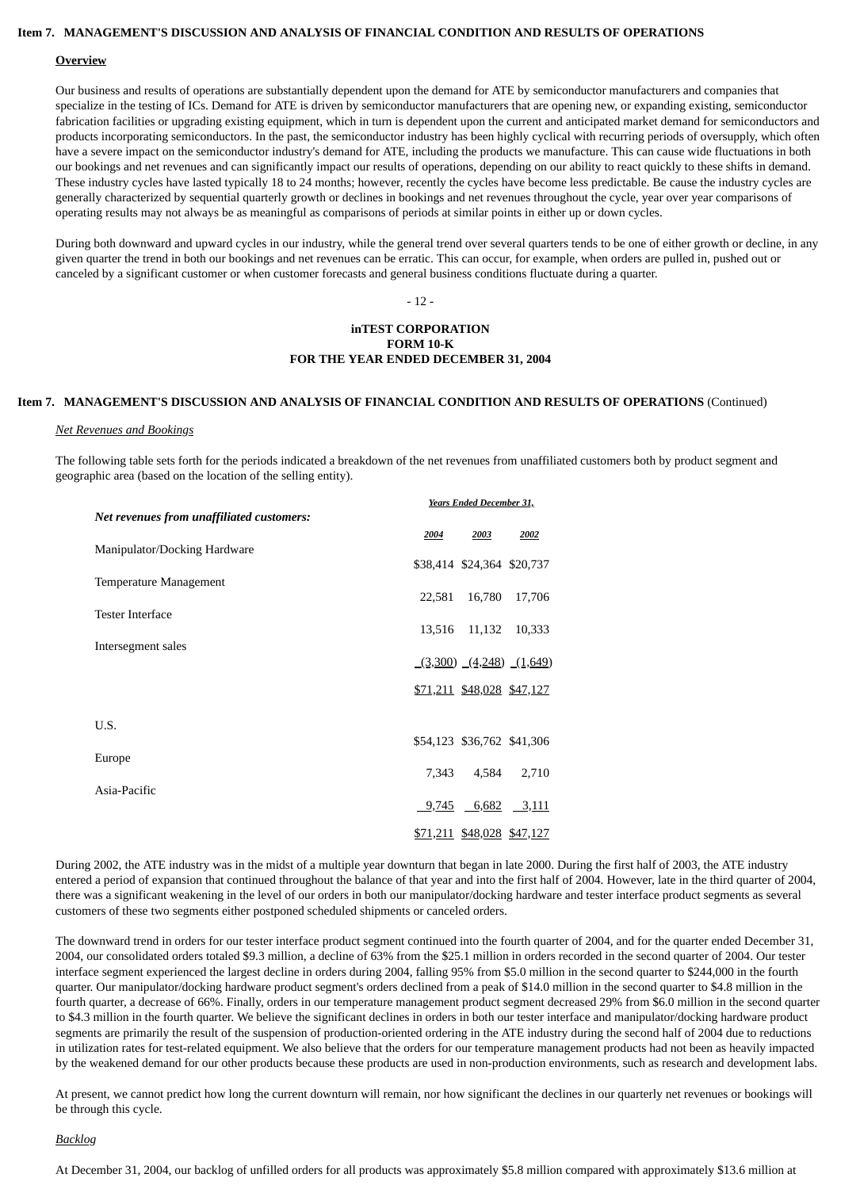## Item 7. MANAGEMENT'S DISCUSSION AND ANALYSIS OF FINANCIAL CONDITION AND RESULTS OF OPERATIONS

### Overview

Our business and results of operations are substantially dependent upon the demand for ATE by semiconductor manufacturers and companies that specialize in the testing of ICs. Demand for ATE is driven by semiconductor manufacturers that are opening new, or expanding existing, semiconductor fabrication facilities or upgrading existing equipment, which in turn is dependent upon the current and anticipated market demand for semiconductors and products incorporating semiconductors. In the past, the semiconductor industry has been highly cyclical with recurring periods of oversupply, which often have a severe impact on the semiconductor industry's demand for ATE, including the products we manufacture. This can cause wide fluctuations in both our bookings and net revenues and can significantly impact our results of operations, depending on our ability to react quickly to these shifts in demand. These industry cycles have lasted typically 18 to 24 months; however, recently the cycles have become less predictable. Be cause the industry cycles are generally characterized by sequential quarterly growth or declines in bookings and net revenues throughout the cycle, year over year comparisons of operating results may not always be as meaningful as comparisons of periods at similar points in either up or down cycles.

During both downward and upward cycles in our industry, while the general trend over several quarters tends to be one of either growth or decline, in any given quarter the trend in both our bookings and net revenues can be erratic. This can occur, for example, when orders are pulled in, pushed out or canceled by a significant customer or when customer forecasts and general business conditions fluctuate during a quarter.

## Item 7. MANAGEMENT'S DISCUSSION AND ANALYSIS OF FINANCIAL CONDITION AND RESULTS OF OPERATIONS (Continued)

*Net Revenues and Bookings*

The following table sets forth for the periods indicated a breakdown of the net revenues from unaffiliated customers both by product segment and geographic area (based on the location of the selling entity).

| ***Net revenues from unaffiliated customers:*** | *Years Ended December 31,* | | |
|---|---|---|---|
| | *2004* | *2003* | *2002* |
| Manipulator/Docking Hardware | $38,414 | $24,364 | $20,737 |
| Temperature Management | 22,581 | 16,780 | 17,706 |
| Tester Interface | 13,516 | 11,132 | 10,333 |
| Intersegment sales | (3,300) | (4,248) | (1,649) |
| | $71,211 | $48,028 | $47,127 |
| | | | |
| U.S. | $54,123 | $36,762 | $41,306 |
| Europe | 7,343 | 4,584 | 2,710 |
| Asia-Pacific | 9,745 | 6,682 | 3,111 |
| | $71,211 | $48,028 | $47,127 |

During 2002, the ATE industry was in the midst of a multiple year downturn that began in late 2000. During the first half of 2003, the ATE industry entered a period of expansion that continued throughout the balance of that year and into the first half of 2004. However, late in the third quarter of 2004, there was a significant weakening in the level of our orders in both our manipulator/docking hardware and tester interface product segments as several customers of these two segments either postponed scheduled shipments or canceled orders.

The downward trend in orders for our tester interface product segment continued into the fourth quarter of 2004, and for the quarter ended December 31, 2004, our consolidated orders totaled $9.3 million, a decline of 63% from the $25.1 million in orders recorded in the second quarter of 2004. Our tester interface segment experienced the largest decline in orders during 2004, falling 95% from $5.0 million in the second quarter to $244,000 in the fourth quarter. Our manipulator/docking hardware product segment's orders declined from a peak of $14.0 million in the second quarter to $4.8 million in the fourth quarter, a decrease of 66%. Finally, orders in our temperature management product segment decreased 29% from $6.0 million in the second quarter to $4.3 million in the fourth quarter. We believe the significant declines in orders in both our tester interface and manipulator/docking hardware product segments are primarily the result of the suspension of production-oriented ordering in the ATE industry during the second half of 2004 due to reductions in utilization rates for test-related equipment. We also believe that the orders for our temperature management products had not been as heavily impacted by the weakened demand for our other products because these products are used in non-production environments, such as research and development labs.

At present, we cannot predict how long the current downturn will remain, nor how significant the declines in our quarterly net revenues or bookings will be through this cycle.

*Backlog*

At December 31, 2004, our backlog of unfilled orders for all products was approximately $5.8 million compared with approximately $13.6 million at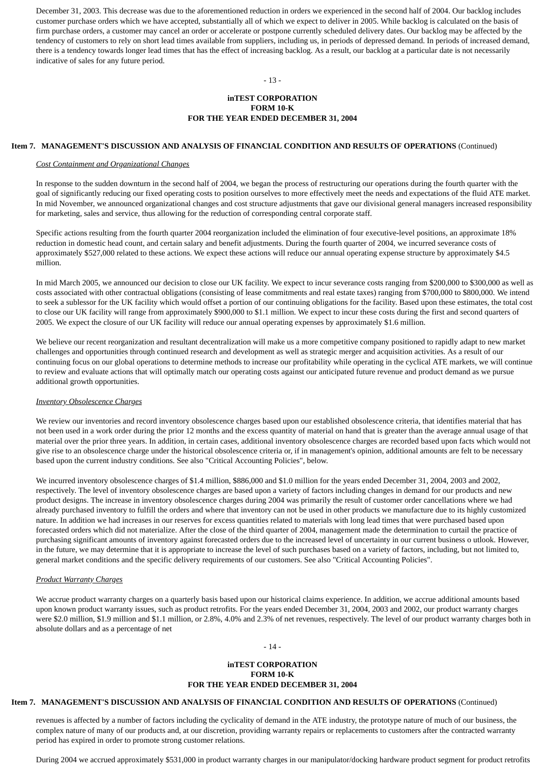December 31, 2003. This decrease was due to the aforementioned reduction in orders we experienced in the second half of 2004. Our backlog includes customer purchase orders which we have accepted, substantially all of which we expect to deliver in 2005. While backlog is calculated on the basis of firm purchase orders, a customer may cancel an order or accelerate or postpone currently scheduled delivery dates. Our backlog may be affected by the tendency of customers to rely on short lead times available from suppliers, including us, in periods of depressed demand. In periods of increased demand, there is a tendency towards longer lead times that has the effect of increasing backlog. As a result, our backlog at a particular date is not necessarily indicative of sales for any future period.

**Item 7. MANAGEMENT'S DISCUSSION AND ANALYSIS OF FINANCIAL CONDITION AND RESULTS OF OPERATIONS** (Continued)

*Cost Containment and Organizational Changes*

In response to the sudden downturn in the second half of 2004, we began the process of restructuring our operations during the fourth quarter with the goal of significantly reducing our fixed operating costs to position ourselves to more effectively meet the needs and expectations of the fluid ATE market. In mid November, we announced organizational changes and cost structure adjustments that gave our divisional general managers increased responsibility for marketing, sales and service, thus allowing for the reduction of corresponding central corporate staff.

Specific actions resulting from the fourth quarter 2004 reorganization included the elimination of four executive-level positions, an approximate 18% reduction in domestic head count, and certain salary and benefit adjustments. During the fourth quarter of 2004, we incurred severance costs of approximately $527,000 related to these actions. We expect these actions will reduce our annual operating expense structure by approximately $4.5 million.

In mid March 2005, we announced our decision to close our UK facility. We expect to incur severance costs ranging from $200,000 to $300,000 as well as costs associated with other contractual obligations (consisting of lease commitments and real estate taxes) ranging from $700,000 to $800,000. We intend to seek a sublessor for the UK facility which would offset a portion of our continuing obligations for the facility. Based upon these estimates, the total cost to close our UK facility will range from approximately $900,000 to $1.1 million. We expect to incur these costs during the first and second quarters of 2005. We expect the closure of our UK facility will reduce our annual operating expenses by approximately $1.6 million.

We believe our recent reorganization and resultant decentralization will make us a more competitive company positioned to rapidly adapt to new market challenges and opportunities through continued research and development as well as strategic merger and acquisition activities. As a result of our continuing focus on our global operations to determine methods to increase our profitability while operating in the cyclical ATE markets, we will continue to review and evaluate actions that will optimally match our operating costs against our anticipated future revenue and product demand as we pursue additional growth opportunities.

*Inventory Obsolescence Charges*

We review our inventories and record inventory obsolescence charges based upon our established obsolescence criteria, that identifies material that has not been used in a work order during the prior 12 months and the excess quantity of material on hand that is greater than the average annual usage of that material over the prior three years. In addition, in certain cases, additional inventory obsolescence charges are recorded based upon facts which would not give rise to an obsolescence charge under the historical obsolescence criteria or, if in management's opinion, additional amounts are felt to be necessary based upon the current industry conditions. See also "Critical Accounting Policies", below.

We incurred inventory obsolescence charges of $1.4 million, $886,000 and $1.0 million for the years ended December 31, 2004, 2003 and 2002, respectively. The level of inventory obsolescence charges are based upon a variety of factors including changes in demand for our products and new product designs. The increase in inventory obsolescence charges during 2004 was primarily the result of customer order cancellations where we had already purchased inventory to fulfill the orders and where that inventory can not be used in other products we manufacture due to its highly customized nature. In addition we had increases in our reserves for excess quantities related to materials with long lead times that were purchased based upon forecasted orders which did not materialize. After the close of the third quarter of 2004, management made the determination to curtail the practice of purchasing significant amounts of inventory against forecasted orders due to the increased level of uncertainty in our current business o utlook. However, in the future, we may determine that it is appropriate to increase the level of such purchases based on a variety of factors, including, but not limited to, general market conditions and the specific delivery requirements of our customers. See also "Critical Accounting Policies".

*Product Warranty Charges*

We accrue product warranty charges on a quarterly basis based upon our historical claims experience. In addition, we accrue additional amounts based upon known product warranty issues, such as product retrofits. For the years ended December 31, 2004, 2003 and 2002, our product warranty charges were $2.0 million, $1.9 million and $1.1 million, or 2.8%, 4.0% and 2.3% of net revenues, respectively. The level of our product warranty charges both in absolute dollars and as a percentage of net revenues is affected by a number of factors including the cyclicality of demand in the ATE industry, the prototype nature of much of our business, the complex nature of many of our products and, at our discretion, providing warranty repairs or replacements to customers after the contracted warranty period has expired in order to promote strong customer relations.

During 2004 we accrued approximately $531,000 in product warranty charges in our manipulator/docking hardware product segment for product retrofits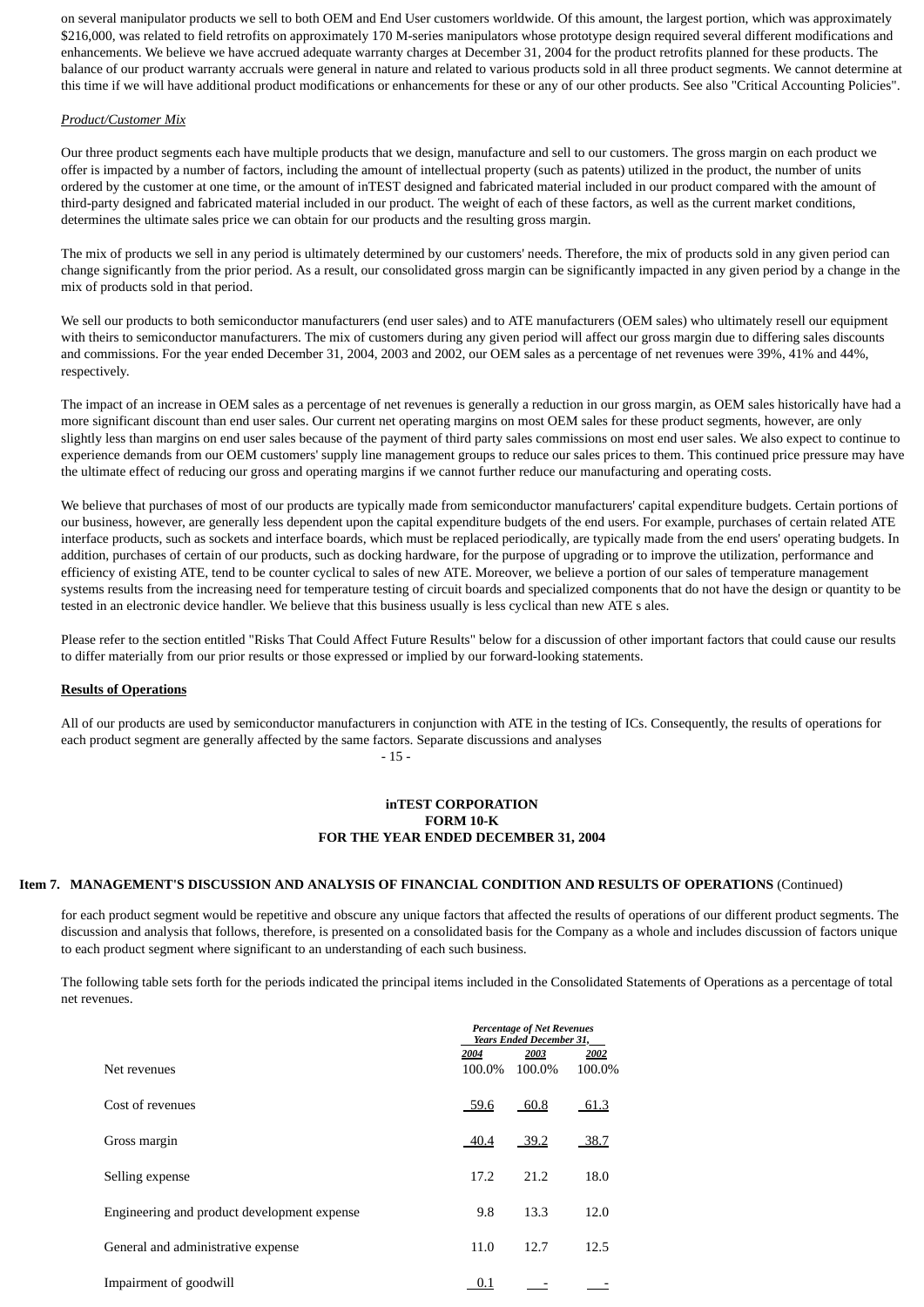on several manipulator products we sell to both OEM and End User customers worldwide. Of this amount, the largest portion, which was approximately $216,000, was related to field retrofits on approximately 170 M-series manipulators whose prototype design required several different modifications and enhancements. We believe we have accrued adequate warranty charges at December 31, 2004 for the product retrofits planned for these products. The balance of our product warranty accruals were general in nature and related to various products sold in all three product segments. We cannot determine at this time if we will have additional product modifications or enhancements for these or any of our other products. See also "Critical Accounting Policies".

*Product/Customer Mix*

Our three product segments each have multiple products that we design, manufacture and sell to our customers. The gross margin on each product we offer is impacted by a number of factors, including the amount of intellectual property (such as patents) utilized in the product, the number of units ordered by the customer at one time, or the amount of inTEST designed and fabricated material included in our product compared with the amount of third-party designed and fabricated material included in our product. The weight of each of these factors, as well as the current market conditions, determines the ultimate sales price we can obtain for our products and the resulting gross margin.

The mix of products we sell in any period is ultimately determined by our customers' needs. Therefore, the mix of products sold in any given period can change significantly from the prior period. As a result, our consolidated gross margin can be significantly impacted in any given period by a change in the mix of products sold in that period.

We sell our products to both semiconductor manufacturers (end user sales) and to ATE manufacturers (OEM sales) who ultimately resell our equipment with theirs to semiconductor manufacturers. The mix of customers during any given period will affect our gross margin due to differing sales discounts and commissions. For the year ended December 31, 2004, 2003 and 2002, our OEM sales as a percentage of net revenues were 39%, 41% and 44%, respectively.

The impact of an increase in OEM sales as a percentage of net revenues is generally a reduction in our gross margin, as OEM sales historically have had a more significant discount than end user sales. Our current net operating margins on most OEM sales for these product segments, however, are only slightly less than margins on end user sales because of the payment of third party sales commissions on most end user sales. We also expect to continue to experience demands from our OEM customers' supply line management groups to reduce our sales prices to them. This continued price pressure may have the ultimate effect of reducing our gross and operating margins if we cannot further reduce our manufacturing and operating costs.

We believe that purchases of most of our products are typically made from semiconductor manufacturers' capital expenditure budgets. Certain portions of our business, however, are generally less dependent upon the capital expenditure budgets of the end users. For example, purchases of certain related ATE interface products, such as sockets and interface boards, which must be replaced periodically, are typically made from the end users' operating budgets. In addition, purchases of certain of our products, such as docking hardware, for the purpose of upgrading or to improve the utilization, performance and efficiency of existing ATE, tend to be counter cyclical to sales of new ATE. Moreover, we believe a portion of our sales of temperature management systems results from the increasing need for temperature testing of circuit boards and specialized components that do not have the design or quantity to be tested in an electronic device handler. We believe that this business usually is less cyclical than new ATE s ales.

Please refer to the section entitled "Risks That Could Affect Future Results" below for a discussion of other important factors that could cause our results to differ materially from our prior results or those expressed or implied by our forward-looking statements.

**Results of Operations**

All of our products are used by semiconductor manufacturers in conjunction with ATE in the testing of ICs. Consequently, the results of operations for each product segment are generally affected by the same factors. Separate discussions and analyses

**inTEST CORPORATION**
**FORM 10-K**
**FOR THE YEAR ENDED DECEMBER 31, 2004**

**Item 7. MANAGEMENT'S DISCUSSION AND ANALYSIS OF FINANCIAL CONDITION AND RESULTS OF OPERATIONS** (Continued)

for each product segment would be repetitive and obscure any unique factors that affected the results of operations of our different product segments. The discussion and analysis that follows, therefore, is presented on a consolidated basis for the Company as a whole and includes discussion of factors unique to each product segment where significant to an understanding of each such business.

The following table sets forth for the periods indicated the principal items included in the Consolidated Statements of Operations as a percentage of total net revenues.

| | *Percentage of Net Revenues Years Ended December 31,* | | |
|---|---|---|---|
| | *2004* | *2003* | *2002* |
| Net revenues | 100.0% | 100.0% | 100.0% |
| Cost of revenues | 59.6 | 60.8 | 61.3 |
| Gross margin | 40.4 | 39.2 | 38.7 |
| Selling expense | 17.2 | 21.2 | 18.0 |
| Engineering and product development expense | 9.8 | 13.3 | 12.0 |
| General and administrative expense | 11.0 | 12.7 | 12.5 |
| Impairment of goodwill | 0.1 | - | - |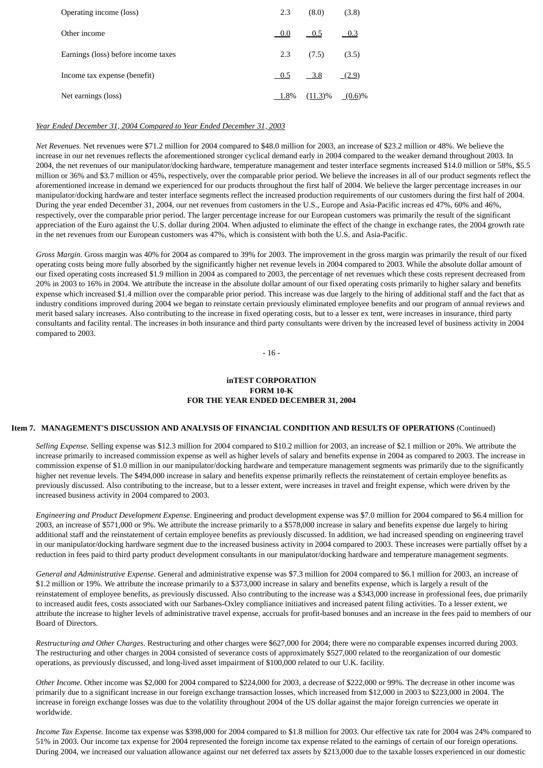| | | | |
|---|---|---|---|
| Operating income (loss) | 2.3 | (8.0) | (3.8) |
| Other income | 0.0 | 0.5 | 0.3 |
| Earnings (loss) before income taxes | 2.3 | (7.5) | (3.5) |
| Income tax expense (benefit) | 0.5 | 3.8 | (2.9) |
| Net earnings (loss) | 1.8% | (11.3)% | (0.6)% |

*Year Ended December 31, 2004 Compared to Year Ended December 31, 2003*

*Net Revenues.* Net revenues were $71.2 million for 2004 compared to $48.0 million for 2003, an increase of $23.2 million or 48%. We believe the increase in our net revenues reflects the aforementioned stronger cyclical demand early in 2004 compared to the weaker demand throughout 2003. In 2004, the net revenues of our manipulator/docking hardware, temperature management and tester interface segments increased $14.0 million or 58%, $5.5 million or 36% and $3.7 million or 45%, respectively, over the comparable prior period. We believe the increases in all of our product segments reflect the aforementioned increase in demand we experienced for our products throughout the first half of 2004. We believe the larger percentage increases in our manipulator/docking hardware and tester interface segments reflect the increased production requirements of our customers during the first half of 2004. During the year ended December 31, 2004, our net revenues from customers in the U.S., Europe and Asia-Pacific increas ed 47%, 60% and 46%, respectively, over the comparable prior period. The larger percentage increase for our European customers was primarily the result of the significant appreciation of the Euro against the U.S. dollar during 2004. When adjusted to eliminate the effect of the change in exchange rates, the 2004 growth rate in the net revenues from our European customers was 47%, which is consistent with both the U.S. and Asia-Pacific.

*Gross Margin.* Gross margin was 40% for 2004 as compared to 39% for 2003. The improvement in the gross margin was primarily the result of our fixed operating costs being more fully absorbed by the significantly higher net revenue levels in 2004 compared to 2003. While the absolute dollar amount of our fixed operating costs increased $1.9 million in 2004 as compared to 2003, the percentage of net revenues which these costs represent decreased from 20% in 2003 to 16% in 2004. We attribute the increase in the absolute dollar amount of our fixed operating costs primarily to higher salary and benefits expense which increased $1.4 million over the comparable prior period. This increase was due largely to the hiring of additional staff and the fact that as industry conditions improved during 2004 we began to reinstate certain previously eliminated employee benefits and our program of annual reviews and merit based salary increases. Also contributing to the increase in fixed operating costs, but to a lesser ex tent, were increases in insurance, third party consultants and facility rental. The increases in both insurance and third party consultants were driven by the increased level of business activity in 2004 compared to 2003.

**inTEST CORPORATION**
**FORM 10-K**
**FOR THE YEAR ENDED DECEMBER 31, 2004**

**Item 7. MANAGEMENT'S DISCUSSION AND ANALYSIS OF FINANCIAL CONDITION AND RESULTS OF OPERATIONS** (Continued)

*Selling Expense.* Selling expense was $12.3 million for 2004 compared to $10.2 million for 2003, an increase of $2.1 million or 20%. We attribute the increase primarily to increased commission expense as well as higher levels of salary and benefits expense in 2004 as compared to 2003. The increase in commission expense of $1.0 million in our manipulator/docking hardware and temperature management segments was primarily due to the significantly higher net revenue levels. The $494,000 increase in salary and benefits expense primarily reflects the reinstatement of certain employee benefits as previously discussed. Also contributing to the increase, but to a lesser extent, were increases in travel and freight expense, which were driven by the increased business activity in 2004 compared to 2003.

*Engineering and Product Development Expense.* Engineering and product development expense was $7.0 million for 2004 compared to $6.4 million for 2003, an increase of $571,000 or 9%. We attribute the increase primarily to a $578,000 increase in salary and benefits expense due largely to hiring additional staff and the reinstatement of certain employee benefits as previously discussed. In addition, we had increased spending on engineering travel in our manipulator/docking hardware segment due to the increased business activity in 2004 compared to 2003. These increases were partially offset by a reduction in fees paid to third party product development consultants in our manipulator/docking hardware and temperature management segments.

*General and Administrative Expense.* General and administrative expense was $7.3 million for 2004 compared to $6.1 million for 2003, an increase of $1.2 million or 19%. We attribute the increase primarily to a $373,000 increase in salary and benefits expense, which is largely a result of the reinstatement of employee benefits, as previously discussed. Also contributing to the increase was a $343,000 increase in professional fees, due primarily to increased audit fees, costs associated with our Sarbanes-Oxley compliance initiatives and increased patent filing activities. To a lesser extent, we attribute the increase to higher levels of administrative travel expense, accruals for profit-based bonuses and an increase in the fees paid to members of our Board of Directors.

*Restructuring and Other Charges.* Restructuring and other charges were $627,000 for 2004; there were no comparable expenses incurred during 2003. The restructuring and other charges in 2004 consisted of severance costs of approximately $527,000 related to the reorganization of our domestic operations, as previously discussed, and long-lived asset impairment of $100,000 related to our U.K. facility.

*Other Income.* Other income was $2,000 for 2004 compared to $224,000 for 2003, a decrease of $222,000 or 99%. The decrease in other income was primarily due to a significant increase in our foreign exchange transaction losses, which increased from $12,000 in 2003 to $223,000 in 2004. The increase in foreign exchange losses was due to the volatility throughout 2004 of the US dollar against the major foreign currencies we operate in worldwide.

*Income Tax Expense.* Income tax expense was $398,000 for 2004 compared to $1.8 million for 2003. Our effective tax rate for 2004 was 24% compared to 51% in 2003. Our income tax expense for 2004 represented the foreign income tax expense related to the earnings of certain of our foreign operations. During 2004, we increased our valuation allowance against our net deferred tax assets by $213,000 due to the taxable losses experienced in our domestic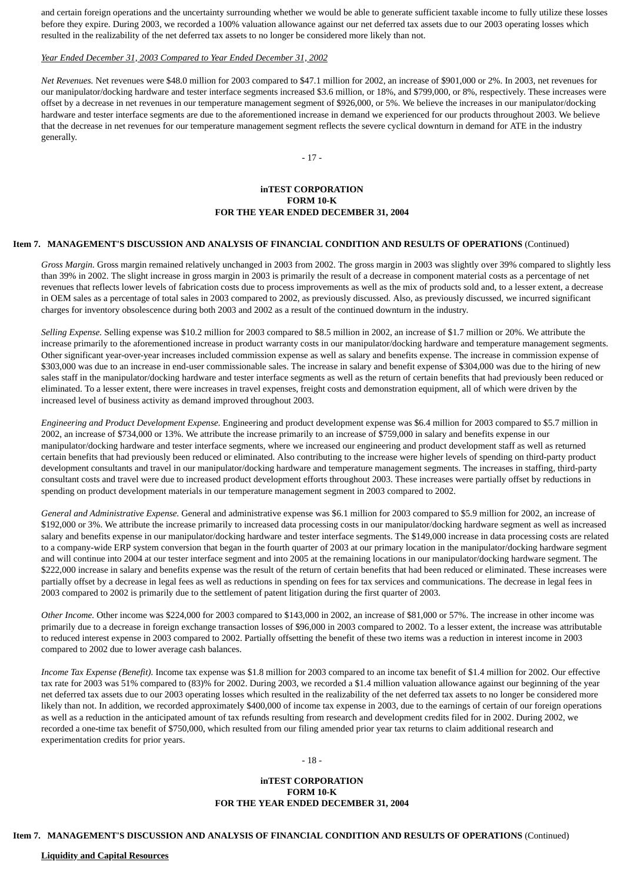and certain foreign operations and the uncertainty surrounding whether we would be able to generate sufficient taxable income to fully utilize these losses before they expire. During 2003, we recorded a 100% valuation allowance against our net deferred tax assets due to our 2003 operating losses which resulted in the realizability of the net deferred tax assets to no longer be considered more likely than not.

*Year Ended December 31, 2003 Compared to Year Ended December 31, 2002*

*Net Revenues.* Net revenues were $48.0 million for 2003 compared to $47.1 million for 2002, an increase of $901,000 or 2%. In 2003, net revenues for our manipulator/docking hardware and tester interface segments increased $3.6 million, or 18%, and $799,000, or 8%, respectively. These increases were offset by a decrease in net revenues in our temperature management segment of $926,000, or 5%. We believe the increases in our manipulator/docking hardware and tester interface segments are due to the aforementioned increase in demand we experienced for our products throughout 2003. We believe that the decrease in net revenues for our temperature management segment reflects the severe cyclical downturn in demand for ATE in the industry generally.

**Item 7. MANAGEMENT'S DISCUSSION AND ANALYSIS OF FINANCIAL CONDITION AND RESULTS OF OPERATIONS** (Continued)

*Gross Margin.* Gross margin remained relatively unchanged in 2003 from 2002. The gross margin in 2003 was slightly over 39% compared to slightly less than 39% in 2002. The slight increase in gross margin in 2003 is primarily the result of a decrease in component material costs as a percentage of net revenues that reflects lower levels of fabrication costs due to process improvements as well as the mix of products sold and, to a lesser extent, a decrease in OEM sales as a percentage of total sales in 2003 compared to 2002, as previously discussed. Also, as previously discussed, we incurred significant charges for inventory obsolescence during both 2003 and 2002 as a result of the continued downturn in the industry.

*Selling Expense.* Selling expense was $10.2 million for 2003 compared to $8.5 million in 2002, an increase of $1.7 million or 20%. We attribute the increase primarily to the aforementioned increase in product warranty costs in our manipulator/docking hardware and temperature management segments. Other significant year-over-year increases included commission expense as well as salary and benefits expense. The increase in commission expense of $303,000 was due to an increase in end-user commissionable sales. The increase in salary and benefit expense of $304,000 was due to the hiring of new sales staff in the manipulator/docking hardware and tester interface segments as well as the return of certain benefits that had previously been reduced or eliminated. To a lesser extent, there were increases in travel expenses, freight costs and demonstration equipment, all of which were driven by the increased level of business activity as demand improved throughout 2003.

*Engineering and Product Development Expense.* Engineering and product development expense was $6.4 million for 2003 compared to $5.7 million in 2002, an increase of $734,000 or 13%. We attribute the increase primarily to an increase of $759,000 in salary and benefits expense in our manipulator/docking hardware and tester interface segments, where we increased our engineering and product development staff as well as returned certain benefits that had previously been reduced or eliminated. Also contributing to the increase were higher levels of spending on third-party product development consultants and travel in our manipulator/docking hardware and temperature management segments. The increases in staffing, third-party consultant costs and travel were due to increased product development efforts throughout 2003. These increases were partially offset by reductions in spending on product development materials in our temperature management segment in 2003 compared to 2002.

*General and Administrative Expense.* General and administrative expense was $6.1 million for 2003 compared to $5.9 million for 2002, an increase of $192,000 or 3%. We attribute the increase primarily to increased data processing costs in our manipulator/docking hardware segment as well as increased salary and benefits expense in our manipulator/docking hardware and tester interface segments. The $149,000 increase in data processing costs are related to a company-wide ERP system conversion that began in the fourth quarter of 2003 at our primary location in the manipulator/docking hardware segment and will continue into 2004 at our tester interface segment and into 2005 at the remaining locations in our manipulator/docking hardware segment. The $222,000 increase in salary and benefits expense was the result of the return of certain benefits that had been reduced or eliminated. These increases were partially offset by a decrease in legal fees as well as reductions in spending on fees for tax services and communications. The decrease in legal fees in 2003 compared to 2002 is primarily due to the settlement of patent litigation during the first quarter of 2003.

*Other Income.* Other income was $224,000 for 2003 compared to $143,000 in 2002, an increase of $81,000 or 57%. The increase in other income was primarily due to a decrease in foreign exchange transaction losses of $96,000 in 2003 compared to 2002. To a lesser extent, the increase was attributable to reduced interest expense in 2003 compared to 2002. Partially offsetting the benefit of these two items was a reduction in interest income in 2003 compared to 2002 due to lower average cash balances.

*Income Tax Expense (Benefit).* Income tax expense was $1.8 million for 2003 compared to an income tax benefit of $1.4 million for 2002. Our effective tax rate for 2003 was 51% compared to (83)% for 2002. During 2003, we recorded a $1.4 million valuation allowance against our beginning of the year net deferred tax assets due to our 2003 operating losses which resulted in the realizability of the net deferred tax assets to no longer be considered more likely than not. In addition, we recorded approximately $400,000 of income tax expense in 2003, due to the earnings of certain of our foreign operations as well as a reduction in the anticipated amount of tax refunds resulting from research and development credits filed for in 2002. During 2002, we recorded a one-time tax benefit of $750,000, which resulted from our filing amended prior year tax returns to claim additional research and experimentation credits for prior years.

**Item 7. MANAGEMENT'S DISCUSSION AND ANALYSIS OF FINANCIAL CONDITION AND RESULTS OF OPERATIONS** (Continued)

**Liquidity and Capital Resources**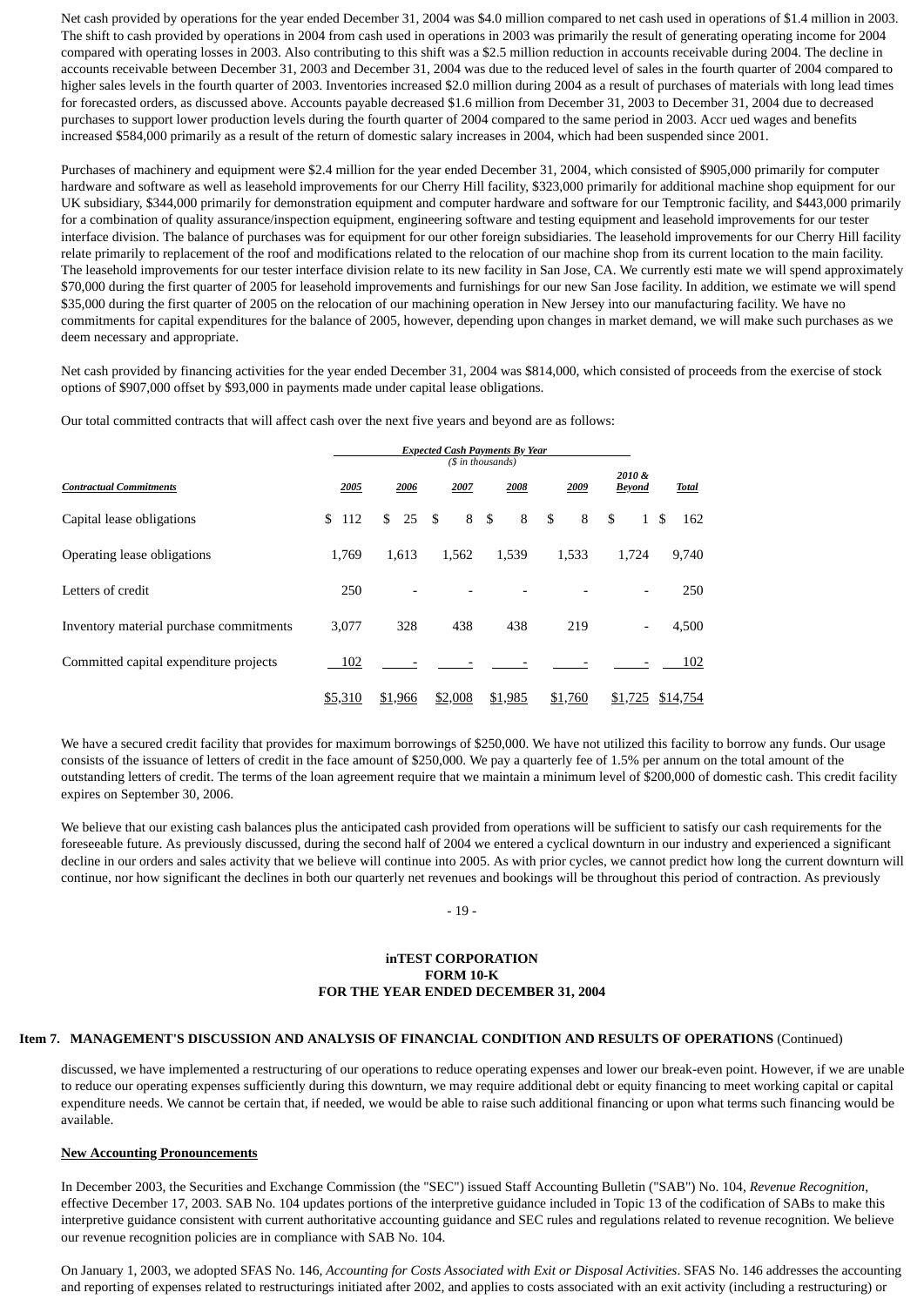Net cash provided by operations for the year ended December 31, 2004 was $4.0 million compared to net cash used in operations of $1.4 million in 2003. The shift to cash provided by operations in 2004 from cash used in operations in 2003 was primarily the result of generating operating income for 2004 compared with operating losses in 2003. Also contributing to this shift was a $2.5 million reduction in accounts receivable during 2004. The decline in accounts receivable between December 31, 2003 and December 31, 2004 was due to the reduced level of sales in the fourth quarter of 2004 compared to higher sales levels in the fourth quarter of 2003. Inventories increased $2.0 million during 2004 as a result of purchases of materials with long lead times for forecasted orders, as discussed above. Accounts payable decreased $1.6 million from December 31, 2003 to December 31, 2004 due to decreased purchases to support lower production levels during the fourth quarter of 2004 compared to the same period in 2003. Accr ued wages and benefits increased $584,000 primarily as a result of the return of domestic salary increases in 2004, which had been suspended since 2001.

Purchases of machinery and equipment were $2.4 million for the year ended December 31, 2004, which consisted of $905,000 primarily for computer hardware and software as well as leasehold improvements for our Cherry Hill facility, $323,000 primarily for additional machine shop equipment for our UK subsidiary, $344,000 primarily for demonstration equipment and computer hardware and software for our Temptronic facility, and $443,000 primarily for a combination of quality assurance/inspection equipment, engineering software and testing equipment and leasehold improvements for our tester interface division. The balance of purchases was for equipment for our other foreign subsidiaries. The leasehold improvements for our Cherry Hill facility relate primarily to replacement of the roof and modifications related to the relocation of our machine shop from its current location to the main facility. The leasehold improvements for our tester interface division relate to its new facility in San Jose, CA. We currently esti mate we will spend approximately $70,000 during the first quarter of 2005 for leasehold improvements and furnishings for our new San Jose facility. In addition, we estimate we will spend $35,000 during the first quarter of 2005 on the relocation of our machining operation in New Jersey into our manufacturing facility. We have no commitments for capital expenditures for the balance of 2005, however, depending upon changes in market demand, we will make such purchases as we deem necessary and appropriate.

Net cash provided by financing activities for the year ended December 31, 2004 was $814,000, which consisted of proceeds from the exercise of stock options of $907,000 offset by $93,000 in payments made under capital lease obligations.

Our total committed contracts that will affect cash over the next five years and beyond are as follows:

| | *Expected Cash Payments By Year* ($ in thousands) | | | | | | |
|---|---|---|---|---|---|---|---|
| *Contractual Commitments* | *2005* | *2006* | *2007* | *2008* | *2009* | *2010 & Beyond* | *Total* |
| Capital lease obligations | $ 112 | $ 25 | $ 8 | $ 8 | $ 8 | $ 1 | $ 162 |
| Operating lease obligations | 1,769 | 1,613 | 1,562 | 1,539 | 1,533 | 1,724 | 9,740 |
| Letters of credit | 250 | - | - | - | - | - | 250 |
| Inventory material purchase commitments | 3,077 | 328 | 438 | 438 | 219 | - | 4,500 |
| Committed capital expenditure projects | 102 | - | - | - | - | - | 102 |
| | $5,310 | $1,966 | $2,008 | $1,985 | $1,760 | $1,725 | $14,754 |

We have a secured credit facility that provides for maximum borrowings of $250,000. We have not utilized this facility to borrow any funds. Our usage consists of the issuance of letters of credit in the face amount of $250,000. We pay a quarterly fee of 1.5% per annum on the total amount of the outstanding letters of credit. The terms of the loan agreement require that we maintain a minimum level of $200,000 of domestic cash. This credit facility expires on September 30, 2006.

We believe that our existing cash balances plus the anticipated cash provided from operations will be sufficient to satisfy our cash requirements for the foreseeable future. As previously discussed, during the second half of 2004 we entered a cyclical downturn in our industry and experienced a significant decline in our orders and sales activity that we believe will continue into 2005. As with prior cycles, we cannot predict how long the current downturn will continue, nor how significant the declines in both our quarterly net revenues and bookings will be throughout this period of contraction. As previously discussed, we have implemented a restructuring of our operations to reduce operating expenses and lower our break-even point. However, if we are unable to reduce our operating expenses sufficiently during this downturn, we may require additional debt or equity financing to meet working capital or capital expenditure needs. We cannot be certain that, if needed, we would be able to raise such additional financing or upon what terms such financing would be available.

**New Accounting Pronouncements**

In December 2003, the Securities and Exchange Commission (the "SEC") issued Staff Accounting Bulletin ("SAB") No. 104, *Revenue Recognition*, effective December 17, 2003. SAB No. 104 updates portions of the interpretive guidance included in Topic 13 of the codification of SABs to make this interpretive guidance consistent with current authoritative accounting guidance and SEC rules and regulations related to revenue recognition. We believe our revenue recognition policies are in compliance with SAB No. 104.

On January 1, 2003, we adopted SFAS No. 146, *Accounting for Costs Associated with Exit or Disposal Activities*. SFAS No. 146 addresses the accounting and reporting of expenses related to restructurings initiated after 2002, and applies to costs associated with an exit activity (including a restructuring) or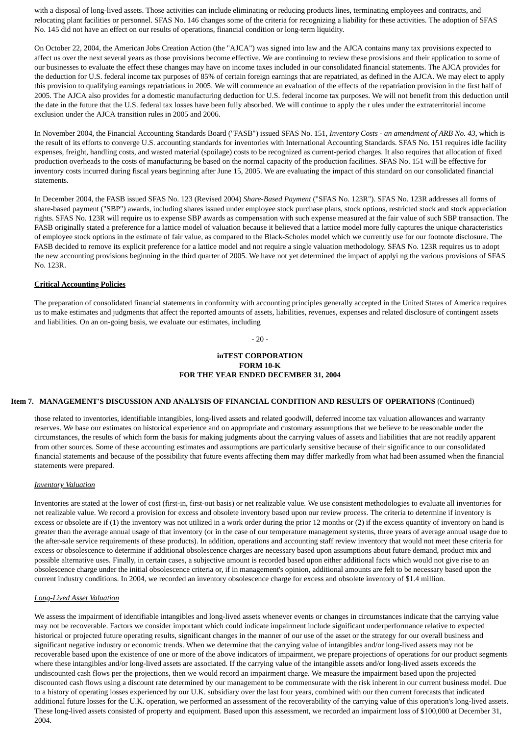with a disposal of long-lived assets. Those activities can include eliminating or reducing products lines, terminating employees and contracts, and relocating plant facilities or personnel. SFAS No. 146 changes some of the criteria for recognizing a liability for these activities. The adoption of SFAS No. 145 did not have an effect on our results of operations, financial condition or long-term liquidity.

On October 22, 2004, the American Jobs Creation Action (the "AJCA") was signed into law and the AJCA contains many tax provisions expected to affect us over the next several years as those provisions become effective. We are continuing to review these provisions and their application to some of our businesses to evaluate the effect these changes may have on income taxes included in our consolidated financial statements. The AJCA provides for the deduction for U.S. federal income tax purposes of 85% of certain foreign earnings that are repatriated, as defined in the AJCA. We may elect to apply this provision to qualifying earnings repatriations in 2005. We will commence an evaluation of the effects of the repatriation provision in the first half of 2005. The AJCA also provides for a domestic manufacturing deduction for U.S. federal income tax purposes. We will not benefit from this deduction until the date in the future that the U.S. federal tax losses have been fully absorbed. We will continue to apply the r ules under the extraterritorial income exclusion under the AJCA transition rules in 2005 and 2006.

In November 2004, the Financial Accounting Standards Board ("FASB") issued SFAS No. 151, *Inventory Costs - an amendment of ARB No. 43*, which is the result of its efforts to converge U.S. accounting standards for inventories with International Accounting Standards. SFAS No. 151 requires idle facility expenses, freight, handling costs, and wasted material (spoilage) costs to be recognized as current-period charges. It also requires that allocation of fixed production overheads to the costs of manufacturing be based on the normal capacity of the production facilities. SFAS No. 151 will be effective for inventory costs incurred during fiscal years beginning after June 15, 2005. We are evaluating the impact of this standard on our consolidated financial statements.

In December 2004, the FASB issued SFAS No. 123 (Revised 2004) *Share-Based Payment* ("SFAS No. 123R"). SFAS No. 123R addresses all forms of share-based payment ("SBP") awards, including shares issued under employee stock purchase plans, stock options, restricted stock and stock appreciation rights. SFAS No. 123R will require us to expense SBP awards as compensation with such expense measured at the fair value of such SBP transaction. The FASB originally stated a preference for a lattice model of valuation because it believed that a lattice model more fully captures the unique characteristics of employee stock options in the estimate of fair value, as compared to the Black-Scholes model which we currently use for our footnote disclosure. The FASB decided to remove its explicit preference for a lattice model and not require a single valuation methodology. SFAS No. 123R requires us to adopt the new accounting provisions beginning in the third quarter of 2005. We have not yet determined the impact of applyi ng the various provisions of SFAS No. 123R.

**Critical Accounting Policies**

The preparation of consolidated financial statements in conformity with accounting principles generally accepted in the United States of America requires us to make estimates and judgments that affect the reported amounts of assets, liabilities, revenues, expenses and related disclosure of contingent assets and liabilities. On an on-going basis, we evaluate our estimates, including those related to inventories, identifiable intangibles, long-lived assets and related goodwill, deferred income tax valuation allowances and warranty reserves. We base our estimates on historical experience and on appropriate and customary assumptions that we believe to be reasonable under the circumstances, the results of which form the basis for making judgments about the carrying values of assets and liabilities that are not readily apparent from other sources. Some of these accounting estimates and assumptions are particularly sensitive because of their significance to our consolidated financial statements and because of the possibility that future events affecting them may differ markedly from what had been assumed when the financial statements were prepared.

*Inventory Valuation*

Inventories are stated at the lower of cost (first-in, first-out basis) or net realizable value. We use consistent methodologies to evaluate all inventories for net realizable value. We record a provision for excess and obsolete inventory based upon our review process. The criteria to determine if inventory is excess or obsolete are if (1) the inventory was not utilized in a work order during the prior 12 months or (2) if the excess quantity of inventory on hand is greater than the average annual usage of that inventory (or in the case of our temperature management systems, three years of average annual usage due to the after-sale service requirements of these products). In addition, operations and accounting staff review inventory that would not meet these criteria for excess or obsolescence to determine if additional obsolescence charges are necessary based upon assumptions about future demand, product mix and possible alternative uses. Finally, in certain cases, a subjective amount is recorded based upon either additional facts which would not give rise to an obsolescence charge under the initial obsolescence criteria or, if in management's opinion, additional amounts are felt to be necessary based upon the current industry conditions. In 2004, we recorded an inventory obsolescence charge for excess and obsolete inventory of $1.4 million.

*Long-Lived Asset Valuation*

We assess the impairment of identifiable intangibles and long-lived assets whenever events or changes in circumstances indicate that the carrying value may not be recoverable. Factors we consider important which could indicate impairment include significant underperformance relative to expected historical or projected future operating results, significant changes in the manner of our use of the asset or the strategy for our overall business and significant negative industry or economic trends. When we determine that the carrying value of intangibles and/or long-lived assets may not be recoverable based upon the existence of one or more of the above indicators of impairment, we prepare projections of operations for our product segments where these intangibles and/or long-lived assets are associated. If the carrying value of the intangible assets and/or long-lived assets exceeds the undiscounted cash flows per the projections, then we would record an impairment charge. We measure the impairment based upon the projected discounted cash flows using a discount rate determined by our management to be commensurate with the risk inherent in our current business model. Due to a history of operating losses experienced by our U.K. subsidiary over the last four years, combined with our then current forecasts that indicated additional future losses for the U.K. operation, we performed an assessment of the recoverability of the carrying value of this operation's long-lived assets. These long-lived assets consisted of property and equipment. Based upon this assessment, we recorded an impairment loss of $100,000 at December 31, 2004.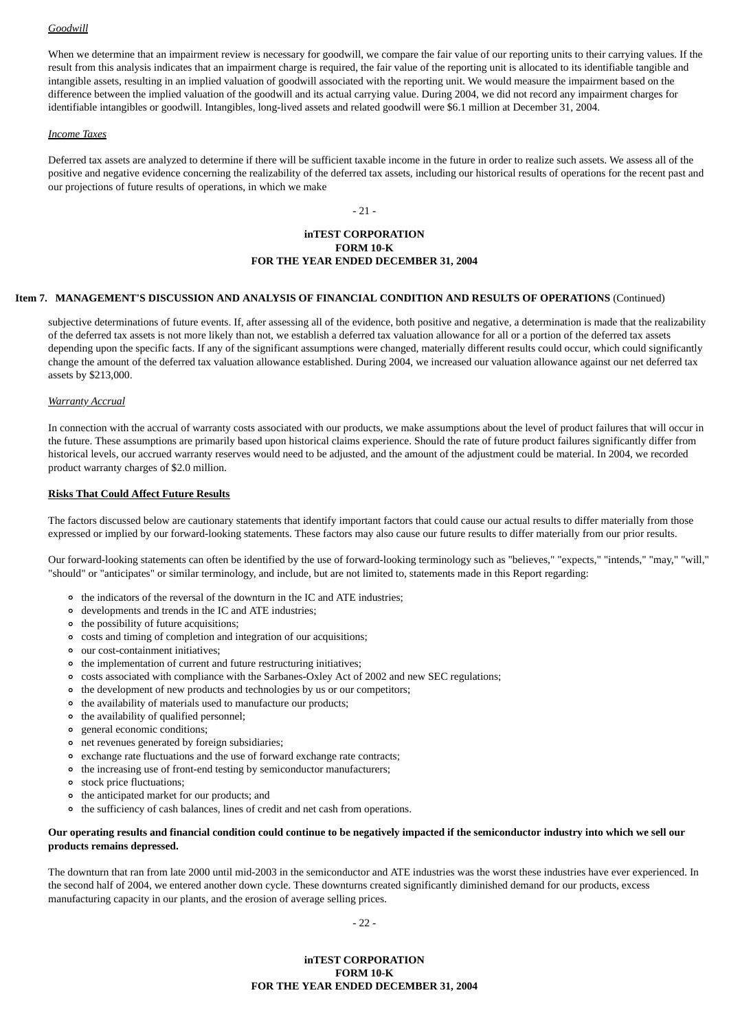*Goodwill*

When we determine that an impairment review is necessary for goodwill, we compare the fair value of our reporting units to their carrying values. If the result from this analysis indicates that an impairment charge is required, the fair value of the reporting unit is allocated to its identifiable tangible and intangible assets, resulting in an implied valuation of goodwill associated with the reporting unit. We would measure the impairment based on the difference between the implied valuation of the goodwill and its actual carrying value. During 2004, we did not record any impairment charges for identifiable intangibles or goodwill. Intangibles, long-lived assets and related goodwill were $6.1 million at December 31, 2004.

*Income Taxes*

Deferred tax assets are analyzed to determine if there will be sufficient taxable income in the future in order to realize such assets. We assess all of the positive and negative evidence concerning the realizability of the deferred tax assets, including our historical results of operations for the recent past and our projections of future results of operations, in which we make subjective determinations of future events. If, after assessing all of the evidence, both positive and negative, a determination is made that the realizability of the deferred tax assets is not more likely than not, we establish a deferred tax valuation allowance for all or a portion of the deferred tax assets depending upon the specific facts. If any of the significant assumptions were changed, materially different results could occur, which could significantly change the amount of the deferred tax valuation allowance established. During 2004, we increased our valuation allowance against our net deferred tax assets by $213,000.

*Warranty Accrual*

In connection with the accrual of warranty costs associated with our products, we make assumptions about the level of product failures that will occur in the future. These assumptions are primarily based upon historical claims experience. Should the rate of future product failures significantly differ from historical levels, our accrued warranty reserves would need to be adjusted, and the amount of the adjustment could be material. In 2004, we recorded product warranty charges of $2.0 million.

**Risks That Could Affect Future Results**

The factors discussed below are cautionary statements that identify important factors that could cause our actual results to differ materially from those expressed or implied by our forward-looking statements. These factors may also cause our future results to differ materially from our prior results.

Our forward-looking statements can often be identified by the use of forward-looking terminology such as "believes," "expects," "intends," "may," "will," "should" or "anticipates" or similar terminology, and include, but are not limited to, statements made in this Report regarding:

- the indicators of the reversal of the downturn in the IC and ATE industries;
- developments and trends in the IC and ATE industries;
- the possibility of future acquisitions;
- costs and timing of completion and integration of our acquisitions;
- our cost-containment initiatives;
- the implementation of current and future restructuring initiatives;
- costs associated with compliance with the Sarbanes-Oxley Act of 2002 and new SEC regulations;
- the development of new products and technologies by us or our competitors;
- the availability of materials used to manufacture our products;
- the availability of qualified personnel;
- general economic conditions;
- net revenues generated by foreign subsidiaries;
- exchange rate fluctuations and the use of forward exchange rate contracts;
- the increasing use of front-end testing by semiconductor manufacturers;
- stock price fluctuations;
- the anticipated market for our products; and
- the sufficiency of cash balances, lines of credit and net cash from operations.

**Our operating results and financial condition could continue to be negatively impacted if the semiconductor industry into which we sell our products remains depressed.**

The downturn that ran from late 2000 until mid-2003 in the semiconductor and ATE industries was the worst these industries have ever experienced. In the second half of 2004, we entered another down cycle. These downturns created significantly diminished demand for our products, excess manufacturing capacity in our plants, and the erosion of average selling prices.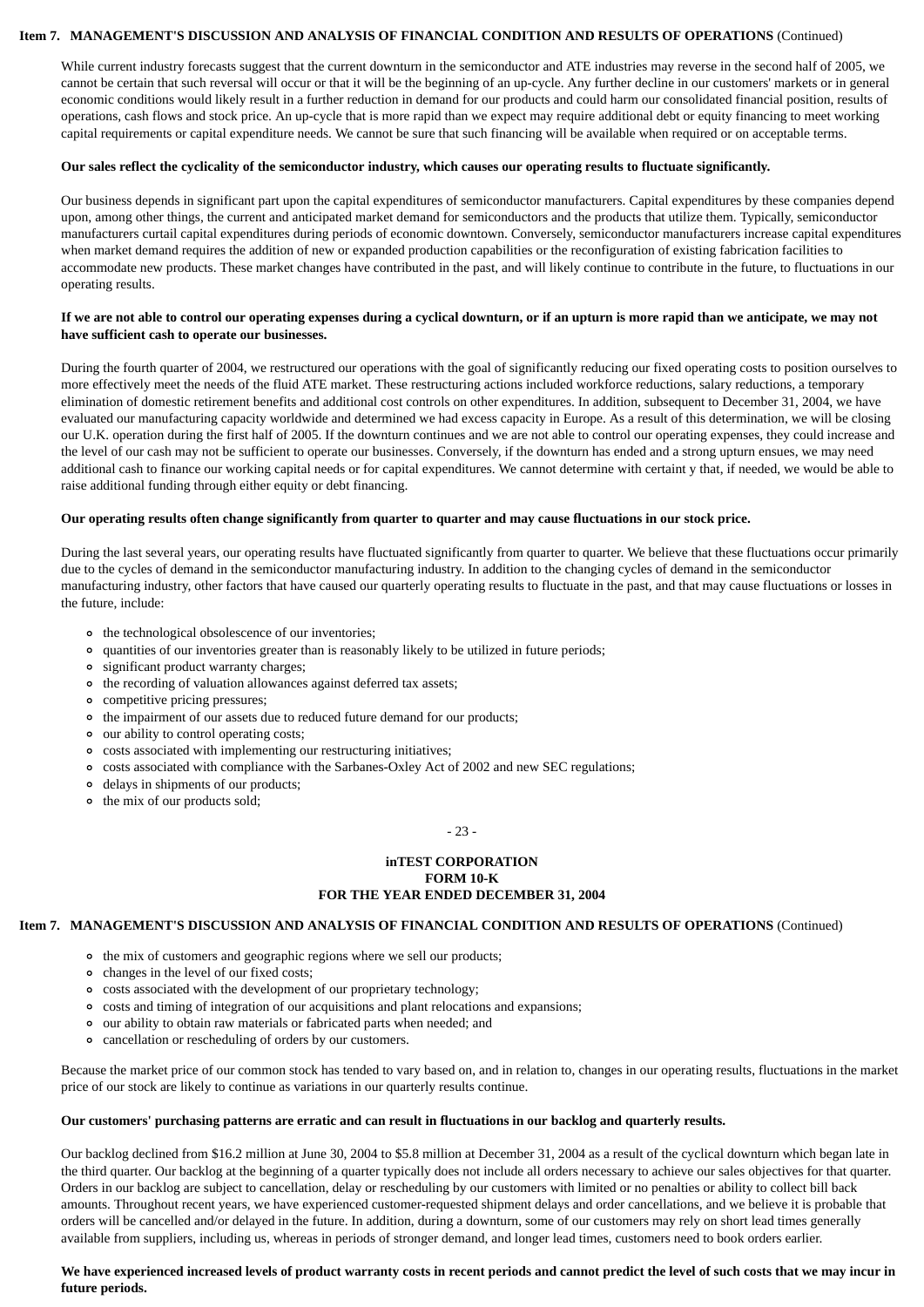While current industry forecasts suggest that the current downturn in the semiconductor and ATE industries may reverse in the second half of 2005, we cannot be certain that such reversal will occur or that it will be the beginning of an up-cycle. Any further decline in our customers' markets or in general economic conditions would likely result in a further reduction in demand for our products and could harm our consolidated financial position, results of operations, cash flows and stock price. An up-cycle that is more rapid than we expect may require additional debt or equity financing to meet working capital requirements or capital expenditure needs. We cannot be sure that such financing will be available when required or on acceptable terms.

**Our sales reflect the cyclicality of the semiconductor industry, which causes our operating results to fluctuate significantly.**

Our business depends in significant part upon the capital expenditures of semiconductor manufacturers. Capital expenditures by these companies depend upon, among other things, the current and anticipated market demand for semiconductors and the products that utilize them. Typically, semiconductor manufacturers curtail capital expenditures during periods of economic downtown. Conversely, semiconductor manufacturers increase capital expenditures when market demand requires the addition of new or expanded production capabilities or the reconfiguration of existing fabrication facilities to accommodate new products. These market changes have contributed in the past, and will likely continue to contribute in the future, to fluctuations in our operating results.

**If we are not able to control our operating expenses during a cyclical downturn, or if an upturn is more rapid than we anticipate, we may not have sufficient cash to operate our businesses.**

During the fourth quarter of 2004, we restructured our operations with the goal of significantly reducing our fixed operating costs to position ourselves to more effectively meet the needs of the fluid ATE market. These restructuring actions included workforce reductions, salary reductions, a temporary elimination of domestic retirement benefits and additional cost controls on other expenditures. In addition, subsequent to December 31, 2004, we have evaluated our manufacturing capacity worldwide and determined we had excess capacity in Europe. As a result of this determination, we will be closing our U.K. operation during the first half of 2005. If the downturn continues and we are not able to control our operating expenses, they could increase and the level of our cash may not be sufficient to operate our businesses. Conversely, if the downturn has ended and a strong upturn ensues, we may need additional cash to finance our working capital needs or for capital expenditures. We cannot determine with certaint y that, if needed, we would be able to raise additional funding through either equity or debt financing.

**Our operating results often change significantly from quarter to quarter and may cause fluctuations in our stock price.**

During the last several years, our operating results have fluctuated significantly from quarter to quarter. We believe that these fluctuations occur primarily due to the cycles of demand in the semiconductor manufacturing industry. In addition to the changing cycles of demand in the semiconductor manufacturing industry, other factors that have caused our quarterly operating results to fluctuate in the past, and that may cause fluctuations or losses in the future, include:

- the technological obsolescence of our inventories;
- quantities of our inventories greater than is reasonably likely to be utilized in future periods;
- significant product warranty charges;
- the recording of valuation allowances against deferred tax assets;
- competitive pricing pressures;
- the impairment of our assets due to reduced future demand for our products;
- our ability to control operating costs;
- costs associated with implementing our restructuring initiatives;
- costs associated with compliance with the Sarbanes-Oxley Act of 2002 and new SEC regulations;
- delays in shipments of our products;
- the mix of our products sold;
- the mix of customers and geographic regions where we sell our products;
- changes in the level of our fixed costs;
- costs associated with the development of our proprietary technology;
- costs and timing of integration of our acquisitions and plant relocations and expansions;
- our ability to obtain raw materials or fabricated parts when needed; and
- cancellation or rescheduling of orders by our customers.

Because the market price of our common stock has tended to vary based on, and in relation to, changes in our operating results, fluctuations in the market price of our stock are likely to continue as variations in our quarterly results continue.

**Our customers' purchasing patterns are erratic and can result in fluctuations in our backlog and quarterly results.**

Our backlog declined from $16.2 million at June 30, 2004 to $5.8 million at December 31, 2004 as a result of the cyclical downturn which began late in the third quarter. Our backlog at the beginning of a quarter typically does not include all orders necessary to achieve our sales objectives for that quarter. Orders in our backlog are subject to cancellation, delay or rescheduling by our customers with limited or no penalties or ability to collect bill back amounts. Throughout recent years, we have experienced customer-requested shipment delays and order cancellations, and we believe it is probable that orders will be cancelled and/or delayed in the future. In addition, during a downturn, some of our customers may rely on short lead times generally available from suppliers, including us, whereas in periods of stronger demand, and longer lead times, customers need to book orders earlier.

**We have experienced increased levels of product warranty costs in recent periods and cannot predict the level of such costs that we may incur in future periods.**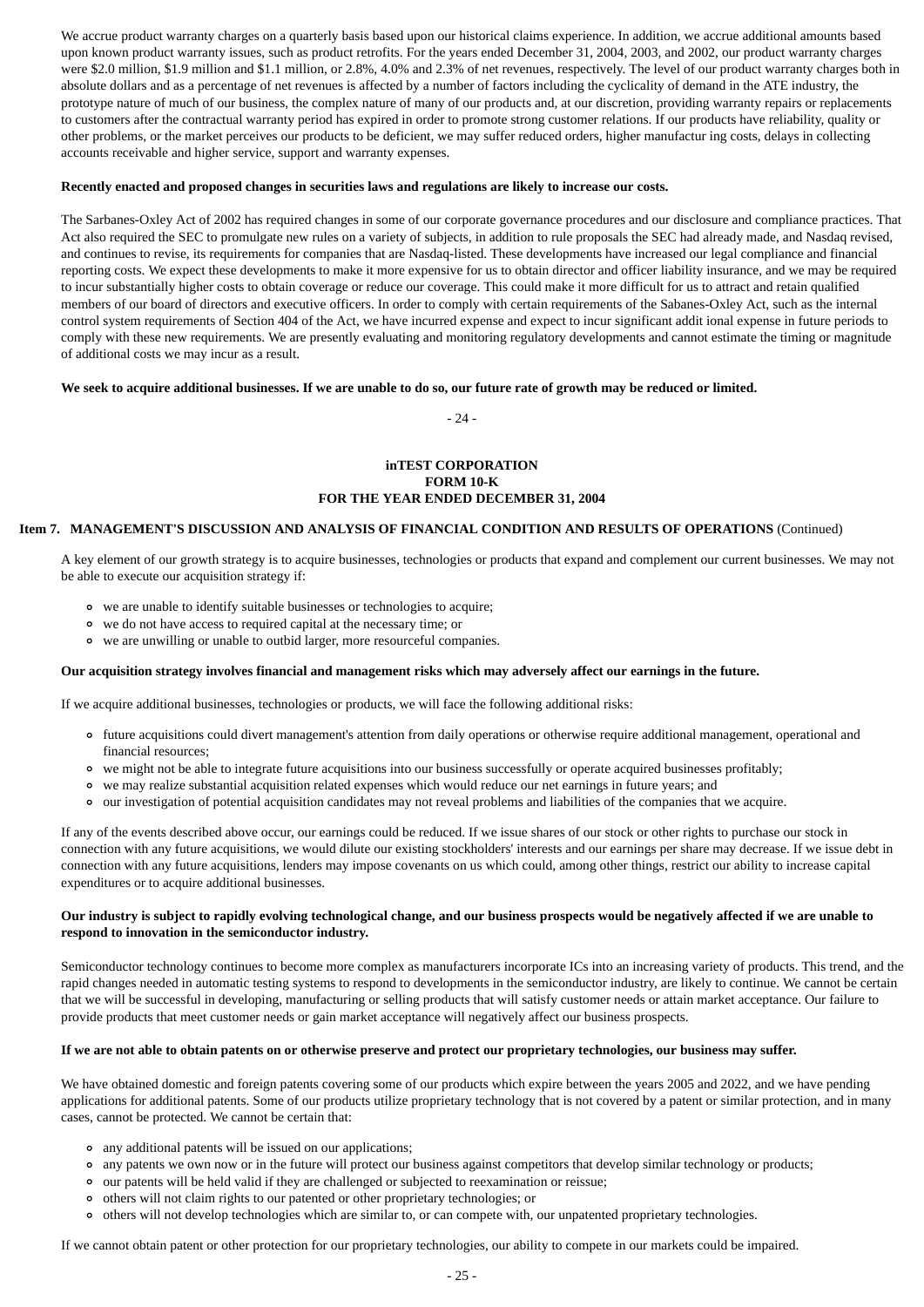We accrue product warranty charges on a quarterly basis based upon our historical claims experience. In addition, we accrue additional amounts based upon known product warranty issues, such as product retrofits. For the years ended December 31, 2004, 2003, and 2002, our product warranty charges were $2.0 million, $1.9 million and $1.1 million, or 2.8%, 4.0% and 2.3% of net revenues, respectively. The level of our product warranty charges both in absolute dollars and as a percentage of net revenues is affected by a number of factors including the cyclicality of demand in the ATE industry, the prototype nature of much of our business, the complex nature of many of our products and, at our discretion, providing warranty repairs or replacements to customers after the contractual warranty period has expired in order to promote strong customer relations. If our products have reliability, quality or other problems, or the market perceives our products to be deficient, we may suffer reduced orders, higher manufactur ing costs, delays in collecting accounts receivable and higher service, support and warranty expenses.

**Recently enacted and proposed changes in securities laws and regulations are likely to increase our costs.**

The Sarbanes-Oxley Act of 2002 has required changes in some of our corporate governance procedures and our disclosure and compliance practices. That Act also required the SEC to promulgate new rules on a variety of subjects, in addition to rule proposals the SEC had already made, and Nasdaq revised, and continues to revise, its requirements for companies that are Nasdaq-listed. These developments have increased our legal compliance and financial reporting costs. We expect these developments to make it more expensive for us to obtain director and officer liability insurance, and we may be required to incur substantially higher costs to obtain coverage or reduce our coverage. This could make it more difficult for us to attract and retain qualified members of our board of directors and executive officers. In order to comply with certain requirements of the Sabanes-Oxley Act, such as the internal control system requirements of Section 404 of the Act, we have incurred expense and expect to incur significant addit ional expense in future periods to comply with these new requirements. We are presently evaluating and monitoring regulatory developments and cannot estimate the timing or magnitude of additional costs we may incur as a result.

**We seek to acquire additional businesses. If we are unable to do so, our future rate of growth may be reduced or limited.**

**Item 7. MANAGEMENT'S DISCUSSION AND ANALYSIS OF FINANCIAL CONDITION AND RESULTS OF OPERATIONS** (Continued)

A key element of our growth strategy is to acquire businesses, technologies or products that expand and complement our current businesses. We may not be able to execute our acquisition strategy if:

- we are unable to identify suitable businesses or technologies to acquire;
- we do not have access to required capital at the necessary time; or
- we are unwilling or unable to outbid larger, more resourceful companies.

**Our acquisition strategy involves financial and management risks which may adversely affect our earnings in the future.**

If we acquire additional businesses, technologies or products, we will face the following additional risks:

- future acquisitions could divert management's attention from daily operations or otherwise require additional management, operational and financial resources;
- we might not be able to integrate future acquisitions into our business successfully or operate acquired businesses profitably;
- we may realize substantial acquisition related expenses which would reduce our net earnings in future years; and
- our investigation of potential acquisition candidates may not reveal problems and liabilities of the companies that we acquire.

If any of the events described above occur, our earnings could be reduced. If we issue shares of our stock or other rights to purchase our stock in connection with any future acquisitions, we would dilute our existing stockholders' interests and our earnings per share may decrease. If we issue debt in connection with any future acquisitions, lenders may impose covenants on us which could, among other things, restrict our ability to increase capital expenditures or to acquire additional businesses.

**Our industry is subject to rapidly evolving technological change, and our business prospects would be negatively affected if we are unable to respond to innovation in the semiconductor industry.**

Semiconductor technology continues to become more complex as manufacturers incorporate ICs into an increasing variety of products. This trend, and the rapid changes needed in automatic testing systems to respond to developments in the semiconductor industry, are likely to continue. We cannot be certain that we will be successful in developing, manufacturing or selling products that will satisfy customer needs or attain market acceptance. Our failure to provide products that meet customer needs or gain market acceptance will negatively affect our business prospects.

**If we are not able to obtain patents on or otherwise preserve and protect our proprietary technologies, our business may suffer.**

We have obtained domestic and foreign patents covering some of our products which expire between the years 2005 and 2022, and we have pending applications for additional patents. Some of our products utilize proprietary technology that is not covered by a patent or similar protection, and in many cases, cannot be protected. We cannot be certain that:

- any additional patents will be issued on our applications;
- any patents we own now or in the future will protect our business against competitors that develop similar technology or products;
- our patents will be held valid if they are challenged or subjected to reexamination or reissue;
- others will not claim rights to our patented or other proprietary technologies; or
- others will not develop technologies which are similar to, or can compete with, our unpatented proprietary technologies.

If we cannot obtain patent or other protection for our proprietary technologies, our ability to compete in our markets could be impaired.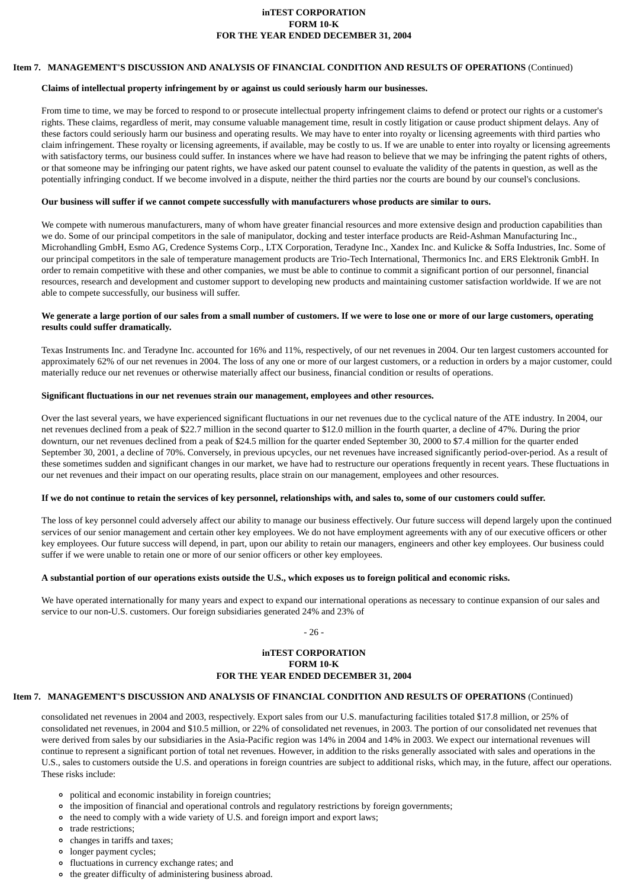**Claims of intellectual property infringement by or against us could seriously harm our businesses.**

From time to time, we may be forced to respond to or prosecute intellectual property infringement claims to defend or protect our rights or a customer's rights. These claims, regardless of merit, may consume valuable management time, result in costly litigation or cause product shipment delays. Any of these factors could seriously harm our business and operating results. We may have to enter into royalty or licensing agreements with third parties who claim infringement. These royalty or licensing agreements, if available, may be costly to us. If we are unable to enter into royalty or licensing agreements with satisfactory terms, our business could suffer. In instances where we have had reason to believe that we may be infringing the patent rights of others, or that someone may be infringing our patent rights, we have asked our patent counsel to evaluate the validity of the patents in question, as well as the potentially infringing conduct. If we become involved in a dispute, neither the third parties nor the courts are bound by our counsel's conclusions.

**Our business will suffer if we cannot compete successfully with manufacturers whose products are similar to ours.**

We compete with numerous manufacturers, many of whom have greater financial resources and more extensive design and production capabilities than we do. Some of our principal competitors in the sale of manipulator, docking and tester interface products are Reid-Ashman Manufacturing Inc., Microhandling GmbH, Esmo AG, Credence Systems Corp., LTX Corporation, Teradyne Inc., Xandex Inc. and Kulicke & Soffa Industries, Inc. Some of our principal competitors in the sale of temperature management products are Trio-Tech International, Thermonics Inc. and ERS Elektronik GmbH. In order to remain competitive with these and other companies, we must be able to continue to commit a significant portion of our personnel, financial resources, research and development and customer support to developing new products and maintaining customer satisfaction worldwide. If we are not able to compete successfully, our business will suffer.

**We generate a large portion of our sales from a small number of customers. If we were to lose one or more of our large customers, operating results could suffer dramatically.**

Texas Instruments Inc. and Teradyne Inc. accounted for 16% and 11%, respectively, of our net revenues in 2004. Our ten largest customers accounted for approximately 62% of our net revenues in 2004. The loss of any one or more of our largest customers, or a reduction in orders by a major customer, could materially reduce our net revenues or otherwise materially affect our business, financial condition or results of operations.

**Significant fluctuations in our net revenues strain our management, employees and other resources.**

Over the last several years, we have experienced significant fluctuations in our net revenues due to the cyclical nature of the ATE industry. In 2004, our net revenues declined from a peak of $22.7 million in the second quarter to $12.0 million in the fourth quarter, a decline of 47%. During the prior downturn, our net revenues declined from a peak of $24.5 million for the quarter ended September 30, 2000 to $7.4 million for the quarter ended September 30, 2001, a decline of 70%. Conversely, in previous upcycles, our net revenues have increased significantly period-over-period. As a result of these sometimes sudden and significant changes in our market, we have had to restructure our operations frequently in recent years. These fluctuations in our net revenues and their impact on our operating results, place strain on our management, employees and other resources.

**If we do not continue to retain the services of key personnel, relationships with, and sales to, some of our customers could suffer.**

The loss of key personnel could adversely affect our ability to manage our business effectively. Our future success will depend largely upon the continued services of our senior management and certain other key employees. We do not have employment agreements with any of our executive officers or other key employees. Our future success will depend, in part, upon our ability to retain our managers, engineers and other key employees. Our business could suffer if we were unable to retain one or more of our senior officers or other key employees.

**A substantial portion of our operations exists outside the U.S., which exposes us to foreign political and economic risks.**

We have operated internationally for many years and expect to expand our international operations as necessary to continue expansion of our sales and service to our non-U.S. customers. Our foreign subsidiaries generated 24% and 23% of consolidated net revenues in 2004 and 2003, respectively. Export sales from our U.S. manufacturing facilities totaled $17.8 million, or 25% of consolidated net revenues, in 2004 and $10.5 million, or 22% of consolidated net revenues, in 2003. The portion of our consolidated net revenues that were derived from sales by our subsidiaries in the Asia-Pacific region was 14% in 2004 and 14% in 2003. We expect our international revenues will continue to represent a significant portion of total net revenues. However, in addition to the risks generally associated with sales and operations in the U.S., sales to customers outside the U.S. and operations in foreign countries are subject to additional risks, which may, in the future, affect our operations. These risks include:

- political and economic instability in foreign countries;
- the imposition of financial and operational controls and regulatory restrictions by foreign governments;
- the need to comply with a wide variety of U.S. and foreign import and export laws;
- trade restrictions;
- changes in tariffs and taxes;
- longer payment cycles;
- fluctuations in currency exchange rates; and
- the greater difficulty of administering business abroad.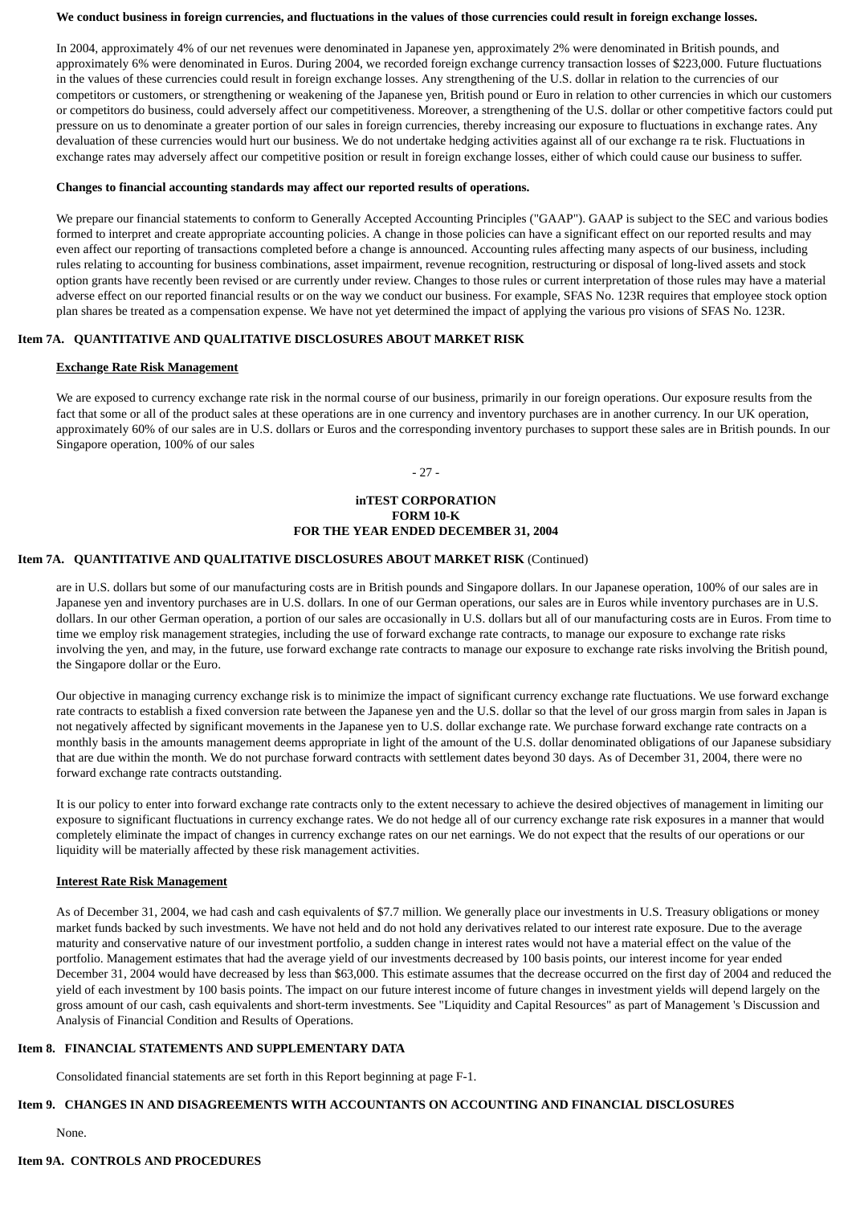**We conduct business in foreign currencies, and fluctuations in the values of those currencies could result in foreign exchange losses.**

In 2004, approximately 4% of our net revenues were denominated in Japanese yen, approximately 2% were denominated in British pounds, and approximately 6% were denominated in Euros. During 2004, we recorded foreign exchange currency transaction losses of $223,000. Future fluctuations in the values of these currencies could result in foreign exchange losses. Any strengthening of the U.S. dollar in relation to the currencies of our competitors or customers, or strengthening or weakening of the Japanese yen, British pound or Euro in relation to other currencies in which our customers or competitors do business, could adversely affect our competitiveness. Moreover, a strengthening of the U.S. dollar or other competitive factors could put pressure on us to denominate a greater portion of our sales in foreign currencies, thereby increasing our exposure to fluctuations in exchange rates. Any devaluation of these currencies would hurt our business. We do not undertake hedging activities against all of our exchange ra te risk. Fluctuations in exchange rates may adversely affect our competitive position or result in foreign exchange losses, either of which could cause our business to suffer.

**Changes to financial accounting standards may affect our reported results of operations.**

We prepare our financial statements to conform to Generally Accepted Accounting Principles ("GAAP"). GAAP is subject to the SEC and various bodies formed to interpret and create appropriate accounting policies. A change in those policies can have a significant effect on our reported results and may even affect our reporting of transactions completed before a change is announced. Accounting rules affecting many aspects of our business, including rules relating to accounting for business combinations, asset impairment, revenue recognition, restructuring or disposal of long-lived assets and stock option grants have recently been revised or are currently under review. Changes to those rules or current interpretation of those rules may have a material adverse effect on our reported financial results or on the way we conduct our business. For example, SFAS No. 123R requires that employee stock option plan shares be treated as a compensation expense. We have not yet determined the impact of applying the various pro visions of SFAS No. 123R.

## Item 7A. QUANTITATIVE AND QUALITATIVE DISCLOSURES ABOUT MARKET RISK

**Exchange Rate Risk Management**

We are exposed to currency exchange rate risk in the normal course of our business, primarily in our foreign operations. Our exposure results from the fact that some or all of the product sales at these operations are in one currency and inventory purchases are in another currency. In our UK operation, approximately 60% of our sales are in U.S. dollars or Euros and the corresponding inventory purchases to support these sales are in British pounds. In our Singapore operation, 100% of our sales are in U.S. dollars but some of our manufacturing costs are in British pounds and Singapore dollars. In our Japanese operation, 100% of our sales are in Japanese yen and inventory purchases are in U.S. dollars. In one of our German operations, our sales are in Euros while inventory purchases are in U.S. dollars. In our other German operation, a portion of our sales are occasionally in U.S. dollars but all of our manufacturing costs are in Euros. From time to time we employ risk management strategies, including the use of forward exchange rate contracts, to manage our exposure to exchange rate risks involving the yen, and may, in the future, use forward exchange rate contracts to manage our exposure to exchange rate risks involving the British pound, the Singapore dollar or the Euro.

Our objective in managing currency exchange risk is to minimize the impact of significant currency exchange rate fluctuations. We use forward exchange rate contracts to establish a fixed conversion rate between the Japanese yen and the U.S. dollar so that the level of our gross margin from sales in Japan is not negatively affected by significant movements in the Japanese yen to U.S. dollar exchange rate. We purchase forward exchange rate contracts on a monthly basis in the amounts management deems appropriate in light of the amount of the U.S. dollar denominated obligations of our Japanese subsidiary that are due within the month. We do not purchase forward contracts with settlement dates beyond 30 days. As of December 31, 2004, there were no forward exchange rate contracts outstanding.

It is our policy to enter into forward exchange rate contracts only to the extent necessary to achieve the desired objectives of management in limiting our exposure to significant fluctuations in currency exchange rates. We do not hedge all of our currency exchange rate risk exposures in a manner that would completely eliminate the impact of changes in currency exchange rates on our net earnings. We do not expect that the results of our operations or our liquidity will be materially affected by these risk management activities.

**Interest Rate Risk Management**

As of December 31, 2004, we had cash and cash equivalents of $7.7 million. We generally place our investments in U.S. Treasury obligations or money market funds backed by such investments. We have not held and do not hold any derivatives related to our interest rate exposure. Due to the average maturity and conservative nature of our investment portfolio, a sudden change in interest rates would not have a material effect on the value of the portfolio. Management estimates that had the average yield of our investments decreased by 100 basis points, our interest income for year ended December 31, 2004 would have decreased by less than $63,000. This estimate assumes that the decrease occurred on the first day of 2004 and reduced the yield of each investment by 100 basis points. The impact on our future interest income of future changes in investment yields will depend largely on the gross amount of our cash, cash equivalents and short-term investments. See "Liquidity and Capital Resources" as part of Management 's Discussion and Analysis of Financial Condition and Results of Operations.

## Item 8. FINANCIAL STATEMENTS AND SUPPLEMENTARY DATA

Consolidated financial statements are set forth in this Report beginning at page F-1.

## Item 9. CHANGES IN AND DISAGREEMENTS WITH ACCOUNTANTS ON ACCOUNTING AND FINANCIAL DISCLOSURES

None.

## Item 9A. CONTROLS AND PROCEDURES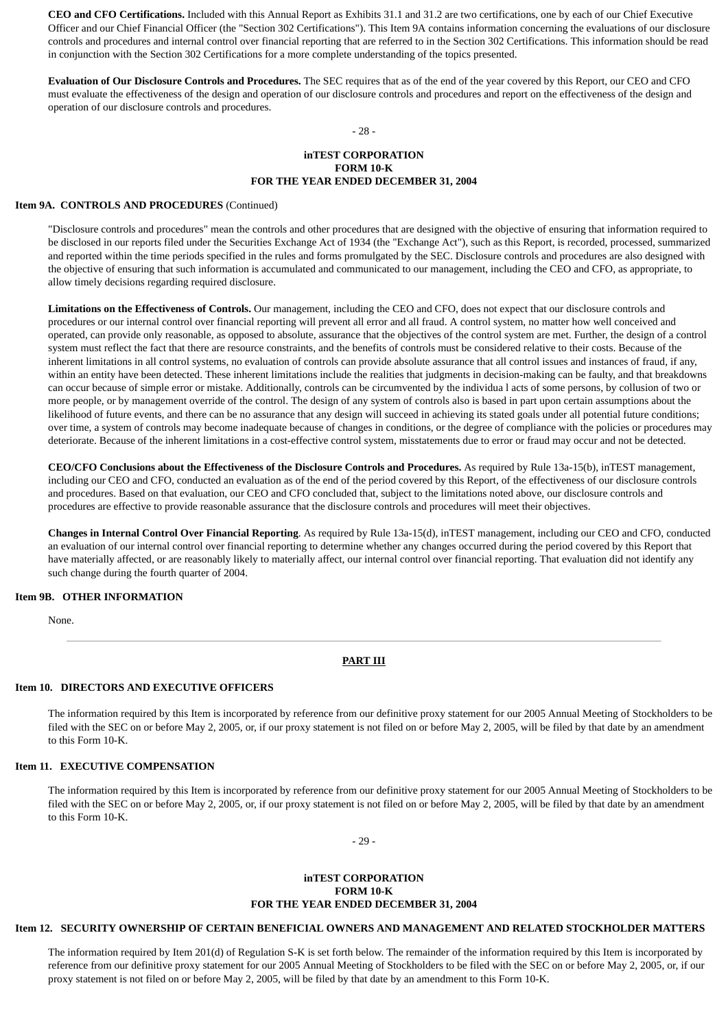**CEO and CFO Certifications.** Included with this Annual Report as Exhibits 31.1 and 31.2 are two certifications, one by each of our Chief Executive Officer and our Chief Financial Officer (the "Section 302 Certifications"). This Item 9A contains information concerning the evaluations of our disclosure controls and procedures and internal control over financial reporting that are referred to in the Section 302 Certifications. This information should be read in conjunction with the Section 302 Certifications for a more complete understanding of the topics presented.

**Evaluation of Our Disclosure Controls and Procedures.** The SEC requires that as of the end of the year covered by this Report, our CEO and CFO must evaluate the effectiveness of the design and operation of our disclosure controls and procedures and report on the effectiveness of the design and operation of our disclosure controls and procedures.

**Item 9A. CONTROLS AND PROCEDURES** (Continued)

"Disclosure controls and procedures" mean the controls and other procedures that are designed with the objective of ensuring that information required to be disclosed in our reports filed under the Securities Exchange Act of 1934 (the "Exchange Act"), such as this Report, is recorded, processed, summarized and reported within the time periods specified in the rules and forms promulgated by the SEC. Disclosure controls and procedures are also designed with the objective of ensuring that such information is accumulated and communicated to our management, including the CEO and CFO, as appropriate, to allow timely decisions regarding required disclosure.

**Limitations on the Effectiveness of Controls.** Our management, including the CEO and CFO, does not expect that our disclosure controls and procedures or our internal control over financial reporting will prevent all error and all fraud. A control system, no matter how well conceived and operated, can provide only reasonable, as opposed to absolute, assurance that the objectives of the control system are met. Further, the design of a control system must reflect the fact that there are resource constraints, and the benefits of controls must be considered relative to their costs. Because of the inherent limitations in all control systems, no evaluation of controls can provide absolute assurance that all control issues and instances of fraud, if any, within an entity have been detected. These inherent limitations include the realities that judgments in decision-making can be faulty, and that breakdowns can occur because of simple error or mistake. Additionally, controls can be circumvented by the individua l acts of some persons, by collusion of two or more people, or by management override of the control. The design of any system of controls also is based in part upon certain assumptions about the likelihood of future events, and there can be no assurance that any design will succeed in achieving its stated goals under all potential future conditions; over time, a system of controls may become inadequate because of changes in conditions, or the degree of compliance with the policies or procedures may deteriorate. Because of the inherent limitations in a cost-effective control system, misstatements due to error or fraud may occur and not be detected.

**CEO/CFO Conclusions about the Effectiveness of the Disclosure Controls and Procedures.** As required by Rule 13a-15(b), inTEST management, including our CEO and CFO, conducted an evaluation as of the end of the period covered by this Report, of the effectiveness of our disclosure controls and procedures. Based on that evaluation, our CEO and CFO concluded that, subject to the limitations noted above, our disclosure controls and procedures are effective to provide reasonable assurance that the disclosure controls and procedures will meet their objectives.

**Changes in Internal Control Over Financial Reporting**. As required by Rule 13a-15(d), inTEST management, including our CEO and CFO, conducted an evaluation of our internal control over financial reporting to determine whether any changes occurred during the period covered by this Report that have materially affected, or are reasonably likely to materially affect, our internal control over financial reporting. That evaluation did not identify any such change during the fourth quarter of 2004.

**Item 9B. OTHER INFORMATION**

None.

---

## PART III

**Item 10. DIRECTORS AND EXECUTIVE OFFICERS**

The information required by this Item is incorporated by reference from our definitive proxy statement for our 2005 Annual Meeting of Stockholders to be filed with the SEC on or before May 2, 2005, or, if our proxy statement is not filed on or before May 2, 2005, will be filed by that date by an amendment to this Form 10-K.

**Item 11. EXECUTIVE COMPENSATION**

The information required by this Item is incorporated by reference from our definitive proxy statement for our 2005 Annual Meeting of Stockholders to be filed with the SEC on or before May 2, 2005, or, if our proxy statement is not filed on or before May 2, 2005, will be filed by that date by an amendment to this Form 10-K.

**Item 12. SECURITY OWNERSHIP OF CERTAIN BENEFICIAL OWNERS AND MANAGEMENT AND RELATED STOCKHOLDER MATTERS**

The information required by Item 201(d) of Regulation S-K is set forth below. The remainder of the information required by this Item is incorporated by reference from our definitive proxy statement for our 2005 Annual Meeting of Stockholders to be filed with the SEC on or before May 2, 2005, or, if our proxy statement is not filed on or before May 2, 2005, will be filed by that date by an amendment to this Form 10-K.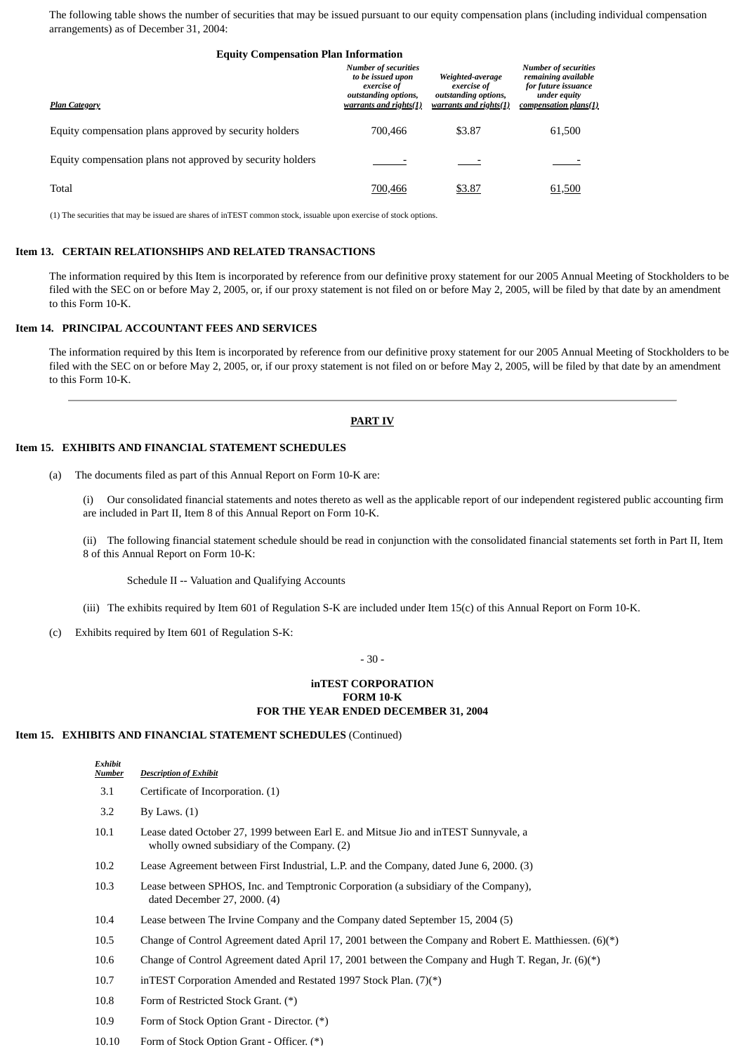The following table shows the number of securities that may be issued pursuant to our equity compensation plans (including individual compensation arrangements) as of December 31, 2004:

**Equity Compensation Plan Information**

| *Plan Category* | *Number of securities to be issued upon exercise of outstanding options, warrants and rights(1)* | *Weighted-average exercise of outstanding options, warrants and rights(1)* | *Number of securities remaining available for future issuance under equity compensation plans(1)* |
|---|---|---|---|
| Equity compensation plans approved by security holders | 700,466 | $3.87 | 61,500 |
| Equity compensation plans not approved by security holders | - | - | - |
| Total | 700,466 | $3.87 | 61,500 |

(1) The securities that may be issued are shares of inTEST common stock, issuable upon exercise of stock options.

### Item 13. CERTAIN RELATIONSHIPS AND RELATED TRANSACTIONS

The information required by this Item is incorporated by reference from our definitive proxy statement for our 2005 Annual Meeting of Stockholders to be filed with the SEC on or before May 2, 2005, or, if our proxy statement is not filed on or before May 2, 2005, will be filed by that date by an amendment to this Form 10-K.

### Item 14. PRINCIPAL ACCOUNTANT FEES AND SERVICES

The information required by this Item is incorporated by reference from our definitive proxy statement for our 2005 Annual Meeting of Stockholders to be filed with the SEC on or before May 2, 2005, or, if our proxy statement is not filed on or before May 2, 2005, will be filed by that date by an amendment to this Form 10-K.

---

## PART IV

### Item 15. EXHIBITS AND FINANCIAL STATEMENT SCHEDULES

(a) The documents filed as part of this Annual Report on Form 10-K are:

(i) Our consolidated financial statements and notes thereto as well as the applicable report of our independent registered public accounting firm are included in Part II, Item 8 of this Annual Report on Form 10-K.

(ii) The following financial statement schedule should be read in conjunction with the consolidated financial statements set forth in Part II, Item 8 of this Annual Report on Form 10-K:

Schedule II -- Valuation and Qualifying Accounts

(iii) The exhibits required by Item 601 of Regulation S-K are included under Item 15(c) of this Annual Report on Form 10-K.

(c) Exhibits required by Item 601 of Regulation S-K:

**inTEST CORPORATION**
**FORM 10-K**
**FOR THE YEAR ENDED DECEMBER 31, 2004**

### Item 15. EXHIBITS AND FINANCIAL STATEMENT SCHEDULES (Continued)

| *Exhibit Number* | *Description of Exhibit* |
|---|---|
| 3.1 | Certificate of Incorporation. (1) |
| 3.2 | By Laws. (1) |
| 10.1 | Lease dated October 27, 1999 between Earl E. and Mitsue Jio and inTEST Sunnyvale, a wholly owned subsidiary of the Company. (2) |
| 10.2 | Lease Agreement between First Industrial, L.P. and the Company, dated June 6, 2000. (3) |
| 10.3 | Lease between SPHOS, Inc. and Temptronic Corporation (a subsidiary of the Company), dated December 27, 2000. (4) |
| 10.4 | Lease between The Irvine Company and the Company dated September 15, 2004 (5) |
| 10.5 | Change of Control Agreement dated April 17, 2001 between the Company and Robert E. Matthiessen. (6)(*) |
| 10.6 | Change of Control Agreement dated April 17, 2001 between the Company and Hugh T. Regan, Jr. (6)(*) |
| 10.7 | inTEST Corporation Amended and Restated 1997 Stock Plan. (7)(*) |
| 10.8 | Form of Restricted Stock Grant. (*) |
| 10.9 | Form of Stock Option Grant - Director. (*) |
| 10.10 | Form of Stock Option Grant - Officer. (*) |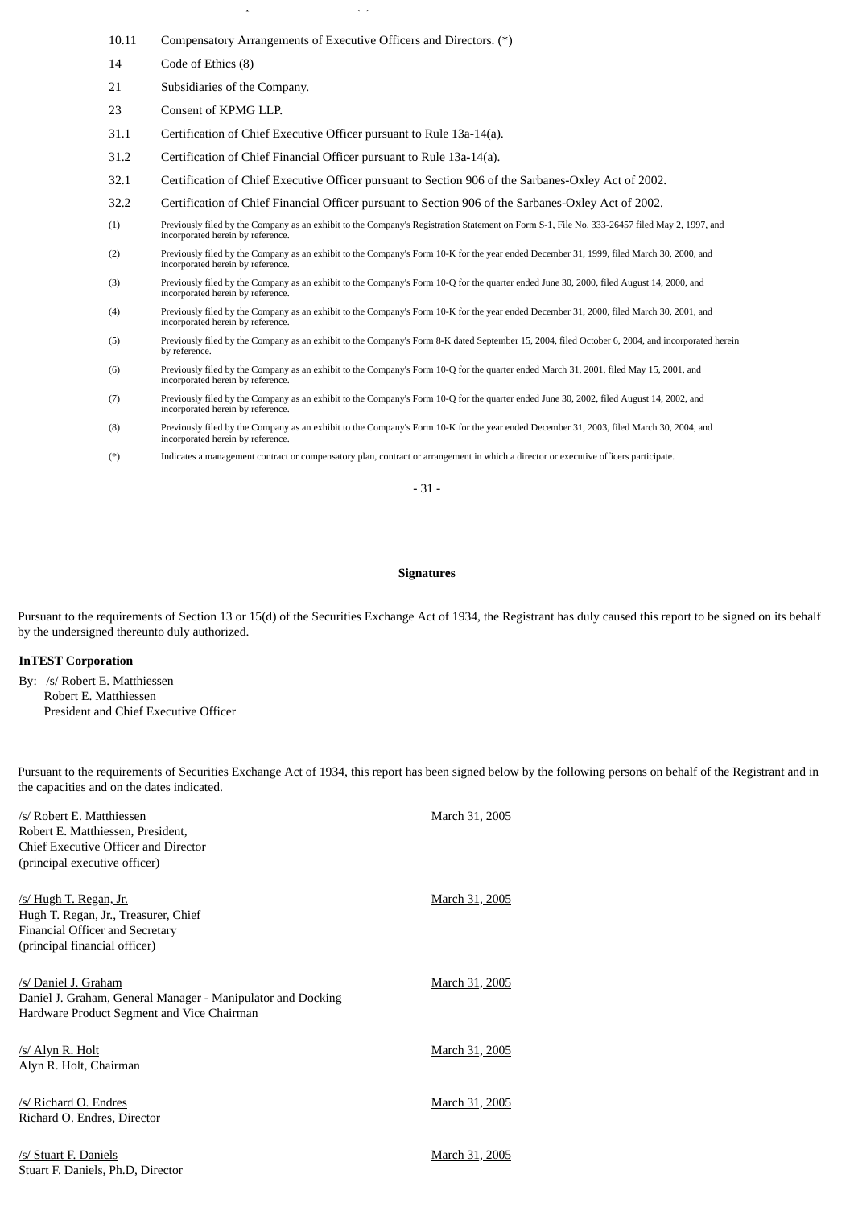| | |
|---|---|
| 10.11 | Compensatory Arrangements of Executive Officers and Directors. (*) |
| 14 | Code of Ethics (8) |
| 21 | Subsidiaries of the Company. |
| 23 | Consent of KPMG LLP. |
| 31.1 | Certification of Chief Executive Officer pursuant to Rule 13a-14(a). |
| 31.2 | Certification of Chief Financial Officer pursuant to Rule 13a-14(a). |
| 32.1 | Certification of Chief Executive Officer pursuant to Section 906 of the Sarbanes-Oxley Act of 2002. |
| 32.2 | Certification of Chief Financial Officer pursuant to Section 906 of the Sarbanes-Oxley Act of 2002. |
| (1) | Previously filed by the Company as an exhibit to the Company's Registration Statement on Form S-1, File No. 333-26457 filed May 2, 1997, and incorporated herein by reference. |
| (2) | Previously filed by the Company as an exhibit to the Company's Form 10-K for the year ended December 31, 1999, filed March 30, 2000, and incorporated herein by reference. |
| (3) | Previously filed by the Company as an exhibit to the Company's Form 10-Q for the quarter ended June 30, 2000, filed August 14, 2000, and incorporated herein by reference. |
| (4) | Previously filed by the Company as an exhibit to the Company's Form 10-K for the year ended December 31, 2000, filed March 30, 2001, and incorporated herein by reference. |
| (5) | Previously filed by the Company as an exhibit to the Company's Form 8-K dated September 15, 2004, filed October 6, 2004, and incorporated herein by reference. |
| (6) | Previously filed by the Company as an exhibit to the Company's Form 10-Q for the quarter ended March 31, 2001, filed May 15, 2001, and incorporated herein by reference. |
| (7) | Previously filed by the Company as an exhibit to the Company's Form 10-Q for the quarter ended June 30, 2002, filed August 14, 2002, and incorporated herein by reference. |
| (8) | Previously filed by the Company as an exhibit to the Company's Form 10-K for the year ended December 31, 2003, filed March 30, 2004, and incorporated herein by reference. |
| (*) | Indicates a management contract or compensatory plan, contract or arrangement in which a director or executive officers participate. |

## Signatures

Pursuant to the requirements of Section 13 or 15(d) of the Securities Exchange Act of 1934, the Registrant has duly caused this report to be signed on its behalf by the undersigned thereunto duly authorized.

**InTEST Corporation**

By: /s/ Robert E. Matthiessen
Robert E. Matthiessen
President and Chief Executive Officer

Pursuant to the requirements of Securities Exchange Act of 1934, this report has been signed below by the following persons on behalf of the Registrant and in the capacities and on the dates indicated.

| | |
|---|---|
| /s/ Robert E. Matthiessen<br>Robert E. Matthiessen, President, Chief Executive Officer and Director (principal executive officer) | March 31, 2005 |
| /s/ Hugh T. Regan, Jr.<br>Hugh T. Regan, Jr., Treasurer, Chief Financial Officer and Secretary (principal financial officer) | March 31, 2005 |
| /s/ Daniel J. Graham<br>Daniel J. Graham, General Manager - Manipulator and Docking Hardware Product Segment and Vice Chairman | March 31, 2005 |
| /s/ Alyn R. Holt<br>Alyn R. Holt, Chairman | March 31, 2005 |
| /s/ Richard O. Endres<br>Richard O. Endres, Director | March 31, 2005 |
| /s/ Stuart F. Daniels<br>Stuart F. Daniels, Ph.D, Director | March 31, 2005 |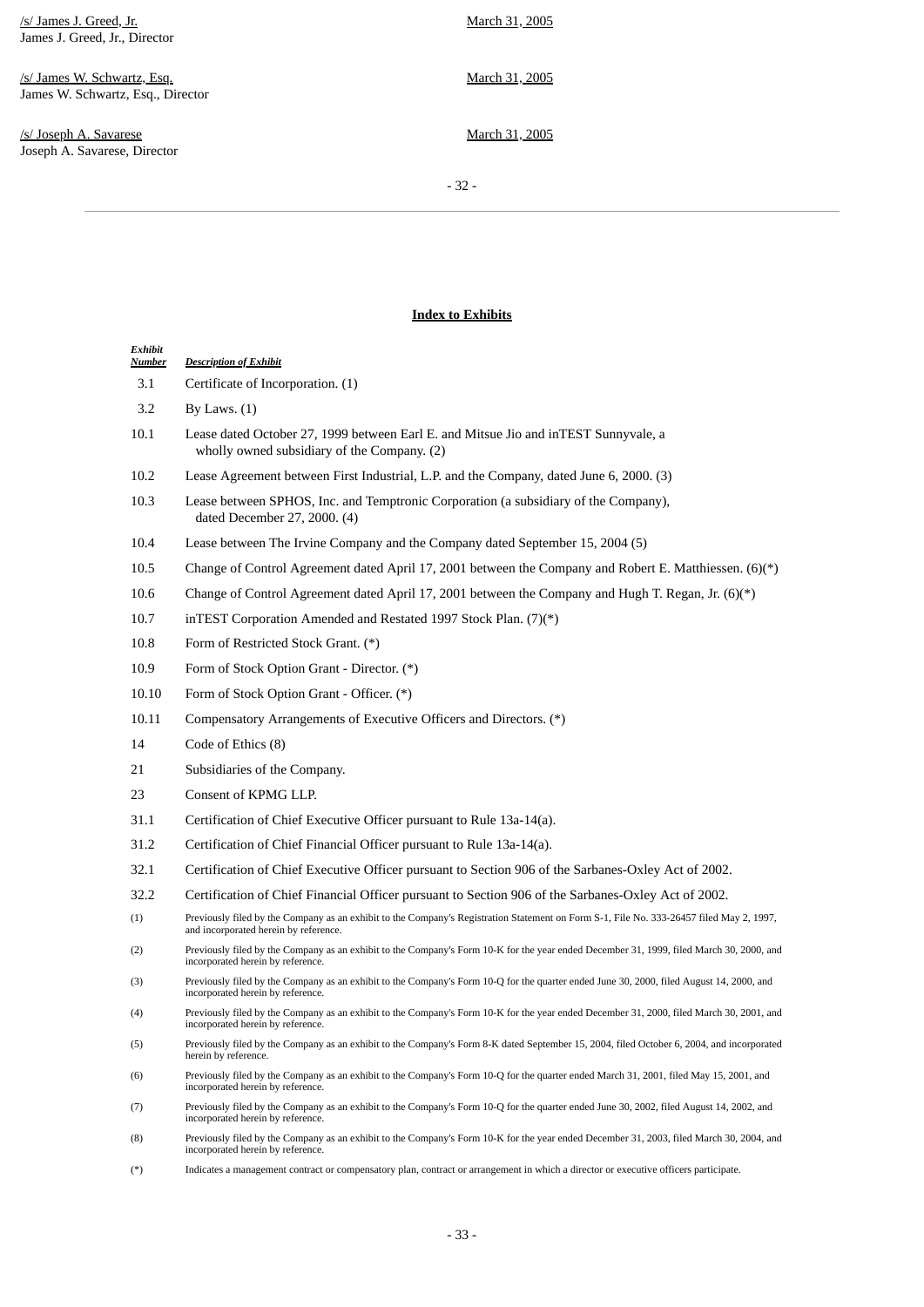/s/ James J. Greed, Jr.
James J. Greed, Jr., Director

March 31, 2005

/s/ James W. Schwartz, Esq.
James W. Schwartz, Esq., Director

March 31, 2005

/s/ Joseph A. Savarese
Joseph A. Savarese, Director

March 31, 2005

---

**Index to Exhibits**

| *Exhibit Number* | *Description of Exhibit* |
|---|---|
| 3.1 | Certificate of Incorporation. (1) |
| 3.2 | By Laws. (1) |
| 10.1 | Lease dated October 27, 1999 between Earl E. and Mitsue Jio and inTEST Sunnyvale, a wholly owned subsidiary of the Company. (2) |
| 10.2 | Lease Agreement between First Industrial, L.P. and the Company, dated June 6, 2000. (3) |
| 10.3 | Lease between SPHOS, Inc. and Temptronic Corporation (a subsidiary of the Company), dated December 27, 2000. (4) |
| 10.4 | Lease between The Irvine Company and the Company dated September 15, 2004 (5) |
| 10.5 | Change of Control Agreement dated April 17, 2001 between the Company and Robert E. Matthiessen. (6)(*) |
| 10.6 | Change of Control Agreement dated April 17, 2001 between the Company and Hugh T. Regan, Jr. (6)(*) |
| 10.7 | inTEST Corporation Amended and Restated 1997 Stock Plan. (7)(*) |
| 10.8 | Form of Restricted Stock Grant. (*) |
| 10.9 | Form of Stock Option Grant - Director. (*) |
| 10.10 | Form of Stock Option Grant - Officer. (*) |
| 10.11 | Compensatory Arrangements of Executive Officers and Directors. (*) |
| 14 | Code of Ethics (8) |
| 21 | Subsidiaries of the Company. |
| 23 | Consent of KPMG LLP. |
| 31.1 | Certification of Chief Executive Officer pursuant to Rule 13a-14(a). |
| 31.2 | Certification of Chief Financial Officer pursuant to Rule 13a-14(a). |
| 32.1 | Certification of Chief Executive Officer pursuant to Section 906 of the Sarbanes-Oxley Act of 2002. |
| 32.2 | Certification of Chief Financial Officer pursuant to Section 906 of the Sarbanes-Oxley Act of 2002. |

(1) Previously filed by the Company as an exhibit to the Company's Registration Statement on Form S-1, File No. 333-26457 filed May 2, 1997, and incorporated herein by reference.

(2) Previously filed by the Company as an exhibit to the Company's Form 10-K for the year ended December 31, 1999, filed March 30, 2000, and incorporated herein by reference.

(3) Previously filed by the Company as an exhibit to the Company's Form 10-Q for the quarter ended June 30, 2000, filed August 14, 2000, and incorporated herein by reference.

(4) Previously filed by the Company as an exhibit to the Company's Form 10-K for the year ended December 31, 2000, filed March 30, 2001, and incorporated herein by reference.

(5) Previously filed by the Company as an exhibit to the Company's Form 8-K dated September 15, 2004, filed October 6, 2004, and incorporated herein by reference.

(6) Previously filed by the Company as an exhibit to the Company's Form 10-Q for the quarter ended March 31, 2001, filed May 15, 2001, and incorporated herein by reference.

(7) Previously filed by the Company as an exhibit to the Company's Form 10-Q for the quarter ended June 30, 2002, filed August 14, 2002, and incorporated herein by reference.

(8) Previously filed by the Company as an exhibit to the Company's Form 10-K for the year ended December 31, 2003, filed March 30, 2004, and incorporated herein by reference.

(*) Indicates a management contract or compensatory plan, contract or arrangement in which a director or executive officers participate.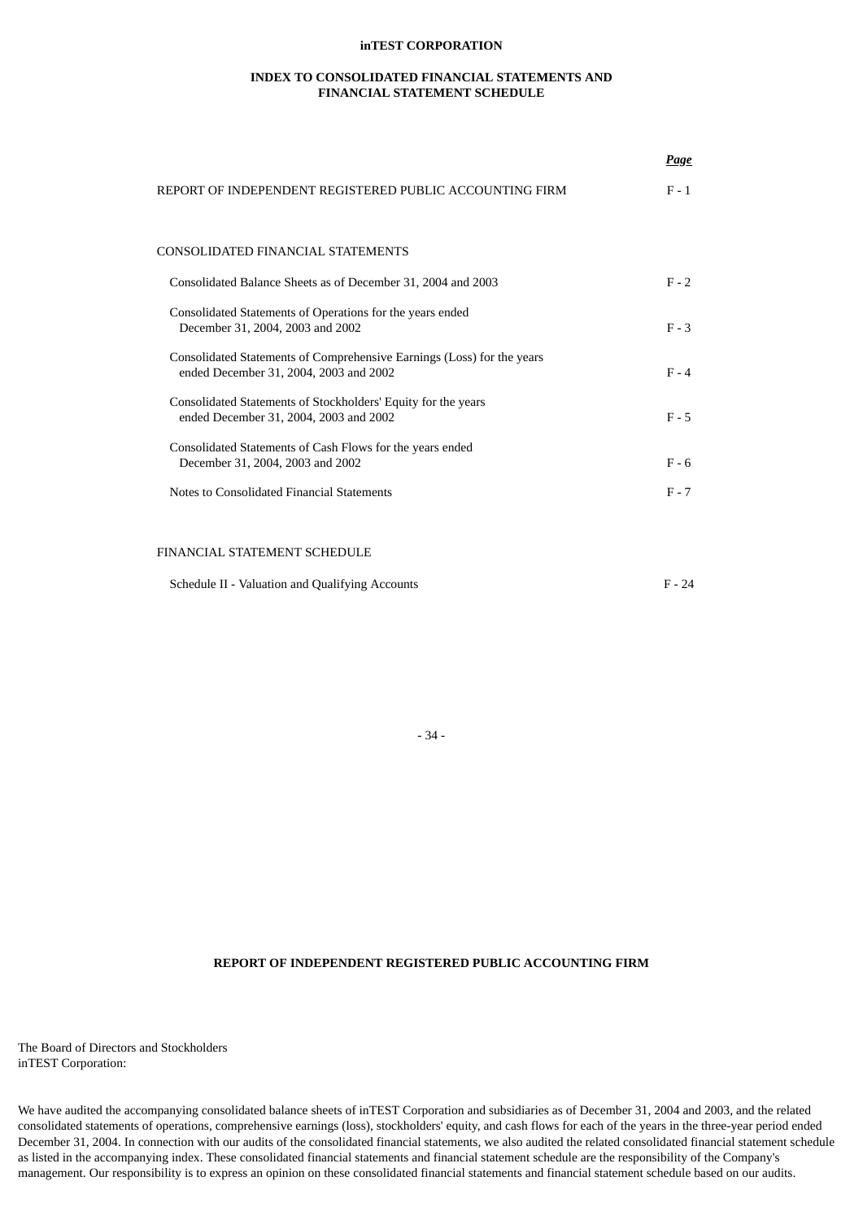**inTEST CORPORATION**

**INDEX TO CONSOLIDATED FINANCIAL STATEMENTS AND FINANCIAL STATEMENT SCHEDULE**

| | ***Page*** |
|---|---|
| REPORT OF INDEPENDENT REGISTERED PUBLIC ACCOUNTING FIRM | F - 1 |
| | |
| CONSOLIDATED FINANCIAL STATEMENTS | |
| Consolidated Balance Sheets as of December 31, 2004 and 2003 | F - 2 |
| Consolidated Statements of Operations for the years ended December 31, 2004, 2003 and 2002 | F - 3 |
| Consolidated Statements of Comprehensive Earnings (Loss) for the years ended December 31, 2004, 2003 and 2002 | F - 4 |
| Consolidated Statements of Stockholders' Equity for the years ended December 31, 2004, 2003 and 2002 | F - 5 |
| Consolidated Statements of Cash Flows for the years ended December 31, 2004, 2003 and 2002 | F - 6 |
| Notes to Consolidated Financial Statements | F - 7 |
| | |
| FINANCIAL STATEMENT SCHEDULE | |
| Schedule II - Valuation and Qualifying Accounts | F - 24 |

**REPORT OF INDEPENDENT REGISTERED PUBLIC ACCOUNTING FIRM**

The Board of Directors and Stockholders
inTEST Corporation:

We have audited the accompanying consolidated balance sheets of inTEST Corporation and subsidiaries as of December 31, 2004 and 2003, and the related consolidated statements of operations, comprehensive earnings (loss), stockholders' equity, and cash flows for each of the years in the three-year period ended December 31, 2004. In connection with our audits of the consolidated financial statements, we also audited the related consolidated financial statement schedule as listed in the accompanying index. These consolidated financial statements and financial statement schedule are the responsibility of the Company's management. Our responsibility is to express an opinion on these consolidated financial statements and financial statement schedule based on our audits.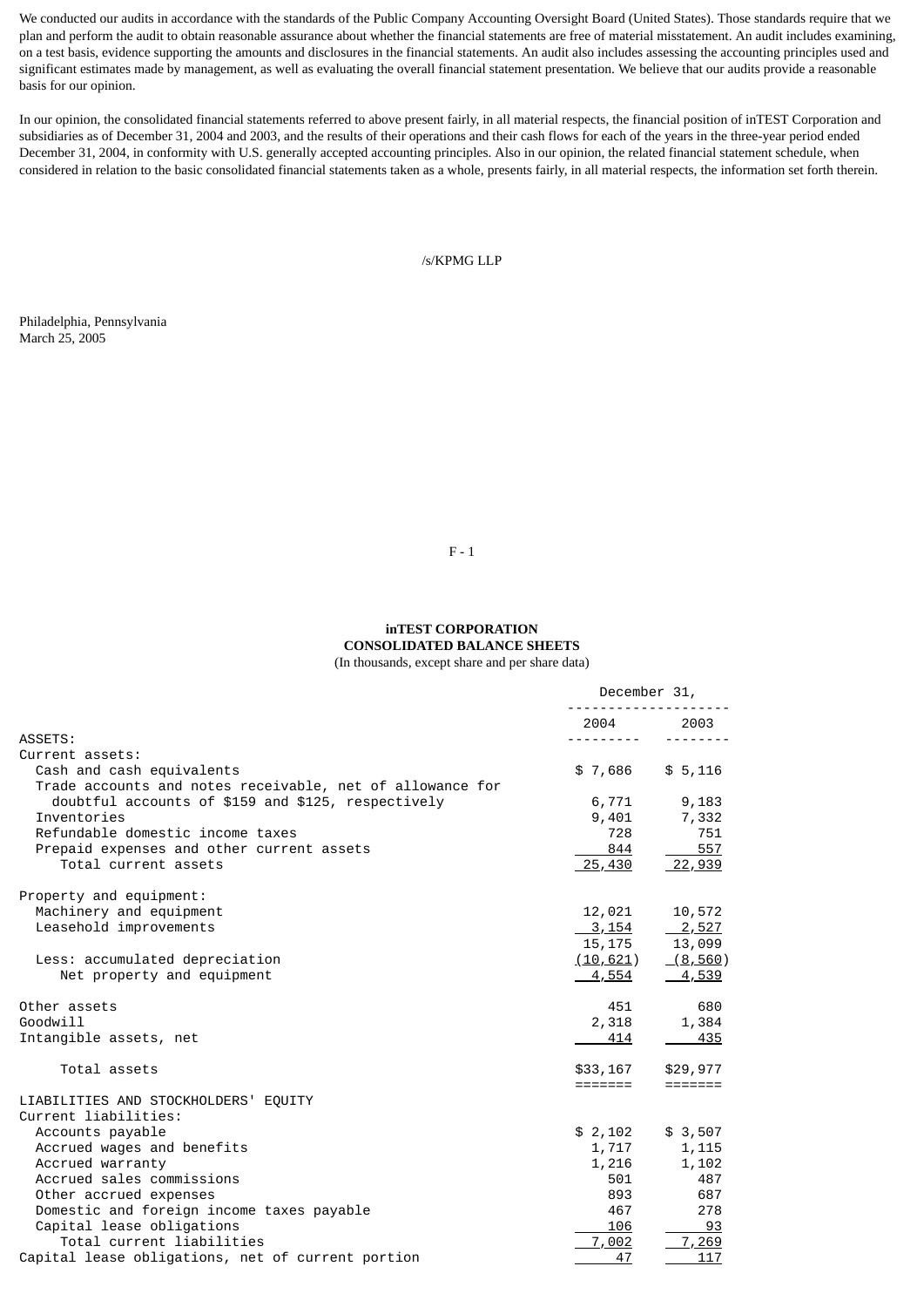We conducted our audits in accordance with the standards of the Public Company Accounting Oversight Board (United States). Those standards require that we plan and perform the audit to obtain reasonable assurance about whether the financial statements are free of material misstatement. An audit includes examining, on a test basis, evidence supporting the amounts and disclosures in the financial statements. An audit also includes assessing the accounting principles used and significant estimates made by management, as well as evaluating the overall financial statement presentation. We believe that our audits provide a reasonable basis for our opinion.

In our opinion, the consolidated financial statements referred to above present fairly, in all material respects, the financial position of inTEST Corporation and subsidiaries as of December 31, 2004 and 2003, and the results of their operations and their cash flows for each of the years in the three-year period ended December 31, 2004, in conformity with U.S. generally accepted accounting principles. Also in our opinion, the related financial statement schedule, when considered in relation to the basic consolidated financial statements taken as a whole, presents fairly, in all material respects, the information set forth therein.

/s/KPMG LLP

Philadelphia, Pennsylvania
March 25, 2005

**inTEST CORPORATION**
**CONSOLIDATED BALANCE SHEETS**
(In thousands, except share and per share data)

| | December 31, 2004 | December 31, 2003 |
|---|---|---|
| ASSETS: | | |
| Current assets: | | |
| Cash and cash equivalents | $ 7,686 | $ 5,116 |
| Trade accounts and notes receivable, net of allowance for doubtful accounts of $159 and $125, respectively | 6,771 | 9,183 |
| Inventories | 9,401 | 7,332 |
| Refundable domestic income taxes | 728 | 751 |
| Prepaid expenses and other current assets | 844 | 557 |
| Total current assets | 25,430 | 22,939 |
| Property and equipment: | | |
| Machinery and equipment | 12,021 | 10,572 |
| Leasehold improvements | 3,154 | 2,527 |
| | 15,175 | 13,099 |
| Less: accumulated depreciation | (10,621) | (8,560) |
| Net property and equipment | 4,554 | 4,539 |
| Other assets | 451 | 680 |
| Goodwill | 2,318 | 1,384 |
| Intangible assets, net | 414 | 435 |
| Total assets | $33,167 | $29,977 |
| LIABILITIES AND STOCKHOLDERS' EQUITY | | |
| Current liabilities: | | |
| Accounts payable | $ 2,102 | $ 3,507 |
| Accrued wages and benefits | 1,717 | 1,115 |
| Accrued warranty | 1,216 | 1,102 |
| Accrued sales commissions | 501 | 487 |
| Other accrued expenses | 893 | 687 |
| Domestic and foreign income taxes payable | 467 | 278 |
| Capital lease obligations | 106 | 93 |
| Total current liabilities | 7,002 | 7,269 |
| Capital lease obligations, net of current portion | 47 | 117 |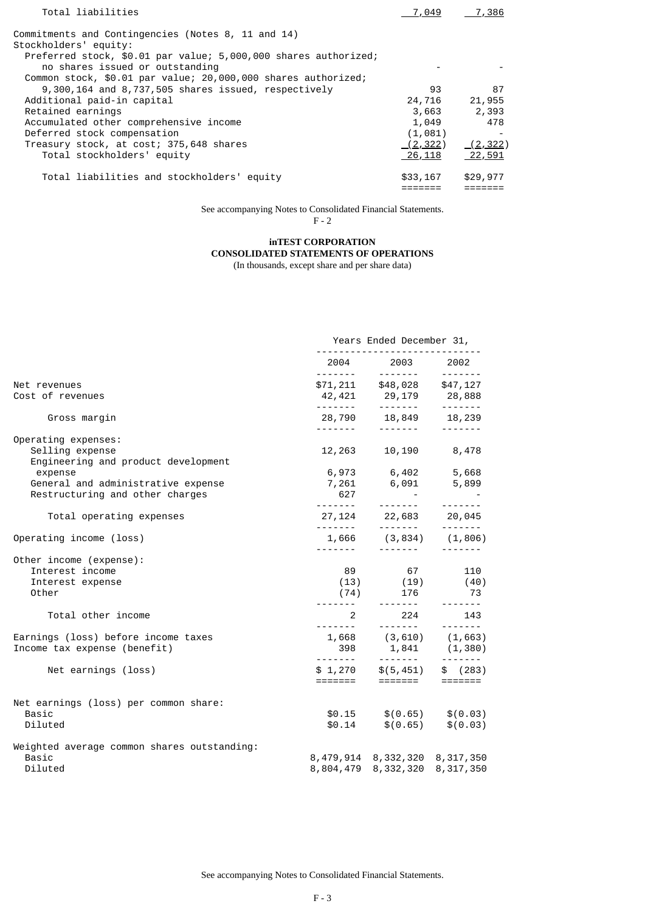| | | |
|---|---|---|
| Total liabilities | 7,049 | 7,386 |
| | | |
| Commitments and Contingencies (Notes 8, 11 and 14) | | |
| Stockholders' equity: | | |
| Preferred stock, $0.01 par value; 5,000,000 shares authorized; no shares issued or outstanding | - | - |
| Common stock, $0.01 par value; 20,000,000 shares authorized; 9,300,164 and 8,737,505 shares issued, respectively | 93 | 87 |
| Additional paid-in capital | 24,716 | 21,955 |
| Retained earnings | 3,663 | 2,393 |
| Accumulated other comprehensive income | 1,049 | 478 |
| Deferred stock compensation | (1,081) | - |
| Treasury stock, at cost; 375,648 shares | (2,322) | (2,322) |
| Total stockholders' equity | 26,118 | 22,591 |
| | | |
| Total liabilities and stockholders' equity | $33,167 | $29,977 |

See accompanying Notes to Consolidated Financial Statements.

**inTEST CORPORATION**
**CONSOLIDATED STATEMENTS OF OPERATIONS**
(In thousands, except share and per share data)

| | Years Ended December 31, | | |
|---|---|---|---|
| | 2004 | 2003 | 2002 |
| Net revenues | $71,211 | $48,028 | $47,127 |
| Cost of revenues | 42,421 | 29,179 | 28,888 |
| Gross margin | 28,790 | 18,849 | 18,239 |
| Operating expenses: | | | |
| Selling expense | 12,263 | 10,190 | 8,478 |
| Engineering and product development expense | 6,973 | 6,402 | 5,668 |
| General and administrative expense | 7,261 | 6,091 | 5,899 |
| Restructuring and other charges | 627 | - | - |
| Total operating expenses | 27,124 | 22,683 | 20,045 |
| Operating income (loss) | 1,666 | (3,834) | (1,806) |
| Other income (expense): | | | |
| Interest income | 89 | 67 | 110 |
| Interest expense | (13) | (19) | (40) |
| Other | (74) | 176 | 73 |
| Total other income | 2 | 224 | 143 |
| Earnings (loss) before income taxes | 1,668 | (3,610) | (1,663) |
| Income tax expense (benefit) | 398 | 1,841 | (1,380) |
| Net earnings (loss) | $ 1,270 | $(5,451) | $ (283) |
| Net earnings (loss) per common share: | | | |
| Basic | $0.15 | $(0.65) | $(0.03) |
| Diluted | $0.14 | $(0.65) | $(0.03) |
| Weighted average common shares outstanding: | | | |
| Basic | 8,479,914 | 8,332,320 | 8,317,350 |
| Diluted | 8,804,479 | 8,332,320 | 8,317,350 |

See accompanying Notes to Consolidated Financial Statements.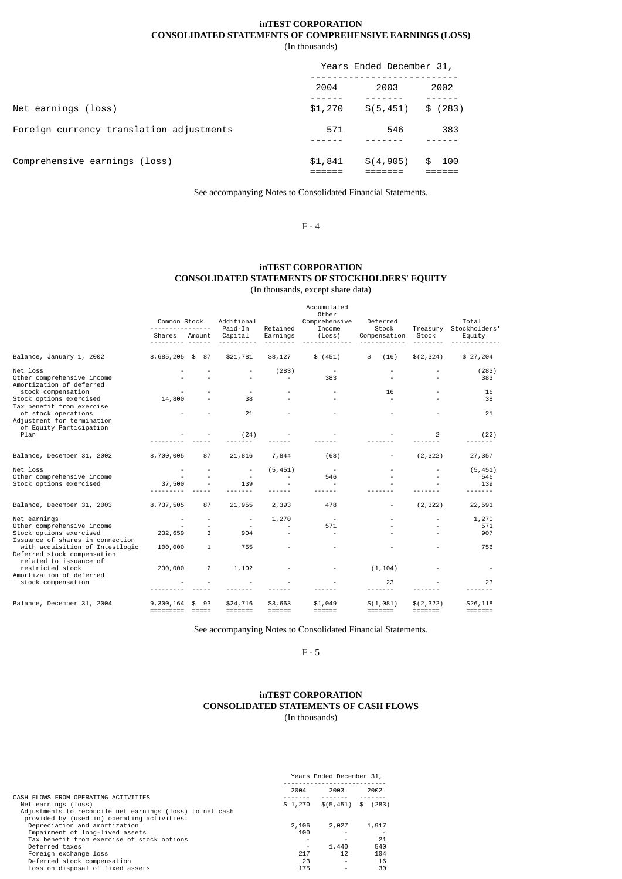**inTEST CORPORATION**
**CONSOLIDATED STATEMENTS OF COMPREHENSIVE EARNINGS (LOSS)**
(In thousands)

| | Years Ended December 31, | | |
|---|---|---|---|
| | 2004 | 2003 | 2002 |
| Net earnings (loss) | $1,270 | $(5,451) | $ (283) |
| Foreign currency translation adjustments | 571 | 546 | 383 |
| Comprehensive earnings (loss) | $1,841 | $(4,905) | $ 100 |

See accompanying Notes to Consolidated Financial Statements.

**inTEST CORPORATION**
**CONSOLIDATED STATEMENTS OF STOCKHOLDERS' EQUITY**
(In thousands, except share data)

| | Common Stock | | Additional Paid-In Capital | Retained Earnings | Accumulated Other Comprehensive Income (Loss) | Deferred Stock Compensation | Treasury Stock | Total Stockholders' Equity |
|---|---|---|---|---|---|---|---|---|
| | Shares | Amount | | | | | | |
| Balance, January 1, 2002 | 8,685,205 | $ 87 | $21,781 | $8,127 | $ (451) | $ (16) | $(2,324) | $ 27,204 |
| Net loss | - | - | - | (283) | - | - | - | (283) |
| Other comprehensive income | - | - | - | - | 383 | - | - | 383 |
| Amortization of deferred stock compensation | - | - | - | - | - | 16 | - | 16 |
| Stock options exercised | 14,800 | - | 38 | - | - | - | - | 38 |
| Tax benefit from exercise of stock operations | - | - | 21 | - | - | - | - | 21 |
| Adjustment for termination of Equity Participation Plan | - | - | (24) | - | - | - | 2 | (22) |
| Balance, December 31, 2002 | 8,700,005 | 87 | 21,816 | 7,844 | (68) | - | (2,322) | 27,357 |
| Net loss | - | - | - | (5,451) | - | - | - | (5,451) |
| Other comprehensive income | - | - | - | - | 546 | - | - | 546 |
| Stock options exercised | 37,500 | - | 139 | - | - | - | - | 139 |
| Balance, December 31, 2003 | 8,737,505 | 87 | 21,955 | 2,393 | 478 | - | (2,322) | 22,591 |
| Net earnings | - | - | - | 1,270 | - | - | - | 1,270 |
| Other comprehensive income | - | - | - | - | 571 | - | - | 571 |
| Stock options exercised | 232,659 | 3 | 904 | - | - | - | - | 907 |
| Issuance of shares in connection with acquisition of Intestlogic | 100,000 | 1 | 755 | - | - | - | - | 756 |
| Deferred stock compensation related to issuance of restricted stock | 230,000 | 2 | 1,102 | - | - | (1,104) | - | - |
| Amortization of deferred stock compensation | - | - | - | - | - | 23 | - | 23 |
| Balance, December 31, 2004 | 9,300,164 | $ 93 | $24,716 | $3,663 | $1,049 | $(1,081) | $(2,322) | $26,118 |

See accompanying Notes to Consolidated Financial Statements.

**inTEST CORPORATION**
**CONSOLIDATED STATEMENTS OF CASH FLOWS**
(In thousands)

| | Years Ended December 31, | | |
|---|---|---|---|
| | 2004 | 2003 | 2002 |
| CASH FLOWS FROM OPERATING ACTIVITIES | | | |
| Net earnings (loss) | $ 1,270 | $(5,451) | $ (283) |
| Adjustments to reconcile net earnings (loss) to net cash provided by (used in) operating activities: | | | |
| Depreciation and amortization | 2,106 | 2,027 | 1,917 |
| Impairment of long-lived assets | 100 | - | - |
| Tax benefit from exercise of stock options | - | - | 21 |
| Deferred taxes | - | 1,440 | 540 |
| Foreign exchange loss | 217 | 12 | 104 |
| Deferred stock compensation | 23 | - | 16 |
| Loss on disposal of fixed assets | 175 | - | 30 |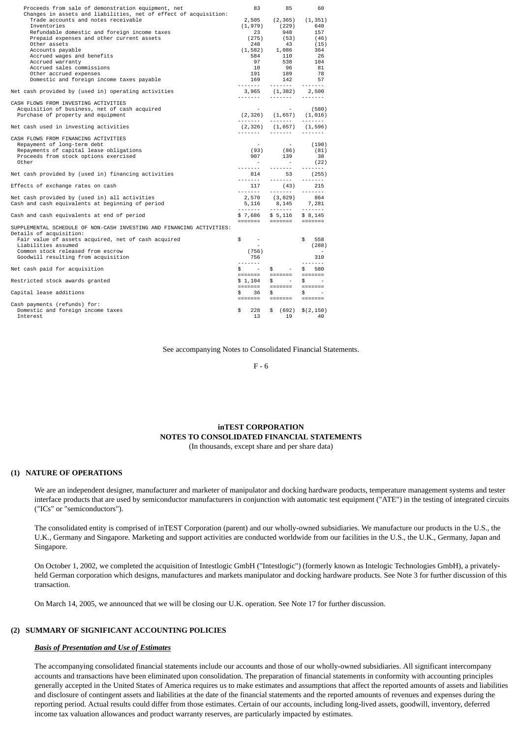| | | | |
|---|---|---|---|
| Proceeds from sale of demonstration equipment, net | 83 | 85 | 60 |
| Changes in assets and liabilities, net of effect of acquisition: | | | |
| Trade accounts and notes receivable | 2,505 | (2,365) | (1,351) |
| Inventories | (1,979) | (229) | 640 |
| Refundable domestic and foreign income taxes | 23 | 948 | 157 |
| Prepaid expenses and other current assets | (275) | (53) | (46) |
| Other assets | 248 | 43 | (15) |
| Accounts payable | (1,582) | 1,086 | 364 |
| Accrued wages and benefits | 584 | 110 | 26 |
| Accrued warranty | 97 | 538 | 104 |
| Accrued sales commissions | 10 | 96 | 81 |
| Other accrued expenses | 191 | 189 | 78 |
| Domestic and foreign income taxes payable | 169 | 142 | 57 |
| Net cash provided by (used in) operating activities | 3,965 | (1,382) | 2,500 |
| CASH FLOWS FROM INVESTING ACTIVITIES | | | |
| Acquisition of business, net of cash acquired | - | - | (580) |
| Purchase of property and equipment | (2,326) | (1,657) | (1,016) |
| Net cash used in investing activities | (2,326) | (1,657) | (1,596) |
| CASH FLOWS FROM FINANCING ACTIVITIES | | | |
| Repayment of long-term debt | - | - | (190) |
| Repayments of capital lease obligations | (93) | (86) | (81) |
| Proceeds from stock options exercised | 907 | 139 | 38 |
| Other | - | - | (22) |
| Net cash provided by (used in) financing activities | 814 | 53 | (255) |
| Effects of exchange rates on cash | 117 | (43) | 215 |
| Net cash provided by (used in) all activities | 2,570 | (3,029) | 864 |
| Cash and cash equivalents at beginning of period | 5,116 | 8,145 | 7,281 |
| Cash and cash equivalents at end of period | $ 7,686 | $ 5,116 | $ 8,145 |
| SUPPLEMENTAL SCHEDULE OF NON-CASH INVESTING AND FINANCING ACTIVITIES: | | | |
| Details of acquisition: | | | |
| Fair value of assets acquired, net of cash acquired | $ - | | $ 558 |
| Liabilities assumed | - | | (288) |
| Common stock released from escrow | (756) | | - |
| Goodwill resulting from acquisition | 756 | | 310 |
| Net cash paid for acquisition | $ - | $ - | $ 580 |
| Restricted stock awards granted | $ 1,104 | $ - | $ - |
| Capital lease additions | $ 36 | $ | $ - |
| Cash payments (refunds) for: | | | |
| Domestic and foreign income taxes | $ 228 | $ (692) | $(2,150) |
| Interest | 13 | 19 | 40 |

See accompanying Notes to Consolidated Financial Statements.

**inTEST CORPORATION**
**NOTES TO CONSOLIDATED FINANCIAL STATEMENTS**
(In thousands, except share and per share data)

## (1) NATURE OF OPERATIONS

We are an independent designer, manufacturer and marketer of manipulator and docking hardware products, temperature management systems and tester interface products that are used by semiconductor manufacturers in conjunction with automatic test equipment ("ATE") in the testing of integrated circuits ("ICs" or "semiconductors").

The consolidated entity is comprised of inTEST Corporation (parent) and our wholly-owned subsidiaries. We manufacture our products in the U.S., the U.K., Germany and Singapore. Marketing and support activities are conducted worldwide from our facilities in the U.S., the U.K., Germany, Japan and Singapore.

On October 1, 2002, we completed the acquisition of Intestlogic GmbH ("Intestlogic") (formerly known as Intelogic Technologies GmbH), a privately-held German corporation which designs, manufactures and markets manipulator and docking hardware products. See Note 3 for further discussion of this transaction.

On March 14, 2005, we announced that we will be closing our U.K. operation. See Note 17 for further discussion.

## (2) SUMMARY OF SIGNIFICANT ACCOUNTING POLICIES

***Basis of Presentation and Use of Estimates***

The accompanying consolidated financial statements include our accounts and those of our wholly-owned subsidiaries. All significant intercompany accounts and transactions have been eliminated upon consolidation. The preparation of financial statements in conformity with accounting principles generally accepted in the United States of America requires us to make estimates and assumptions that affect the reported amounts of assets and liabilities and disclosure of contingent assets and liabilities at the date of the financial statements and the reported amounts of revenues and expenses during the reporting period. Actual results could differ from those estimates. Certain of our accounts, including long-lived assets, goodwill, inventory, deferred income tax valuation allowances and product warranty reserves, are particularly impacted by estimates.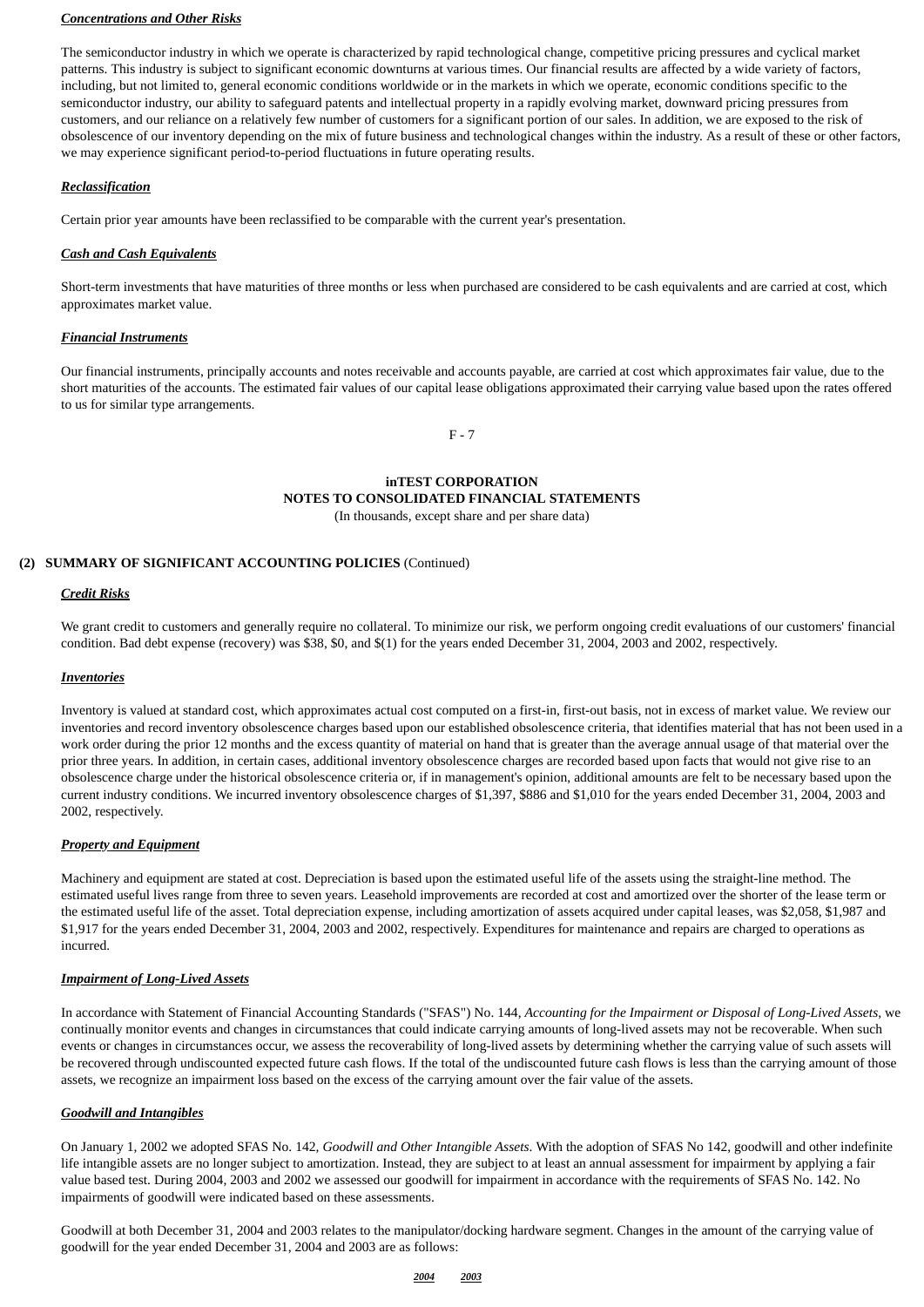***Concentrations and Other Risks***

The semiconductor industry in which we operate is characterized by rapid technological change, competitive pricing pressures and cyclical market patterns. This industry is subject to significant economic downturns at various times. Our financial results are affected by a wide variety of factors, including, but not limited to, general economic conditions worldwide or in the markets in which we operate, economic conditions specific to the semiconductor industry, our ability to safeguard patents and intellectual property in a rapidly evolving market, downward pricing pressures from customers, and our reliance on a relatively few number of customers for a significant portion of our sales. In addition, we are exposed to the risk of obsolescence of our inventory depending on the mix of future business and technological changes within the industry. As a result of these or other factors, we may experience significant period-to-period fluctuations in future operating results.

***Reclassification***

Certain prior year amounts have been reclassified to be comparable with the current year's presentation.

***Cash and Cash Equivalents***

Short-term investments that have maturities of three months or less when purchased are considered to be cash equivalents and are carried at cost, which approximates market value.

***Financial Instruments***

Our financial instruments, principally accounts and notes receivable and accounts payable, are carried at cost which approximates fair value, due to the short maturities of the accounts. The estimated fair values of our capital lease obligations approximated their carrying value based upon the rates offered to us for similar type arrangements.

**inTEST CORPORATION**
**NOTES TO CONSOLIDATED FINANCIAL STATEMENTS**
(In thousands, except share and per share data)

**(2) SUMMARY OF SIGNIFICANT ACCOUNTING POLICIES** (Continued)

***Credit Risks***

We grant credit to customers and generally require no collateral. To minimize our risk, we perform ongoing credit evaluations of our customers' financial condition. Bad debt expense (recovery) was $38, $0, and $(1) for the years ended December 31, 2004, 2003 and 2002, respectively.

***Inventories***

Inventory is valued at standard cost, which approximates actual cost computed on a first-in, first-out basis, not in excess of market value. We review our inventories and record inventory obsolescence charges based upon our established obsolescence criteria, that identifies material that has not been used in a work order during the prior 12 months and the excess quantity of material on hand that is greater than the average annual usage of that material over the prior three years. In addition, in certain cases, additional inventory obsolescence charges are recorded based upon facts that would not give rise to an obsolescence charge under the historical obsolescence criteria or, if in management's opinion, additional amounts are felt to be necessary based upon the current industry conditions. We incurred inventory obsolescence charges of $1,397, $886 and $1,010 for the years ended December 31, 2004, 2003 and 2002, respectively.

***Property and Equipment***

Machinery and equipment are stated at cost. Depreciation is based upon the estimated useful life of the assets using the straight-line method. The estimated useful lives range from three to seven years. Leasehold improvements are recorded at cost and amortized over the shorter of the lease term or the estimated useful life of the asset. Total depreciation expense, including amortization of assets acquired under capital leases, was $2,058, $1,987 and $1,917 for the years ended December 31, 2004, 2003 and 2002, respectively. Expenditures for maintenance and repairs are charged to operations as incurred.

***Impairment of Long-Lived Assets***

In accordance with Statement of Financial Accounting Standards ("SFAS") No. 144, *Accounting for the Impairment or Disposal of Long-Lived Assets*, we continually monitor events and changes in circumstances that could indicate carrying amounts of long-lived assets may not be recoverable. When such events or changes in circumstances occur, we assess the recoverability of long-lived assets by determining whether the carrying value of such assets will be recovered through undiscounted expected future cash flows. If the total of the undiscounted future cash flows is less than the carrying amount of those assets, we recognize an impairment loss based on the excess of the carrying amount over the fair value of the assets.

***Goodwill and Intangibles***

On January 1, 2002 we adopted SFAS No. 142, *Goodwill and Other Intangible Assets*. With the adoption of SFAS No 142, goodwill and other indefinite life intangible assets are no longer subject to amortization. Instead, they are subject to at least an annual assessment for impairment by applying a fair value based test. During 2004, 2003 and 2002 we assessed our goodwill for impairment in accordance with the requirements of SFAS No. 142. No impairments of goodwill were indicated based on these assessments.

Goodwill at both December 31, 2004 and 2003 relates to the manipulator/docking hardware segment. Changes in the amount of the carrying value of goodwill for the year ended December 31, 2004 and 2003 are as follows:

| | *2004* | *2003* |
|---|---|---|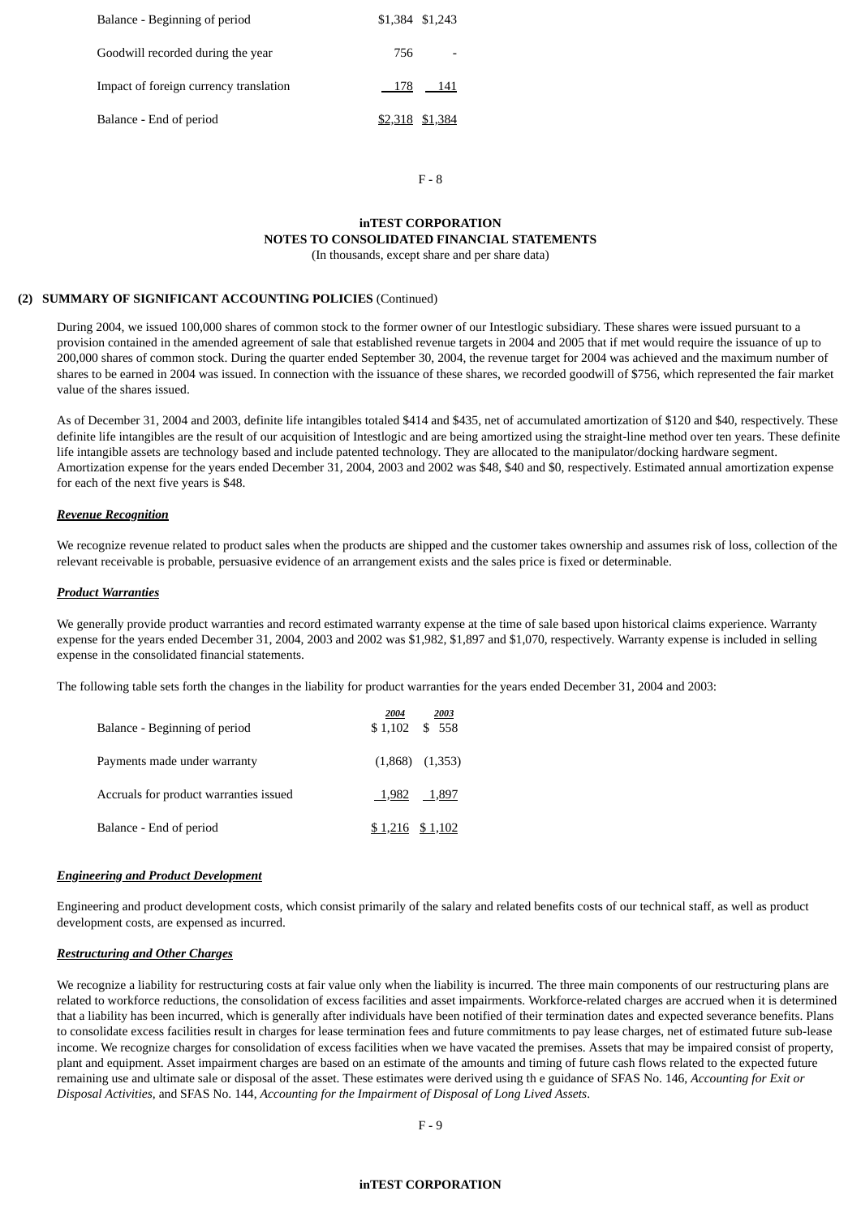| | | |
|---|---|---|
| Balance - Beginning of period | $1,384 | $1,243 |
| Goodwill recorded during the year | 756 | - |
| Impact of foreign currency translation | 178 | 141 |
| Balance - End of period | $2,318 | $1,384 |

**inTEST CORPORATION**
**NOTES TO CONSOLIDATED FINANCIAL STATEMENTS**
(In thousands, except share and per share data)

**(2) SUMMARY OF SIGNIFICANT ACCOUNTING POLICIES** (Continued)

During 2004, we issued 100,000 shares of common stock to the former owner of our Intestlogic subsidiary. These shares were issued pursuant to a provision contained in the amended agreement of sale that established revenue targets in 2004 and 2005 that if met would require the issuance of up to 200,000 shares of common stock. During the quarter ended September 30, 2004, the revenue target for 2004 was achieved and the maximum number of shares to be earned in 2004 was issued. In connection with the issuance of these shares, we recorded goodwill of $756, which represented the fair market value of the shares issued.

As of December 31, 2004 and 2003, definite life intangibles totaled $414 and $435, net of accumulated amortization of $120 and $40, respectively. These definite life intangibles are the result of our acquisition of Intestlogic and are being amortized using the straight-line method over ten years. These definite life intangible assets are technology based and include patented technology. They are allocated to the manipulator/docking hardware segment. Amortization expense for the years ended December 31, 2004, 2003 and 2002 was $48, $40 and $0, respectively. Estimated annual amortization expense for each of the next five years is $48.

***Revenue Recognition***

We recognize revenue related to product sales when the products are shipped and the customer takes ownership and assumes risk of loss, collection of the relevant receivable is probable, persuasive evidence of an arrangement exists and the sales price is fixed or determinable.

***Product Warranties***

We generally provide product warranties and record estimated warranty expense at the time of sale based upon historical claims experience. Warranty expense for the years ended December 31, 2004, 2003 and 2002 was $1,982, $1,897 and $1,070, respectively. Warranty expense is included in selling expense in the consolidated financial statements.

The following table sets forth the changes in the liability for product warranties for the years ended December 31, 2004 and 2003:

| | *2004* | *2003* |
|---|---|---|
| Balance - Beginning of period | $ 1,102 | $ 558 |
| Payments made under warranty | (1,868) | (1,353) |
| Accruals for product warranties issued | 1,982 | 1,897 |
| Balance - End of period | $ 1,216 | $ 1,102 |

***Engineering and Product Development***

Engineering and product development costs, which consist primarily of the salary and related benefits costs of our technical staff, as well as product development costs, are expensed as incurred.

***Restructuring and Other Charges***

We recognize a liability for restructuring costs at fair value only when the liability is incurred. The three main components of our restructuring plans are related to workforce reductions, the consolidation of excess facilities and asset impairments. Workforce-related charges are accrued when it is determined that a liability has been incurred, which is generally after individuals have been notified of their termination dates and expected severance benefits. Plans to consolidate excess facilities result in charges for lease termination fees and future commitments to pay lease charges, net of estimated future sub-lease income. We recognize charges for consolidation of excess facilities when we have vacated the premises. Assets that may be impaired consist of property, plant and equipment. Asset impairment charges are based on an estimate of the amounts and timing of future cash flows related to the expected future remaining use and ultimate sale or disposal of the asset. These estimates were derived using th e guidance of SFAS No. 146, *Accounting for Exit or Disposal Activities,* and SFAS No. 144, *Accounting for the Impairment of Disposal of Long Lived Assets*.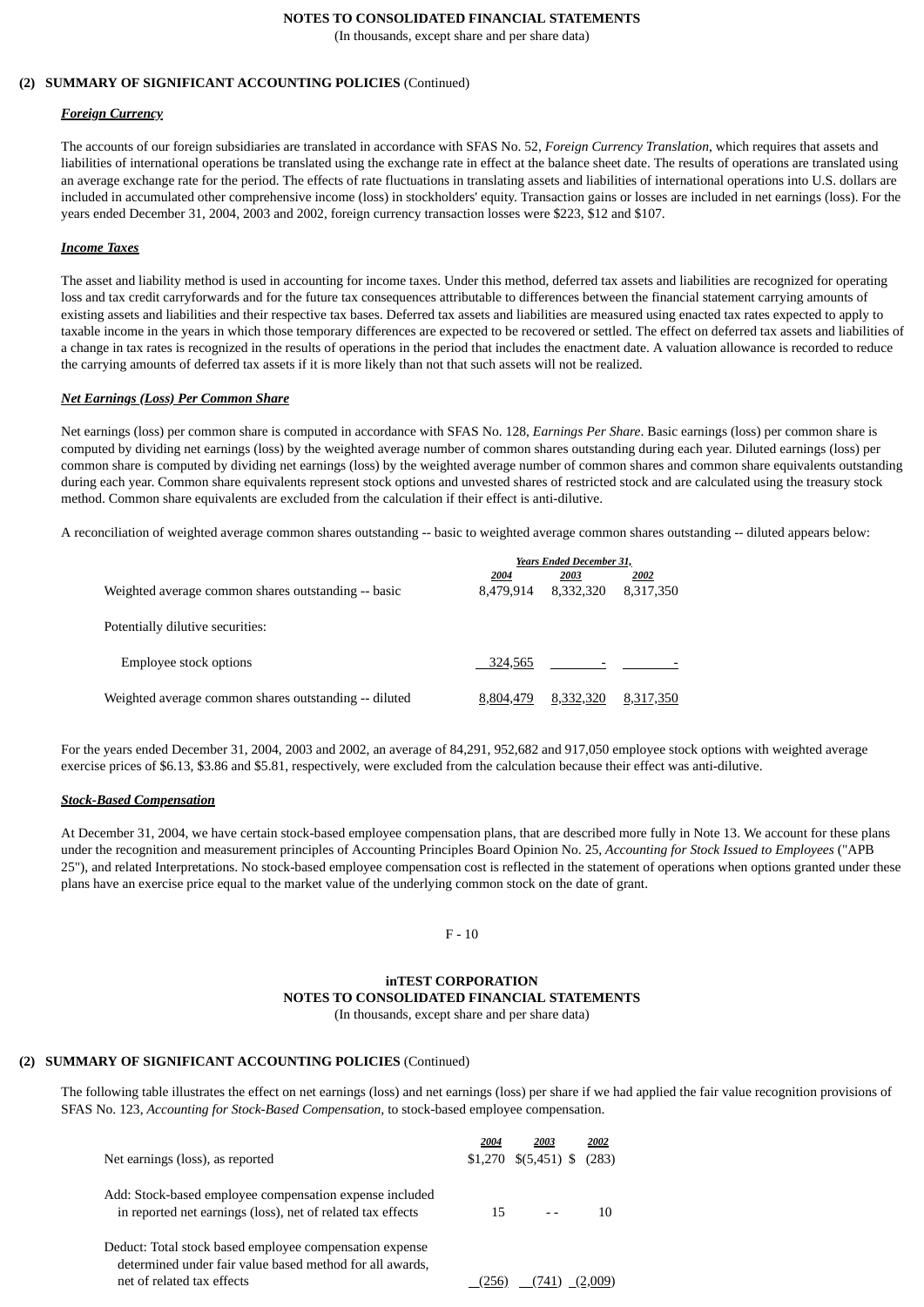**NOTES TO CONSOLIDATED FINANCIAL STATEMENTS**
(In thousands, except share and per share data)

**(2) SUMMARY OF SIGNIFICANT ACCOUNTING POLICIES** (Continued)

***Foreign Currency***

The accounts of our foreign subsidiaries are translated in accordance with SFAS No. 52, *Foreign Currency Translation*, which requires that assets and liabilities of international operations be translated using the exchange rate in effect at the balance sheet date. The results of operations are translated using an average exchange rate for the period. The effects of rate fluctuations in translating assets and liabilities of international operations into U.S. dollars are included in accumulated other comprehensive income (loss) in stockholders' equity. Transaction gains or losses are included in net earnings (loss). For the years ended December 31, 2004, 2003 and 2002, foreign currency transaction losses were $223, $12 and $107.

***Income Taxes***

The asset and liability method is used in accounting for income taxes. Under this method, deferred tax assets and liabilities are recognized for operating loss and tax credit carryforwards and for the future tax consequences attributable to differences between the financial statement carrying amounts of existing assets and liabilities and their respective tax bases. Deferred tax assets and liabilities are measured using enacted tax rates expected to apply to taxable income in the years in which those temporary differences are expected to be recovered or settled. The effect on deferred tax assets and liabilities of a change in tax rates is recognized in the results of operations in the period that includes the enactment date. A valuation allowance is recorded to reduce the carrying amounts of deferred tax assets if it is more likely than not that such assets will not be realized.

***Net Earnings (Loss) Per Common Share***

Net earnings (loss) per common share is computed in accordance with SFAS No. 128, *Earnings Per Share*. Basic earnings (loss) per common share is computed by dividing net earnings (loss) by the weighted average number of common shares outstanding during each year. Diluted earnings (loss) per common share is computed by dividing net earnings (loss) by the weighted average number of common shares and common share equivalents outstanding during each year. Common share equivalents represent stock options and unvested shares of restricted stock and are calculated using the treasury stock method. Common share equivalents are excluded from the calculation if their effect is anti-dilutive.

A reconciliation of weighted average common shares outstanding -- basic to weighted average common shares outstanding -- diluted appears below:

| | Years Ended December 31, | | |
|---|---|---|---|
| | 2004 | 2003 | 2002 |
| Weighted average common shares outstanding -- basic | 8,479,914 | 8,332,320 | 8,317,350 |
| Potentially dilutive securities: | | | |
| Employee stock options | 324,565 | - | - |
| Weighted average common shares outstanding -- diluted | 8,804,479 | 8,332,320 | 8,317,350 |

For the years ended December 31, 2004, 2003 and 2002, an average of 84,291, 952,682 and 917,050 employee stock options with weighted average exercise prices of $6.13, $3.86 and $5.81, respectively, were excluded from the calculation because their effect was anti-dilutive.

***Stock-Based Compensation***

At December 31, 2004, we have certain stock-based employee compensation plans, that are described more fully in Note 13. We account for these plans under the recognition and measurement principles of Accounting Principles Board Opinion No. 25, *Accounting for Stock Issued to Employees* ("APB 25"), and related Interpretations. No stock-based employee compensation cost is reflected in the statement of operations when options granted under these plans have an exercise price equal to the market value of the underlying common stock on the date of grant.

**inTEST CORPORATION**
**NOTES TO CONSOLIDATED FINANCIAL STATEMENTS**
(In thousands, except share and per share data)

**(2) SUMMARY OF SIGNIFICANT ACCOUNTING POLICIES** (Continued)

The following table illustrates the effect on net earnings (loss) and net earnings (loss) per share if we had applied the fair value recognition provisions of SFAS No. 123, *Accounting for Stock-Based Compensation*, to stock-based employee compensation.

| | 2004 | 2003 | 2002 |
|---|---|---|---|
| Net earnings (loss), as reported | $1,270 | $(5,451) | $ (283) |
| Add: Stock-based employee compensation expense included in reported net earnings (loss), net of related tax effects | 15 | - - | 10 |
| Deduct: Total stock based employee compensation expense determined under fair value based method for all awards, net of related tax effects | (256) | (741) | (2,009) |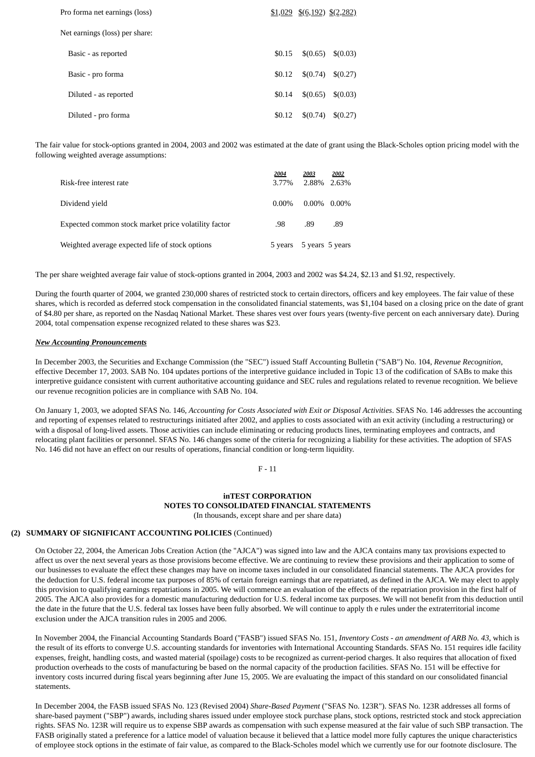| | | | |
|---|---|---|---|
| Pro forma net earnings (loss) | $1,029 | $(6,192) | $(2,282) |
| Net earnings (loss) per share: | | | |
| Basic - as reported | $0.15 | $(0.65) | $(0.03) |
| Basic - pro forma | $0.12 | $(0.74) | $(0.27) |
| Diluted - as reported | $0.14 | $(0.65) | $(0.03) |
| Diluted - pro forma | $0.12 | $(0.74) | $(0.27) |

The fair value for stock-options granted in 2004, 2003 and 2002 was estimated at the date of grant using the Black-Scholes option pricing model with the following weighted average assumptions:

| | 2004 | 2003 | 2002 |
|---|---|---|---|
| Risk-free interest rate | 3.77% | 2.88% | 2.63% |
| Dividend yield | 0.00% | 0.00% | 0.00% |
| Expected common stock market price volatility factor | .98 | .89 | .89 |
| Weighted average expected life of stock options | 5 years | 5 years | 5 years |

The per share weighted average fair value of stock-options granted in 2004, 2003 and 2002 was $4.24, $2.13 and $1.92, respectively.

During the fourth quarter of 2004, we granted 230,000 shares of restricted stock to certain directors, officers and key employees. The fair value of these shares, which is recorded as deferred stock compensation in the consolidated financial statements, was $1,104 based on a closing price on the date of grant of $4.80 per share, as reported on the Nasdaq National Market. These shares vest over fours years (twenty-five percent on each anniversary date). During 2004, total compensation expense recognized related to these shares was $23.

***New Accounting Pronouncements***

In December 2003, the Securities and Exchange Commission (the "SEC") issued Staff Accounting Bulletin ("SAB") No. 104, *Revenue Recognition*, effective December 17, 2003. SAB No. 104 updates portions of the interpretive guidance included in Topic 13 of the codification of SABs to make this interpretive guidance consistent with current authoritative accounting guidance and SEC rules and regulations related to revenue recognition. We believe our revenue recognition policies are in compliance with SAB No. 104.

On January 1, 2003, we adopted SFAS No. 146, *Accounting for Costs Associated with Exit or Disposal Activities*. SFAS No. 146 addresses the accounting and reporting of expenses related to restructurings initiated after 2002, and applies to costs associated with an exit activity (including a restructuring) or with a disposal of long-lived assets. Those activities can include eliminating or reducing products lines, terminating employees and contracts, and relocating plant facilities or personnel. SFAS No. 146 changes some of the criteria for recognizing a liability for these activities. The adoption of SFAS No. 146 did not have an effect on our results of operations, financial condition or long-term liquidity.

**inTEST CORPORATION**
**NOTES TO CONSOLIDATED FINANCIAL STATEMENTS**
(In thousands, except share and per share data)

**(2) SUMMARY OF SIGNIFICANT ACCOUNTING POLICIES** (Continued)

On October 22, 2004, the American Jobs Creation Action (the "AJCA") was signed into law and the AJCA contains many tax provisions expected to affect us over the next several years as those provisions become effective. We are continuing to review these provisions and their application to some of our businesses to evaluate the effect these changes may have on income taxes included in our consolidated financial statements. The AJCA provides for the deduction for U.S. federal income tax purposes of 85% of certain foreign earnings that are repatriated, as defined in the AJCA. We may elect to apply this provision to qualifying earnings repatriations in 2005. We will commence an evaluation of the effects of the repatriation provision in the first half of 2005. The AJCA also provides for a domestic manufacturing deduction for U.S. federal income tax purposes. We will not benefit from this deduction until the date in the future that the U.S. federal tax losses have been fully absorbed. We will continue to apply th e rules under the extraterritorial income exclusion under the AJCA transition rules in 2005 and 2006.

In November 2004, the Financial Accounting Standards Board ("FASB") issued SFAS No. 151, *Inventory Costs - an amendment of ARB No. 43*, which is the result of its efforts to converge U.S. accounting standards for inventories with International Accounting Standards. SFAS No. 151 requires idle facility expenses, freight, handling costs, and wasted material (spoilage) costs to be recognized as current-period charges. It also requires that allocation of fixed production overheads to the costs of manufacturing be based on the normal capacity of the production facilities. SFAS No. 151 will be effective for inventory costs incurred during fiscal years beginning after June 15, 2005. We are evaluating the impact of this standard on our consolidated financial statements.

In December 2004, the FASB issued SFAS No. 123 (Revised 2004) *Share-Based Payment* ("SFAS No. 123R"). SFAS No. 123R addresses all forms of share-based payment ("SBP") awards, including shares issued under employee stock purchase plans, stock options, restricted stock and stock appreciation rights. SFAS No. 123R will require us to expense SBP awards as compensation with such expense measured at the fair value of such SBP transaction. The FASB originally stated a preference for a lattice model of valuation because it believed that a lattice model more fully captures the unique characteristics of employee stock options in the estimate of fair value, as compared to the Black-Scholes model which we currently use for our footnote disclosure. The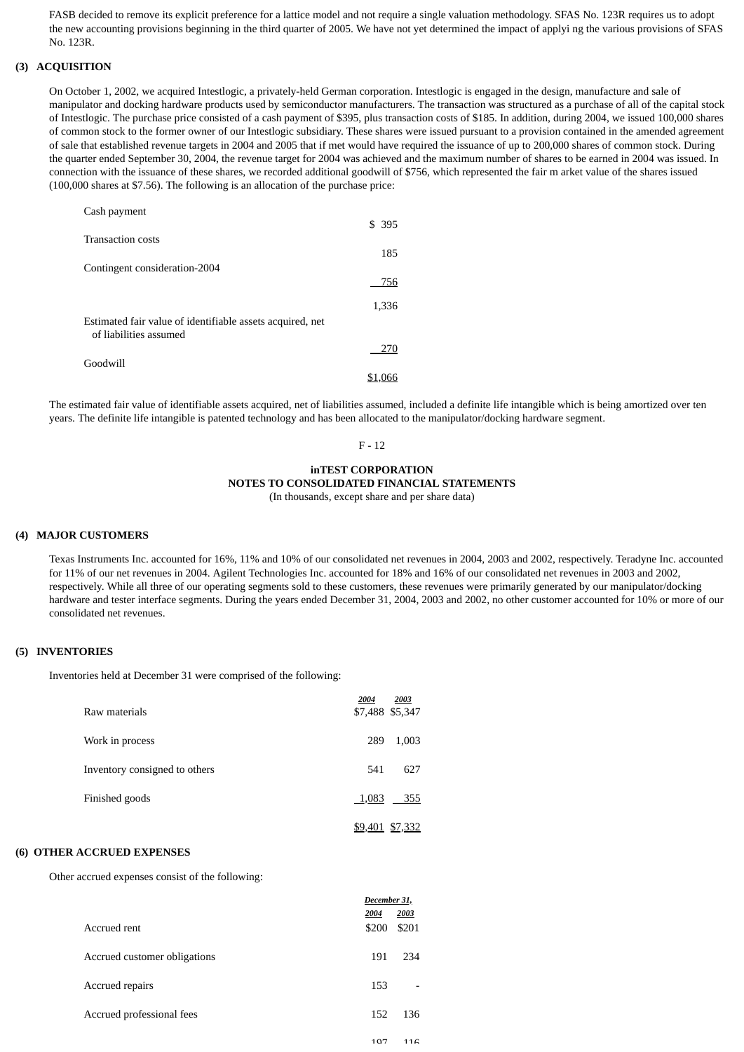FASB decided to remove its explicit preference for a lattice model and not require a single valuation methodology. SFAS No. 123R requires us to adopt the new accounting provisions beginning in the third quarter of 2005. We have not yet determined the impact of applyi ng the various provisions of SFAS No. 123R.

## (3) ACQUISITION

On October 1, 2002, we acquired Intestlogic, a privately-held German corporation. Intestlogic is engaged in the design, manufacture and sale of manipulator and docking hardware products used by semiconductor manufacturers. The transaction was structured as a purchase of all of the capital stock of Intestlogic. The purchase price consisted of a cash payment of $395, plus transaction costs of $185. In addition, during 2004, we issued 100,000 shares of common stock to the former owner of our Intestlogic subsidiary. These shares were issued pursuant to a provision contained in the amended agreement of sale that established revenue targets in 2004 and 2005 that if met would have required the issuance of up to 200,000 shares of common stock. During the quarter ended September 30, 2004, the revenue target for 2004 was achieved and the maximum number of shares to be earned in 2004 was issued. In connection with the issuance of these shares, we recorded additional goodwill of $756, which represented the fair m arket value of the shares issued (100,000 shares at $7.56). The following is an allocation of the purchase price:

| | |
|---|---|
| Cash payment | $ 395 |
| Transaction costs | 185 |
| Contingent consideration-2004 | 756 |
| | 1,336 |
| Estimated fair value of identifiable assets acquired, net of liabilities assumed | 270 |
| Goodwill | $1,066 |

The estimated fair value of identifiable assets acquired, net of liabilities assumed, included a definite life intangible which is being amortized over ten years. The definite life intangible is patented technology and has been allocated to the manipulator/docking hardware segment.

**inTEST CORPORATION**
**NOTES TO CONSOLIDATED FINANCIAL STATEMENTS**
(In thousands, except share and per share data)

## (4) MAJOR CUSTOMERS

Texas Instruments Inc. accounted for 16%, 11% and 10% of our consolidated net revenues in 2004, 2003 and 2002, respectively. Teradyne Inc. accounted for 11% of our net revenues in 2004. Agilent Technologies Inc. accounted for 18% and 16% of our consolidated net revenues in 2003 and 2002, respectively. While all three of our operating segments sold to these customers, these revenues were primarily generated by our manipulator/docking hardware and tester interface segments. During the years ended December 31, 2004, 2003 and 2002, no other customer accounted for 10% or more of our consolidated net revenues.

## (5) INVENTORIES

Inventories held at December 31 were comprised of the following:

| | *2004* | *2003* |
|---|---|---|
| Raw materials | $7,488 | $5,347 |
| Work in process | 289 | 1,003 |
| Inventory consigned to others | 541 | 627 |
| Finished goods | 1,083 | 355 |
| | $9,401 | $7,332 |

## (6) OTHER ACCRUED EXPENSES

Other accrued expenses consist of the following:

| | *December 31,* | |
|---|---|---|
| | *2004* | *2003* |
| Accrued rent | $200 | $201 |
| Accrued customer obligations | 191 | 234 |
| Accrued repairs | 153 | - |
| Accrued professional fees | 152 | 136 |
| | 197 | 116 |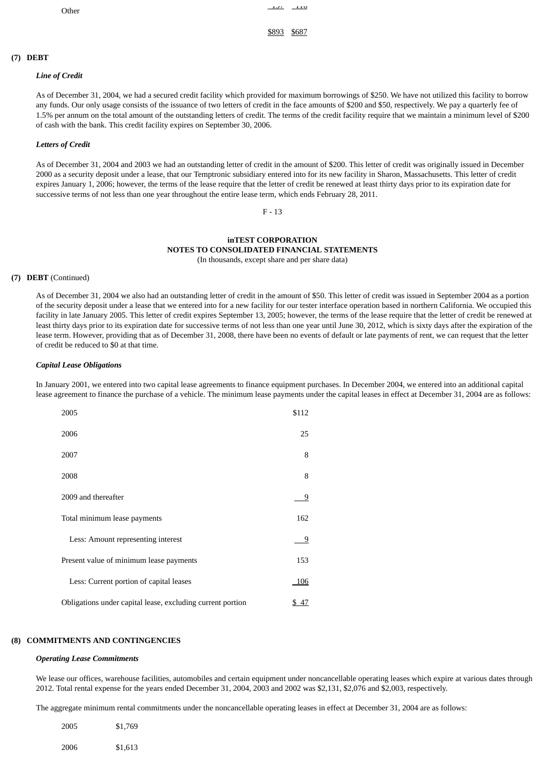| Other | 157 | 118 |
| --- | --- | --- |
| | $893 | $687 |

## (7) DEBT

### *Line of Credit*

As of December 31, 2004, we had a secured credit facility which provided for maximum borrowings of $250. We have not utilized this facility to borrow any funds. Our only usage consists of the issuance of two letters of credit in the face amounts of $200 and $50, respectively. We pay a quarterly fee of 1.5% per annum on the total amount of the outstanding letters of credit. The terms of the credit facility require that we maintain a minimum level of $200 of cash with the bank. This credit facility expires on September 30, 2006.

### *Letters of Credit*

As of December 31, 2004 and 2003 we had an outstanding letter of credit in the amount of $200. This letter of credit was originally issued in December 2000 as a security deposit under a lease, that our Temptronic subsidiary entered into for its new facility in Sharon, Massachusetts. This letter of credit expires January 1, 2006; however, the terms of the lease require that the letter of credit be renewed at least thirty days prior to its expiration date for successive terms of not less than one year throughout the entire lease term, which ends February 28, 2011.

As of December 31, 2004 we also had an outstanding letter of credit in the amount of $50. This letter of credit was issued in September 2004 as a portion of the security deposit under a lease that we entered into for a new facility for our tester interface operation based in northern California. We occupied this facility in late January 2005. This letter of credit expires September 13, 2005; however, the terms of the lease require that the letter of credit be renewed at least thirty days prior to its expiration date for successive terms of not less than one year until June 30, 2012, which is sixty days after the expiration of the lease term. However, providing that as of December 31, 2008, there have been no events of default or late payments of rent, we can request that the letter of credit be reduced to $0 at that time.

### *Capital Lease Obligations*

In January 2001, we entered into two capital lease agreements to finance equipment purchases. In December 2004, we entered into an additional capital lease agreement to finance the purchase of a vehicle. The minimum lease payments under the capital leases in effect at December 31, 2004 are as follows:

| | |
| --- | --- |
| 2005 | $112 |
| 2006 | 25 |
| 2007 | 8 |
| 2008 | 8 |
| 2009 and thereafter | 9 |
| Total minimum lease payments | 162 |
| Less: Amount representing interest | 9 |
| Present value of minimum lease payments | 153 |
| Less: Current portion of capital leases | 106 |
| Obligations under capital lease, excluding current portion | $ 47 |

## (8) COMMITMENTS AND CONTINGENCIES

### *Operating Lease Commitments*

We lease our offices, warehouse facilities, automobiles and certain equipment under noncancellable operating leases which expire at various dates through 2012. Total rental expense for the years ended December 31, 2004, 2003 and 2002 was $2,131, $2,076 and $2,003, respectively.

The aggregate minimum rental commitments under the noncancellable operating leases in effect at December 31, 2004 are as follows:

| | |
| --- | --- |
| 2005 | $1,769 |
| 2006 | $1,613 |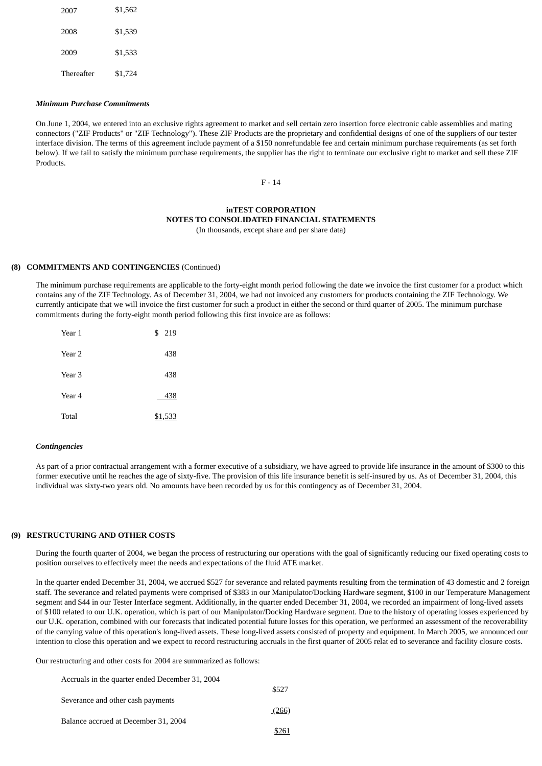| | |
|---|---|
| 2007 | $1,562 |
| 2008 | $1,539 |
| 2009 | $1,533 |
| Thereafter | $1,724 |

***Minimum Purchase Commitments***

On June 1, 2004, we entered into an exclusive rights agreement to market and sell certain zero insertion force electronic cable assemblies and mating connectors ("ZIF Products" or "ZIF Technology"). These ZIF Products are the proprietary and confidential designs of one of the suppliers of our tester interface division. The terms of this agreement include payment of a $150 nonrefundable fee and certain minimum purchase requirements (as set forth below). If we fail to satisfy the minimum purchase requirements, the supplier has the right to terminate our exclusive right to market and sell these ZIF Products.

**inTEST CORPORATION**
**NOTES TO CONSOLIDATED FINANCIAL STATEMENTS**
(In thousands, except share and per share data)

**(8) COMMITMENTS AND CONTINGENCIES** (Continued)

The minimum purchase requirements are applicable to the forty-eight month period following the date we invoice the first customer for a product which contains any of the ZIF Technology. As of December 31, 2004, we had not invoiced any customers for products containing the ZIF Technology. We currently anticipate that we will invoice the first customer for such a product in either the second or third quarter of 2005. The minimum purchase commitments during the forty-eight month period following this first invoice are as follows:

| | |
|---|---|
| Year 1 | $ 219 |
| Year 2 | 438 |
| Year 3 | 438 |
| Year 4 | 438 |
| Total | $1,533 |

***Contingencies***

As part of a prior contractual arrangement with a former executive of a subsidiary, we have agreed to provide life insurance in the amount of $300 to this former executive until he reaches the age of sixty-five. The provision of this life insurance benefit is self-insured by us. As of December 31, 2004, this individual was sixty-two years old. No amounts have been recorded by us for this contingency as of December 31, 2004.

**(9) RESTRUCTURING AND OTHER COSTS**

During the fourth quarter of 2004, we began the process of restructuring our operations with the goal of significantly reducing our fixed operating costs to position ourselves to effectively meet the needs and expectations of the fluid ATE market.

In the quarter ended December 31, 2004, we accrued $527 for severance and related payments resulting from the termination of 43 domestic and 2 foreign staff. The severance and related payments were comprised of $383 in our Manipulator/Docking Hardware segment, $100 in our Temperature Management segment and $44 in our Tester Interface segment. Additionally, in the quarter ended December 31, 2004, we recorded an impairment of long-lived assets of $100 related to our U.K. operation, which is part of our Manipulator/Docking Hardware segment. Due to the history of operating losses experienced by our U.K. operation, combined with our forecasts that indicated potential future losses for this operation, we performed an assessment of the recoverability of the carrying value of this operation's long-lived assets. These long-lived assets consisted of property and equipment. In March 2005, we announced our intention to close this operation and we expect to record restructuring accruals in the first quarter of 2005 relat ed to severance and facility closure costs.

Our restructuring and other costs for 2004 are summarized as follows:

| | |
|---|---|
| Accruals in the quarter ended December 31, 2004 | $527 |
| Severance and other cash payments | (266) |
| Balance accrued at December 31, 2004 | $261 |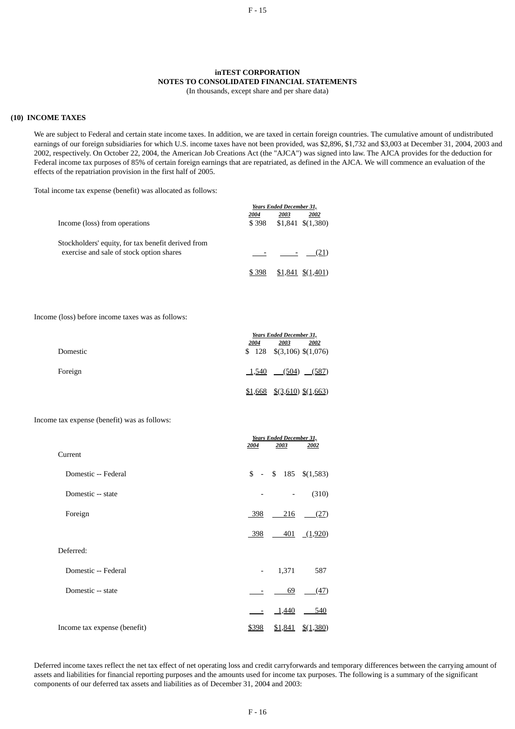**inTEST CORPORATION**
**NOTES TO CONSOLIDATED FINANCIAL STATEMENTS**
(In thousands, except share and per share data)

## (10) INCOME TAXES

We are subject to Federal and certain state income taxes. In addition, we are taxed in certain foreign countries. The cumulative amount of undistributed earnings of our foreign subsidiaries for which U.S. income taxes have not been provided, was $2,896, $1,732 and $3,003 at December 31, 2004, 2003 and 2002, respectively. On October 22, 2004, the American Job Creations Act (the "AJCA") was signed into law. The AJCA provides for the deduction for Federal income tax purposes of 85% of certain foreign earnings that are repatriated, as defined in the AJCA. We will commence an evaluation of the effects of the repatriation provision in the first half of 2005.

Total income tax expense (benefit) was allocated as follows:

| | *Years Ended December 31,* | | |
|---|---|---|---|
| | *2004* | *2003* | *2002* |
| Income (loss) from operations | $ 398 | $1,841 | $(1,380) |
| Stockholders' equity, for tax benefit derived from exercise and sale of stock option shares | - | - | (21) |
| | $ 398 | $1,841 | $(1,401) |

Income (loss) before income taxes was as follows:

| | *Years Ended December 31,* | | |
|---|---|---|---|
| | *2004* | *2003* | *2002* |
| Domestic | $ 128 | $(3,106) | $(1,076) |
| Foreign | 1,540 | (504) | (587) |
| | $1,668 | $(3,610) | $(1,663) |

Income tax expense (benefit) was as follows:

| | *Years Ended December 31,* | | |
|---|---|---|---|
| | *2004* | *2003* | *2002* |
| Current | | | |
| Domestic -- Federal | $ - | $ 185 | $(1,583) |
| Domestic -- state | - | - | (310) |
| Foreign | 398 | 216 | (27) |
| | 398 | 401 | (1,920) |
| Deferred: | | | |
| Domestic -- Federal | - | 1,371 | 587 |
| Domestic -- state | - | 69 | (47) |
| | - | 1,440 | 540 |
| Income tax expense (benefit) | $398 | $1,841 | $(1,380) |

Deferred income taxes reflect the net tax effect of net operating loss and credit carryforwards and temporary differences between the carrying amount of assets and liabilities for financial reporting purposes and the amounts used for income tax purposes. The following is a summary of the significant components of our deferred tax assets and liabilities as of December 31, 2004 and 2003: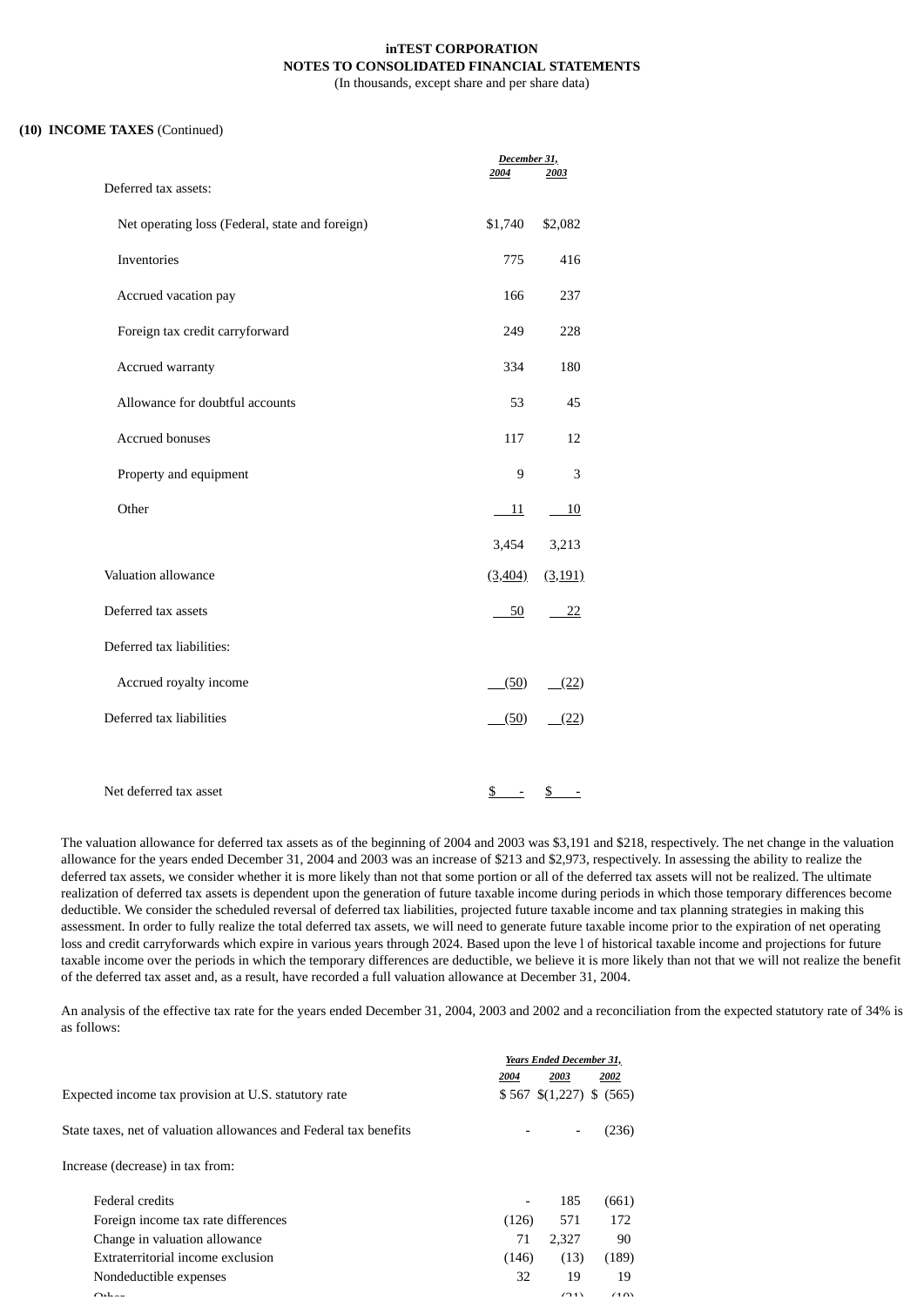**inTEST CORPORATION**
**NOTES TO CONSOLIDATED FINANCIAL STATEMENTS**
(In thousands, except share and per share data)

**(10) INCOME TAXES** (Continued)

| | December 31, 2004 | December 31, 2003 |
|---|---|---|
| Deferred tax assets: | | |
| Net operating loss (Federal, state and foreign) | $1,740 | $2,082 |
| Inventories | 775 | 416 |
| Accrued vacation pay | 166 | 237 |
| Foreign tax credit carryforward | 249 | 228 |
| Accrued warranty | 334 | 180 |
| Allowance for doubtful accounts | 53 | 45 |
| Accrued bonuses | 117 | 12 |
| Property and equipment | 9 | 3 |
| Other | 11 | 10 |
| | 3,454 | 3,213 |
| Valuation allowance | (3,404) | (3,191) |
| Deferred tax assets | 50 | 22 |
| Deferred tax liabilities: | | |
| Accrued royalty income | (50) | (22) |
| Deferred tax liabilities | (50) | (22) |
| Net deferred tax asset | $ - | $ - |

The valuation allowance for deferred tax assets as of the beginning of 2004 and 2003 was $3,191 and $218, respectively. The net change in the valuation allowance for the years ended December 31, 2004 and 2003 was an increase of $213 and $2,973, respectively. In assessing the ability to realize the deferred tax assets, we consider whether it is more likely than not that some portion or all of the deferred tax assets will not be realized. The ultimate realization of deferred tax assets is dependent upon the generation of future taxable income during periods in which those temporary differences become deductible. We consider the scheduled reversal of deferred tax liabilities, projected future taxable income and tax planning strategies in making this assessment. In order to fully realize the total deferred tax assets, we will need to generate future taxable income prior to the expiration of net operating loss and credit carryforwards which expire in various years through 2024. Based upon the leve l of historical taxable income and projections for future taxable income over the periods in which the temporary differences are deductible, we believe it is more likely than not that we will not realize the benefit of the deferred tax asset and, as a result, have recorded a full valuation allowance at December 31, 2004.

An analysis of the effective tax rate for the years ended December 31, 2004, 2003 and 2002 and a reconciliation from the expected statutory rate of 34% is as follows:

| | Years Ended December 31, 2004 | 2003 | 2002 |
|---|---|---|---|
| Expected income tax provision at U.S. statutory rate | $ 567 | $(1,227) | $ (565) |
| State taxes, net of valuation allowances and Federal tax benefits | - | - | (236) |
| Increase (decrease) in tax from: | | | |
| Federal credits | - | 185 | (661) |
| Foreign income tax rate differences | (126) | 571 | 172 |
| Change in valuation allowance | 71 | 2,327 | 90 |
| Extraterritorial income exclusion | (146) | (13) | (189) |
| Nondeductible expenses | 32 | 19 | 19 |
| Other | | (21) | (10) |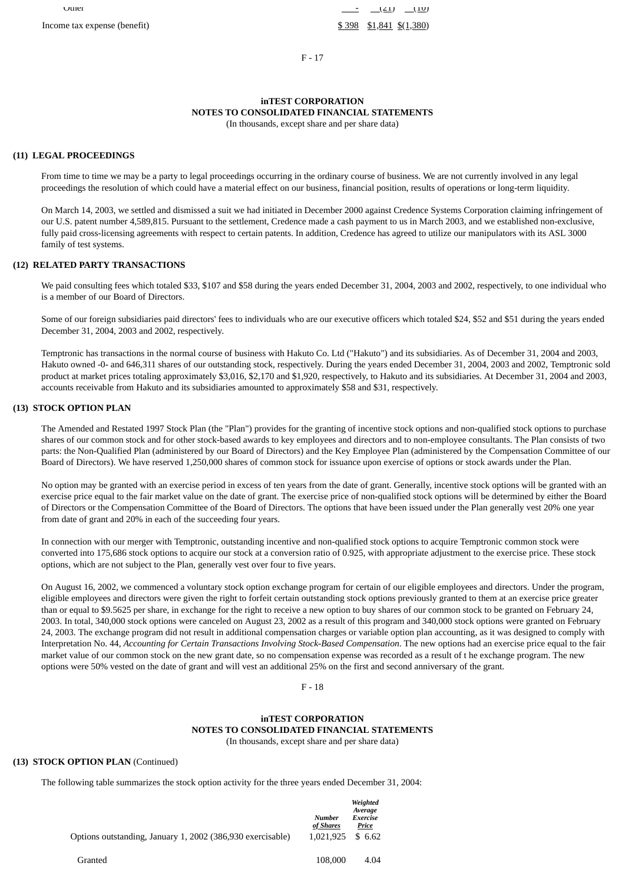| | | | |
|---|---|---|---|
| Other | - | (21) | (10) |
| Income tax expense (benefit) | $ 398 | $1,841 | $(1,380) |

**inTEST CORPORATION**
**NOTES TO CONSOLIDATED FINANCIAL STATEMENTS**
(In thousands, except share and per share data)

## (11) LEGAL PROCEEDINGS

From time to time we may be a party to legal proceedings occurring in the ordinary course of business. We are not currently involved in any legal proceedings the resolution of which could have a material effect on our business, financial position, results of operations or long-term liquidity.

On March 14, 2003, we settled and dismissed a suit we had initiated in December 2000 against Credence Systems Corporation claiming infringement of our U.S. patent number 4,589,815. Pursuant to the settlement, Credence made a cash payment to us in March 2003, and we established non-exclusive, fully paid cross-licensing agreements with respect to certain patents. In addition, Credence has agreed to utilize our manipulators with its ASL 3000 family of test systems.

## (12) RELATED PARTY TRANSACTIONS

We paid consulting fees which totaled $33, $107 and $58 during the years ended December 31, 2004, 2003 and 2002, respectively, to one individual who is a member of our Board of Directors.

Some of our foreign subsidiaries paid directors' fees to individuals who are our executive officers which totaled $24, $52 and $51 during the years ended December 31, 2004, 2003 and 2002, respectively.

Temptronic has transactions in the normal course of business with Hakuto Co. Ltd ("Hakuto") and its subsidiaries. As of December 31, 2004 and 2003, Hakuto owned -0- and 646,311 shares of our outstanding stock, respectively. During the years ended December 31, 2004, 2003 and 2002, Temptronic sold product at market prices totaling approximately $3,016, $2,170 and $1,920, respectively, to Hakuto and its subsidiaries. At December 31, 2004 and 2003, accounts receivable from Hakuto and its subsidiaries amounted to approximately $58 and $31, respectively.

## (13) STOCK OPTION PLAN

The Amended and Restated 1997 Stock Plan (the "Plan") provides for the granting of incentive stock options and non-qualified stock options to purchase shares of our common stock and for other stock-based awards to key employees and directors and to non-employee consultants. The Plan consists of two parts: the Non-Qualified Plan (administered by our Board of Directors) and the Key Employee Plan (administered by the Compensation Committee of our Board of Directors). We have reserved 1,250,000 shares of common stock for issuance upon exercise of options or stock awards under the Plan.

No option may be granted with an exercise period in excess of ten years from the date of grant. Generally, incentive stock options will be granted with an exercise price equal to the fair market value on the date of grant. The exercise price of non-qualified stock options will be determined by either the Board of Directors or the Compensation Committee of the Board of Directors. The options that have been issued under the Plan generally vest 20% one year from date of grant and 20% in each of the succeeding four years.

In connection with our merger with Temptronic, outstanding incentive and non-qualified stock options to acquire Temptronic common stock were converted into 175,686 stock options to acquire our stock at a conversion ratio of 0.925, with appropriate adjustment to the exercise price. These stock options, which are not subject to the Plan, generally vest over four to five years.

On August 16, 2002, we commenced a voluntary stock option exchange program for certain of our eligible employees and directors. Under the program, eligible employees and directors were given the right to forfeit certain outstanding stock options previously granted to them at an exercise price greater than or equal to $9.5625 per share, in exchange for the right to receive a new option to buy shares of our common stock to be granted on February 24, 2003. In total, 340,000 stock options were canceled on August 23, 2002 as a result of this program and 340,000 stock options were granted on February 24, 2003. The exchange program did not result in additional compensation charges or variable option plan accounting, as it was designed to comply with Interpretation No. 44, *Accounting for Certain Transactions Involving Stock-Based Compensation*. The new options had an exercise price equal to the fair market value of our common stock on the new grant date, so no compensation expense was recorded as a result of t he exchange program. The new options were 50% vested on the date of grant and will vest an additional 25% on the first and second anniversary of the grant.

**inTEST CORPORATION**
**NOTES TO CONSOLIDATED FINANCIAL STATEMENTS**
(In thousands, except share and per share data)

## (13) STOCK OPTION PLAN (Continued)

The following table summarizes the stock option activity for the three years ended December 31, 2004:

| | *Number of Shares* | *Weighted Average Exercise Price* |
|---|---|---|
| Options outstanding, January 1, 2002 (386,930 exercisable) | 1,021,925 | $ 6.62 |
| Granted | 108,000 | 4.04 |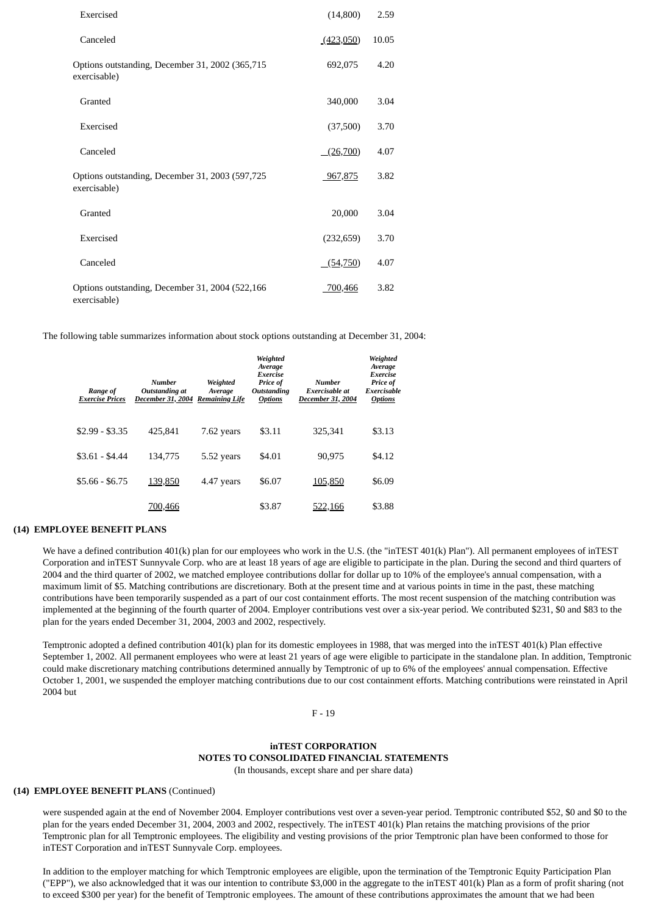| | | |
|---|---|---|
| Exercised | (14,800) | 2.59 |
| Canceled | (423,050) | 10.05 |
| Options outstanding, December 31, 2002 (365,715 exercisable) | 692,075 | 4.20 |
| Granted | 340,000 | 3.04 |
| Exercised | (37,500) | 3.70 |
| Canceled | (26,700) | 4.07 |
| Options outstanding, December 31, 2003 (597,725 exercisable) | 967,875 | 3.82 |
| Granted | 20,000 | 3.04 |
| Exercised | (232,659) | 3.70 |
| Canceled | (54,750) | 4.07 |
| Options outstanding, December 31, 2004 (522,166 exercisable) | 700,466 | 3.82 |

The following table summarizes information about stock options outstanding at December 31, 2004:

| *Range of Exercise Prices* | *Number Outstanding at December 31, 2004* | *Weighted Average Remaining Life* | *Weighted Average Exercise Price of Outstanding Options* | *Number Exercisable at December 31, 2004* | *Weighted Average Exercise Price of Exercisable Options* |
|---|---|---|---|---|---|
| $2.99 - $3.35 | 425,841 | 7.62 years | $3.11 | 325,341 | $3.13 |
| $3.61 - $4.44 | 134,775 | 5.52 years | $4.01 | 90,975 | $4.12 |
| $5.66 - $6.75 | 139,850 | 4.47 years | $6.07 | 105,850 | $6.09 |
| | 700,466 | | $3.87 | 522,166 | $3.88 |

**(14) EMPLOYEE BENEFIT PLANS**

We have a defined contribution 401(k) plan for our employees who work in the U.S. (the "inTEST 401(k) Plan"). All permanent employees of inTEST Corporation and inTEST Sunnyvale Corp. who are at least 18 years of age are eligible to participate in the plan. During the second and third quarters of 2004 and the third quarter of 2002, we matched employee contributions dollar for dollar up to 10% of the employee's annual compensation, with a maximum limit of $5. Matching contributions are discretionary. Both at the present time and at various points in time in the past, these matching contributions have been temporarily suspended as a part of our cost containment efforts. The most recent suspension of the matching contribution was implemented at the beginning of the fourth quarter of 2004. Employer contributions vest over a six-year period. We contributed $231, $0 and $83 to the plan for the years ended December 31, 2004, 2003 and 2002, respectively.

Temptronic adopted a defined contribution 401(k) plan for its domestic employees in 1988, that was merged into the inTEST 401(k) Plan effective September 1, 2002. All permanent employees who were at least 21 years of age were eligible to participate in the standalone plan. In addition, Temptronic could make discretionary matching contributions determined annually by Temptronic of up to 6% of the employees' annual compensation. Effective October 1, 2001, we suspended the employer matching contributions due to our cost containment efforts. Matching contributions were reinstated in April 2004 but were suspended again at the end of November 2004. Employer contributions vest over a seven-year period. Temptronic contributed $52, $0 and $0 to the plan for the years ended December 31, 2004, 2003 and 2002, respectively. The inTEST 401(k) Plan retains the matching provisions of the prior Temptronic plan for all Temptronic employees. The eligibility and vesting provisions of the prior Temptronic plan have been conformed to those for inTEST Corporation and inTEST Sunnyvale Corp. employees.

In addition to the employer matching for which Temptronic employees are eligible, upon the termination of the Temptronic Equity Participation Plan ("EPP"), we also acknowledged that it was our intention to contribute $3,000 in the aggregate to the inTEST 401(k) Plan as a form of profit sharing (not to exceed $300 per year) for the benefit of Temptronic employees. The amount of these contributions approximates the amount that we had been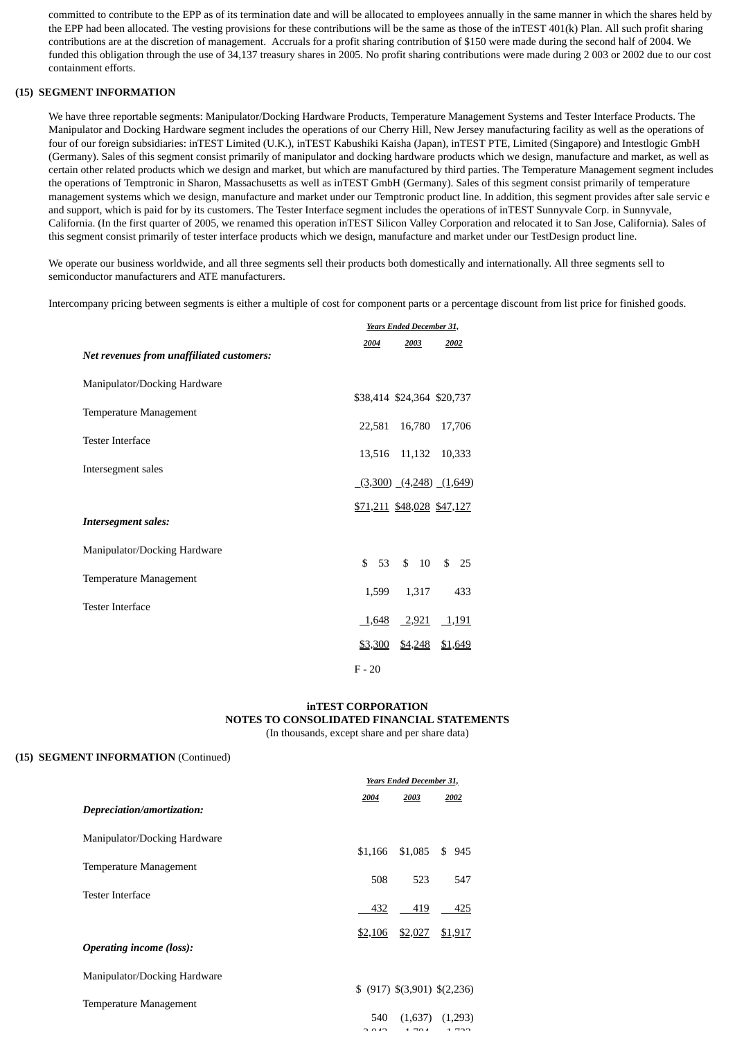committed to contribute to the EPP as of its termination date and will be allocated to employees annually in the same manner in which the shares held by the EPP had been allocated. The vesting provisions for these contributions will be the same as those of the inTEST 401(k) Plan. All such profit sharing contributions are at the discretion of management. Accruals for a profit sharing contribution of $150 were made during the second half of 2004. We funded this obligation through the use of 34,137 treasury shares in 2005. No profit sharing contributions were made during 2 003 or 2002 due to our cost containment efforts.

## (15) SEGMENT INFORMATION

We have three reportable segments: Manipulator/Docking Hardware Products, Temperature Management Systems and Tester Interface Products. The Manipulator and Docking Hardware segment includes the operations of our Cherry Hill, New Jersey manufacturing facility as well as the operations of four of our foreign subsidiaries: inTEST Limited (U.K.), inTEST Kabushiki Kaisha (Japan), inTEST PTE, Limited (Singapore) and Intestlogic GmbH (Germany). Sales of this segment consist primarily of manipulator and docking hardware products which we design, manufacture and market, as well as certain other related products which we design and market, but which are manufactured by third parties. The Temperature Management segment includes the operations of Temptronic in Sharon, Massachusetts as well as inTEST GmbH (Germany). Sales of this segment consist primarily of temperature management systems which we design, manufacture and market under our Temptronic product line. In addition, this segment provides after sale servic e and support, which is paid for by its customers. The Tester Interface segment includes the operations of inTEST Sunnyvale Corp. in Sunnyvale, California. (In the first quarter of 2005, we renamed this operation inTEST Silicon Valley Corporation and relocated it to San Jose, California). Sales of this segment consist primarily of tester interface products which we design, manufacture and market under our TestDesign product line.

We operate our business worldwide, and all three segments sell their products both domestically and internationally. All three segments sell to semiconductor manufacturers and ATE manufacturers.

Intercompany pricing between segments is either a multiple of cost for component parts or a percentage discount from list price for finished goods.

| | Years Ended December 31, | | |
|---|---|---|---|
| | 2004 | 2003 | 2002 |
| ***Net revenues from unaffiliated customers:*** | | | |
| Manipulator/Docking Hardware | $38,414 | $24,364 | $20,737 |
| Temperature Management | 22,581 | 16,780 | 17,706 |
| Tester Interface | 13,516 | 11,132 | 10,333 |
| Intersegment sales | (3,300) | (4,248) | (1,649) |
| | $71,211 | $48,028 | $47,127 |
| ***Intersegment sales:*** | | | |
| Manipulator/Docking Hardware | $ 53 | $ 10 | $ 25 |
| Temperature Management | 1,599 | 1,317 | 433 |
| Tester Interface | 1,648 | 2,921 | 1,191 |
| | $3,300 | $4,248 | $1,649 |

**inTEST CORPORATION**
**NOTES TO CONSOLIDATED FINANCIAL STATEMENTS**
(In thousands, except share and per share data)

## (15) SEGMENT INFORMATION (Continued)

| | Years Ended December 31, | | |
|---|---|---|---|
| | 2004 | 2003 | 2002 |
| ***Depreciation/amortization:*** | | | |
| Manipulator/Docking Hardware | $1,166 | $1,085 | $ 945 |
| Temperature Management | 508 | 523 | 547 |
| Tester Interface | 432 | 419 | 425 |
| | $2,106 | $2,027 | $1,917 |
| ***Operating income (loss):*** | | | |
| Manipulator/Docking Hardware | $ (917) | $(3,901) | $(2,236) |
| Temperature Management | 540 | (1,637) | (1,293) |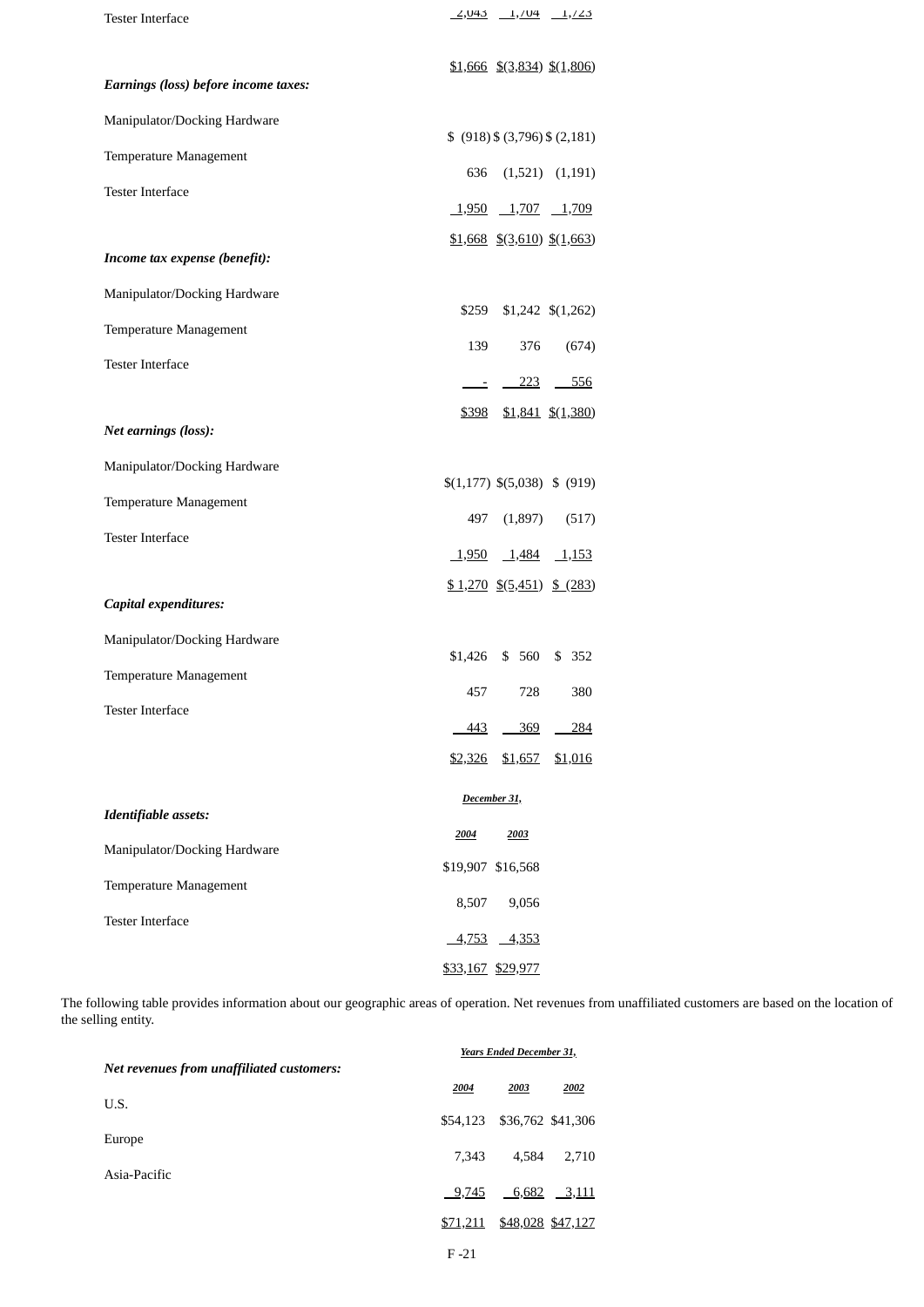| | | | |
|---|---|---|---|
| Tester Interface | 2,043 | 1,704 | 1,723 |
| | $1,666 | $(3,834) | $(1,806) |
| ***Earnings (loss) before income taxes:*** | | | |
| Manipulator/Docking Hardware | $ (918) | $ (3,796) | $ (2,181) |
| Temperature Management | 636 | (1,521) | (1,191) |
| Tester Interface | 1,950 | 1,707 | 1,709 |
| | $1,668 | $(3,610) | $(1,663) |
| ***Income tax expense (benefit):*** | | | |
| Manipulator/Docking Hardware | $259 | $1,242 | $(1,262) |
| Temperature Management | 139 | 376 | (674) |
| Tester Interface | - | 223 | 556 |
| | $398 | $1,841 | $(1,380) |
| ***Net earnings (loss):*** | | | |
| Manipulator/Docking Hardware | $(1,177) | $(5,038) | $ (919) |
| Temperature Management | 497 | (1,897) | (517) |
| Tester Interface | 1,950 | 1,484 | 1,153 |
| | $ 1,270 | $(5,451) | $ (283) |
| ***Capital expenditures:*** | | | |
| Manipulator/Docking Hardware | $1,426 | $ 560 | $ 352 |
| Temperature Management | 457 | 728 | 380 |
| Tester Interface | 443 | 369 | 284 |
| | $2,326 | $1,657 | $1,016 |

| ***Identifiable assets:*** | ***December 31,*** | |
|---|---|---|
| | ***2004*** | ***2003*** |
| Manipulator/Docking Hardware | $19,907 | $16,568 |
| Temperature Management | 8,507 | 9,056 |
| Tester Interface | 4,753 | 4,353 |
| | $33,167 | $29,977 |

The following table provides information about our geographic areas of operation. Net revenues from unaffiliated customers are based on the location of the selling entity.

| ***Net revenues from unaffiliated customers:*** | ***Years Ended December 31,*** | | |
|---|---|---|---|
| | ***2004*** | ***2003*** | ***2002*** |
| U.S. | $54,123 | $36,762 | $41,306 |
| Europe | 7,343 | 4,584 | 2,710 |
| Asia-Pacific | 9,745 | 6,682 | 3,111 |
| | $71,211 | $48,028 | $47,127 |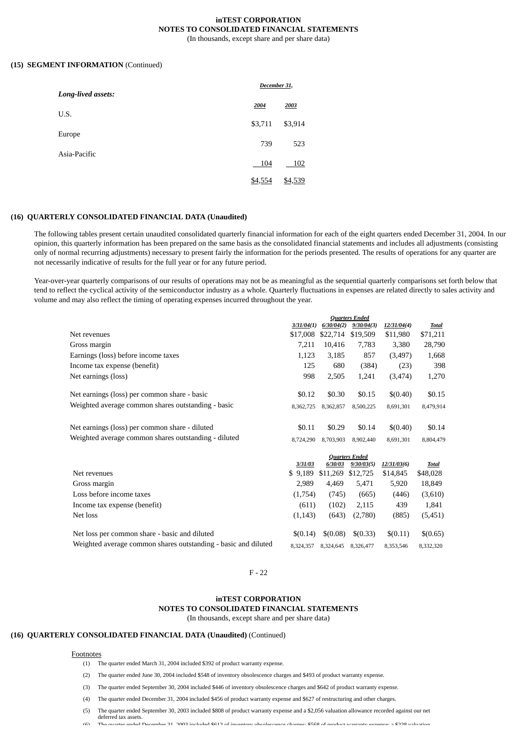**(15) SEGMENT INFORMATION** (Continued)

| ***Long-lived assets:*** | December 31, 2004 | December 31, 2003 |
|---|---|---|
| U.S. | $3,711 | $3,914 |
| Europe | 739 | 523 |
| Asia-Pacific | 104 | 102 |
| | $4,554 | $4,539 |

**(16) QUARTERLY CONSOLIDATED FINANCIAL DATA (Unaudited)**

The following tables present certain unaudited consolidated quarterly financial information for each of the eight quarters ended December 31, 2004. In our opinion, this quarterly information has been prepared on the same basis as the consolidated financial statements and includes all adjustments (consisting only of normal recurring adjustments) necessary to present fairly the information for the periods presented. The results of operations for any quarter are not necessarily indicative of results for the full year or for any future period.

Year-over-year quarterly comparisons of our results of operations may not be as meaningful as the sequential quarterly comparisons set forth below that tend to reflect the cyclical activity of the semiconductor industry as a whole. Quarterly fluctuations in expenses are related directly to sales activity and volume and may also reflect the timing of operating expenses incurred throughout the year.

| | Quarters Ended 3/31/04(1) | 6/30/04(2) | 9/30/04(3) | 12/31/04(4) | Total |
|---|---|---|---|---|---|
| Net revenues | $17,008 | $22,714 | $19,509 | $11,980 | $71,211 |
| Gross margin | 7,211 | 10,416 | 7,783 | 3,380 | 28,790 |
| Earnings (loss) before income taxes | 1,123 | 3,185 | 857 | (3,497) | 1,668 |
| Income tax expense (benefit) | 125 | 680 | (384) | (23) | 398 |
| Net earnings (loss) | 998 | 2,505 | 1,241 | (3,474) | 1,270 |
| Net earnings (loss) per common share - basic | $0.12 | $0.30 | $0.15 | $(0.40) | $0.15 |
| Weighted average common shares outstanding - basic | 8,362,725 | 8,362,857 | 8,500,225 | 8,691,301 | 8,479,914 |
| Net earnings (loss) per common share - diluted | $0.11 | $0.29 | $0.14 | $(0.40) | $0.14 |
| Weighted average common shares outstanding - diluted | 8,724,290 | 8,703,903 | 8,902,440 | 8,691,301 | 8,804,479 |

| | Quarters Ended 3/31/03 | 6/30/03 | 9/30/03(5) | 12/31/03(6) | Total |
|---|---|---|---|---|---|
| Net revenues | $ 9,189 | $11,269 | $12,725 | $14,845 | $48,028 |
| Gross margin | 2,989 | 4,469 | 5,471 | 5,920 | 18,849 |
| Loss before income taxes | (1,754) | (745) | (665) | (446) | (3,610) |
| Income tax expense (benefit) | (611) | (102) | 2,115 | 439 | 1,841 |
| Net loss | (1,143) | (643) | (2,780) | (885) | (5,451) |
| Net loss per common share - basic and diluted | $(0.14) | $(0.08) | $(0.33) | $(0.11) | $(0.65) |
| Weighted average common shares outstanding - basic and diluted | 8,324,357 | 8,324,645 | 8,326,477 | 8,353,546 | 8,332,320 |

**(16) QUARTERLY CONSOLIDATED FINANCIAL DATA (Unaudited)** (Continued)

Footnotes

(1) The quarter ended March 31, 2004 included $392 of product warranty expense.

(2) The quarter ended June 30, 2004 included $548 of inventory obsolescence charges and $493 of product warranty expense.

(3) The quarter ended September 30, 2004 included $446 of inventory obsolescence charges and $642 of product warranty expense.

(4) The quarter ended December 31, 2004 included $456 of product warranty expense and $627 of restructuring and other charges.

(5) The quarter ended September 30, 2003 included $808 of product warranty expense and a $2,056 valuation allowance recorded against our net deferred tax assets.

(6) The quarter ended December 31, 2003 included $612 of inventory obsolescence charges; $568 of product warranty expense; a $228 valuation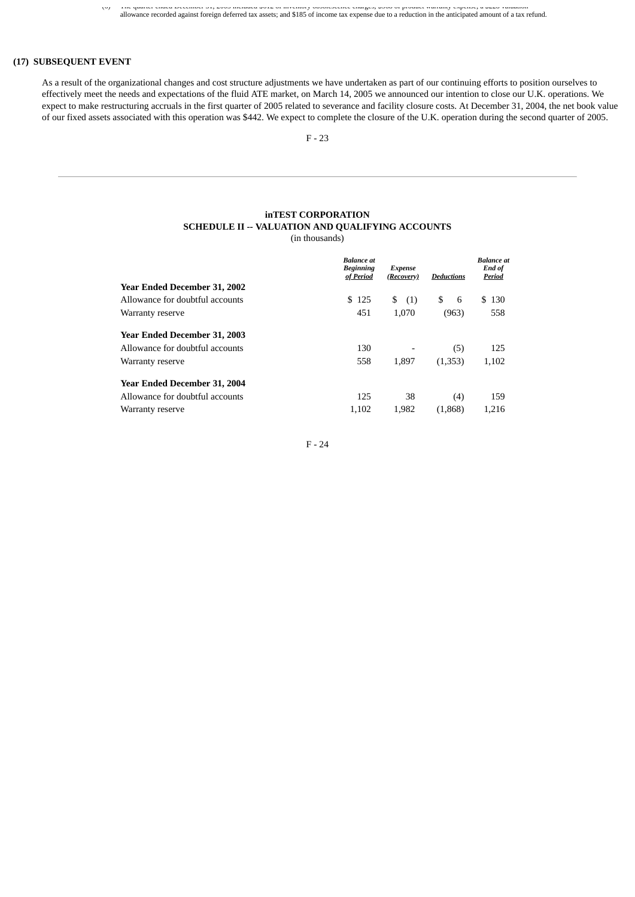allowance recorded against foreign deferred tax assets; and $185 of income tax expense due to a reduction in the anticipated amount of a tax refund.

## (17) SUBSEQUENT EVENT

As a result of the organizational changes and cost structure adjustments we have undertaken as part of our continuing efforts to position ourselves to effectively meet the needs and expectations of the fluid ATE market, on March 14, 2005 we announced our intention to close our U.K. operations. We expect to make restructuring accruals in the first quarter of 2005 related to severance and facility closure costs. At December 31, 2004, the net book value of our fixed assets associated with this operation was $442. We expect to complete the closure of the U.K. operation during the second quarter of 2005.

---

## inTEST CORPORATION
## SCHEDULE II -- VALUATION AND QUALIFYING ACCOUNTS
(in thousands)

| | *Balance at Beginning of Period* | *Expense (Recovery)* | *Deductions* | *Balance at End of Period* |
|---|---|---|---|---|
| **Year Ended December 31, 2002** | | | | |
| Allowance for doubtful accounts | $ 125 | $ (1) | $ 6 | $ 130 |
| Warranty reserve | 451 | 1,070 | (963) | 558 |
| **Year Ended December 31, 2003** | | | | |
| Allowance for doubtful accounts | 130 | - | (5) | 125 |
| Warranty reserve | 558 | 1,897 | (1,353) | 1,102 |
| **Year Ended December 31, 2004** | | | | |
| Allowance for doubtful accounts | 125 | 38 | (4) | 159 |
| Warranty reserve | 1,102 | 1,982 | (1,868) | 1,216 |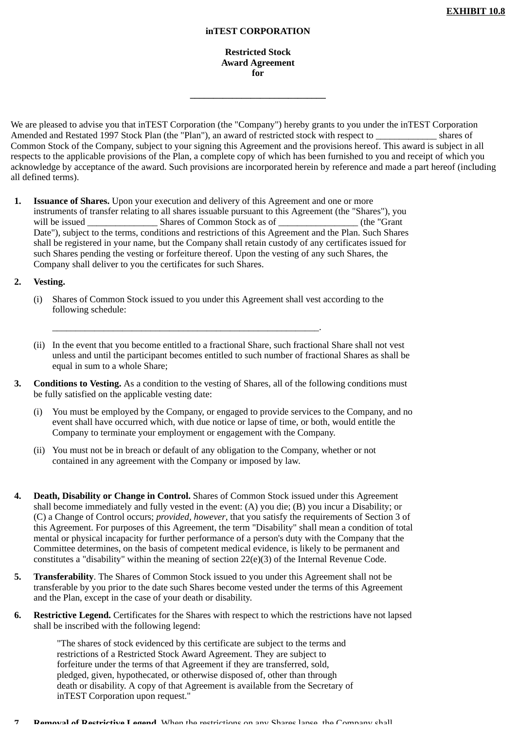**EXHIBIT 10.8**

**inTEST CORPORATION**

**Restricted Stock**
**Award Agreement**
**for**

______________________________

We are pleased to advise you that inTEST Corporation (the "Company") hereby grants to you under the inTEST Corporation Amended and Restated 1997 Stock Plan (the "Plan"), an award of restricted stock with respect to _____________ shares of Common Stock of the Company, subject to your signing this Agreement and the provisions hereof. This award is subject in all respects to the applicable provisions of the Plan, a complete copy of which has been furnished to you and receipt of which you acknowledge by acceptance of the award. Such provisions are incorporated herein by reference and made a part hereof (including all defined terms).

1. **Issuance of Shares.** Upon your execution and delivery of this Agreement and one or more instruments of transfer relating to all shares issuable pursuant to this Agreement (the "Shares"), you will be issued _______________ Shares of Common Stock as of _________________ (the "Grant Date"), subject to the terms, conditions and restrictions of this Agreement and the Plan. Such Shares shall be registered in your name, but the Company shall retain custody of any certificates issued for such Shares pending the vesting or forfeiture thereof. Upon the vesting of any such Shares, the Company shall deliver to you the certificates for such Shares.

2. **Vesting.**

   (i) Shares of Common Stock issued to you under this Agreement shall vest according to the following schedule:

   ___________________________________________________________.

   (ii) In the event that you become entitled to a fractional Share, such fractional Share shall not vest unless and until the participant becomes entitled to such number of fractional Shares as shall be equal in sum to a whole Share;

3. **Conditions to Vesting.** As a condition to the vesting of Shares, all of the following conditions must be fully satisfied on the applicable vesting date:

   (i) You must be employed by the Company, or engaged to provide services to the Company, and no event shall have occurred which, with due notice or lapse of time, or both, would entitle the Company to terminate your employment or engagement with the Company.

   (ii) You must not be in breach or default of any obligation to the Company, whether or not contained in any agreement with the Company or imposed by law.

4. **Death, Disability or Change in Control.** Shares of Common Stock issued under this Agreement shall become immediately and fully vested in the event: (A) you die; (B) you incur a Disability; or (C) a Change of Control occurs; *provided, however*, that you satisfy the requirements of Section 3 of this Agreement. For purposes of this Agreement, the term "Disability" shall mean a condition of total mental or physical incapacity for further performance of a person's duty with the Company that the Committee determines, on the basis of competent medical evidence, is likely to be permanent and constitutes a "disability" within the meaning of section 22(e)(3) of the Internal Revenue Code.

5. **Transferability**. The Shares of Common Stock issued to you under this Agreement shall not be transferable by you prior to the date such Shares become vested under the terms of this Agreement and the Plan, except in the case of your death or disability.

6. **Restrictive Legend.** Certificates for the Shares with respect to which the restrictions have not lapsed shall be inscribed with the following legend:

   > "The shares of stock evidenced by this certificate are subject to the terms and restrictions of a Restricted Stock Award Agreement. They are subject to forfeiture under the terms of that Agreement if they are transferred, sold, pledged, given, hypothecated, or otherwise disposed of, other than through death or disability. A copy of that Agreement is available from the Secretary of inTEST Corporation upon request."

7. **Removal of Restrictive Legend.** When the restrictions on any Shares lapse, the Company shall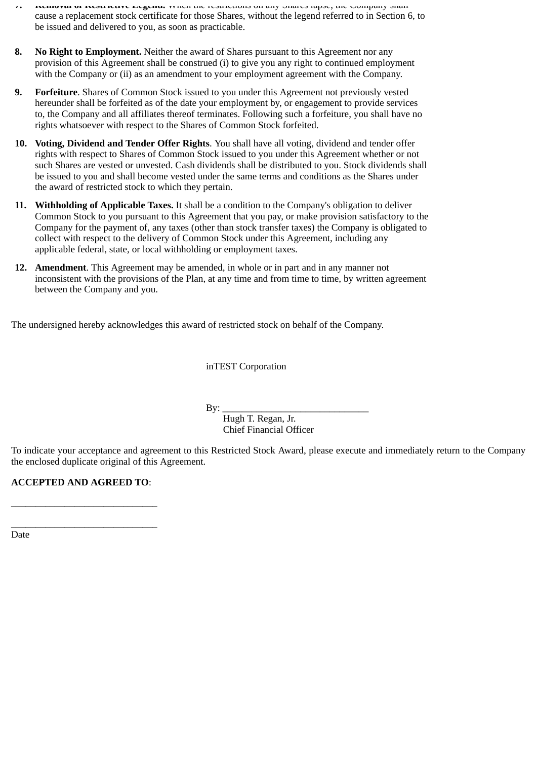7. **Removal of Restrictive Legend.** When the restrictions on any Shares lapse, the Company shall cause a replacement stock certificate for those Shares, without the legend referred to in Section 6, to be issued and delivered to you, as soon as practicable.

8. **No Right to Employment.** Neither the award of Shares pursuant to this Agreement nor any provision of this Agreement shall be construed (i) to give you any right to continued employment with the Company or (ii) as an amendment to your employment agreement with the Company.

9. **Forfeiture**. Shares of Common Stock issued to you under this Agreement not previously vested hereunder shall be forfeited as of the date your employment by, or engagement to provide services to, the Company and all affiliates thereof terminates. Following such a forfeiture, you shall have no rights whatsoever with respect to the Shares of Common Stock forfeited.

10. **Voting, Dividend and Tender Offer Rights**. You shall have all voting, dividend and tender offer rights with respect to Shares of Common Stock issued to you under this Agreement whether or not such Shares are vested or unvested. Cash dividends shall be distributed to you. Stock dividends shall be issued to you and shall become vested under the same terms and conditions as the Shares under the award of restricted stock to which they pertain.

11. **Withholding of Applicable Taxes.** It shall be a condition to the Company's obligation to deliver Common Stock to you pursuant to this Agreement that you pay, or make provision satisfactory to the Company for the payment of, any taxes (other than stock transfer taxes) the Company is obligated to collect with respect to the delivery of Common Stock under this Agreement, including any applicable federal, state, or local withholding or employment taxes.

12. **Amendment**. This Agreement may be amended, in whole or in part and in any manner not inconsistent with the provisions of the Plan, at any time and from time to time, by written agreement between the Company and you.

The undersigned hereby acknowledges this award of restricted stock on behalf of the Company.

inTEST Corporation

By: ______________________________
Hugh T. Regan, Jr.
Chief Financial Officer

To indicate your acceptance and agreement to this Restricted Stock Award, please execute and immediately return to the Company the enclosed duplicate original of this Agreement.

**ACCEPTED AND AGREED TO**:

______________________________

______________________________
Date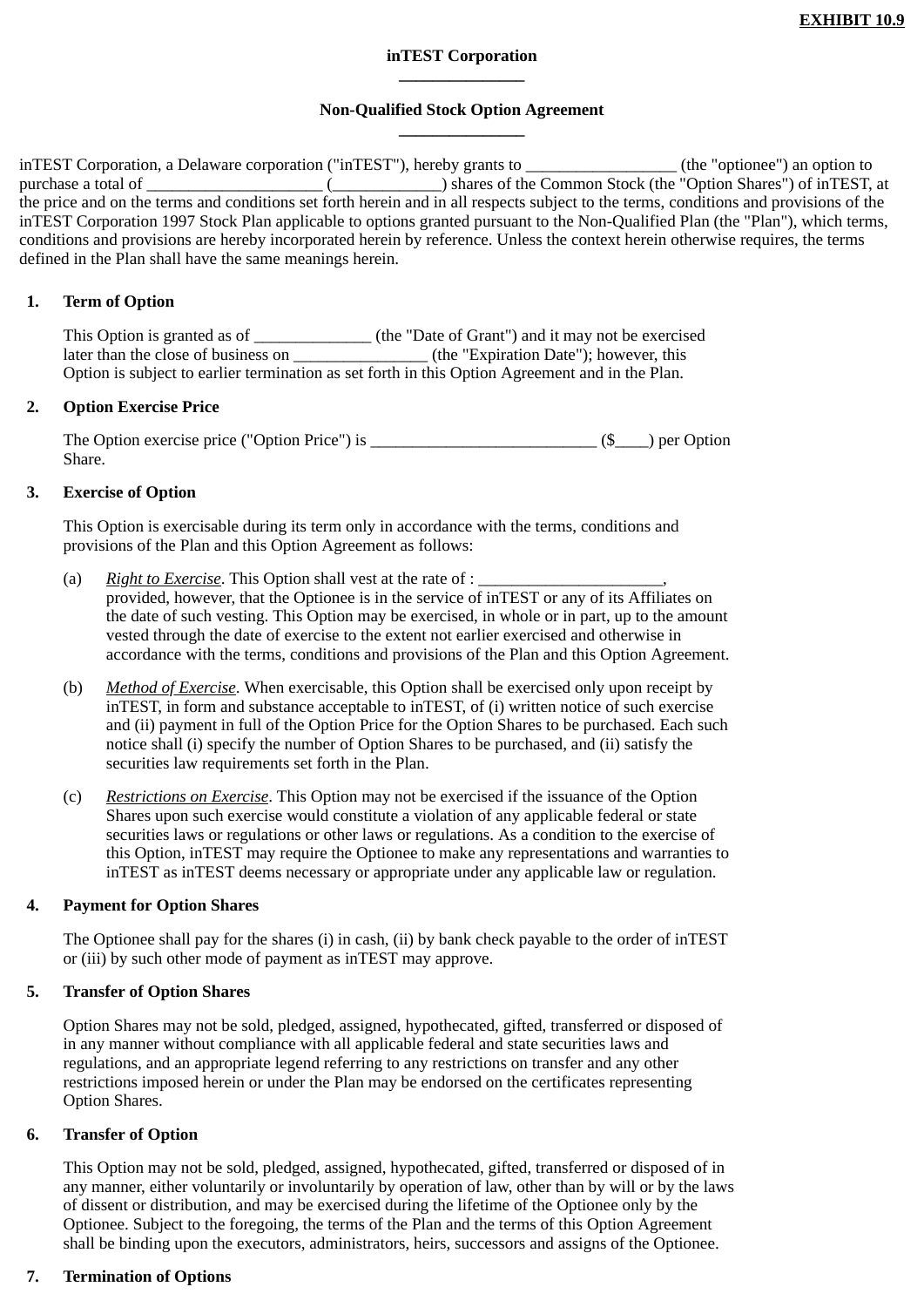**EXHIBIT 10.9**

**inTEST Corporation**

**_______________**

**Non-Qualified Stock Option Agreement**

**_______________**

inTEST Corporation, a Delaware corporation ("inTEST"), hereby grants to __________________ (the "optionee") an option to purchase a total of _____________________ (_____________) shares of the Common Stock (the "Option Shares") of inTEST, at the price and on the terms and conditions set forth herein and in all respects subject to the terms, conditions and provisions of the inTEST Corporation 1997 Stock Plan applicable to options granted pursuant to the Non-Qualified Plan (the "Plan"), which terms, conditions and provisions are hereby incorporated herein by reference. Unless the context herein otherwise requires, the terms defined in the Plan shall have the same meanings herein.

**1. Term of Option**

This Option is granted as of ______________ (the "Date of Grant") and it may not be exercised later than the close of business on ________________ (the "Expiration Date"); however, this Option is subject to earlier termination as set forth in this Option Agreement and in the Plan.

**2. Option Exercise Price**

The Option exercise price ("Option Price") is ___________________________ ($____) per Option Share.

**3. Exercise of Option**

This Option is exercisable during its term only in accordance with the terms, conditions and provisions of the Plan and this Option Agreement as follows:

(a) *Right to Exercise*. This Option shall vest at the rate of : ______________________, provided, however, that the Optionee is in the service of inTEST or any of its Affiliates on the date of such vesting. This Option may be exercised, in whole or in part, up to the amount vested through the date of exercise to the extent not earlier exercised and otherwise in accordance with the terms, conditions and provisions of the Plan and this Option Agreement.

(b) *Method of Exercise*. When exercisable, this Option shall be exercised only upon receipt by inTEST, in form and substance acceptable to inTEST, of (i) written notice of such exercise and (ii) payment in full of the Option Price for the Option Shares to be purchased. Each such notice shall (i) specify the number of Option Shares to be purchased, and (ii) satisfy the securities law requirements set forth in the Plan.

(c) *Restrictions on Exercise*. This Option may not be exercised if the issuance of the Option Shares upon such exercise would constitute a violation of any applicable federal or state securities laws or regulations or other laws or regulations. As a condition to the exercise of this Option, inTEST may require the Optionee to make any representations and warranties to inTEST as inTEST deems necessary or appropriate under any applicable law or regulation.

**4. Payment for Option Shares**

The Optionee shall pay for the shares (i) in cash, (ii) by bank check payable to the order of inTEST or (iii) by such other mode of payment as inTEST may approve.

**5. Transfer of Option Shares**

Option Shares may not be sold, pledged, assigned, hypothecated, gifted, transferred or disposed of in any manner without compliance with all applicable federal and state securities laws and regulations, and an appropriate legend referring to any restrictions on transfer and any other restrictions imposed herein or under the Plan may be endorsed on the certificates representing Option Shares.

**6. Transfer of Option**

This Option may not be sold, pledged, assigned, hypothecated, gifted, transferred or disposed of in any manner, either voluntarily or involuntarily by operation of law, other than by will or by the laws of dissent or distribution, and may be exercised during the lifetime of the Optionee only by the Optionee. Subject to the foregoing, the terms of the Plan and the terms of this Option Agreement shall be binding upon the executors, administrators, heirs, successors and assigns of the Optionee.

**7. Termination of Options**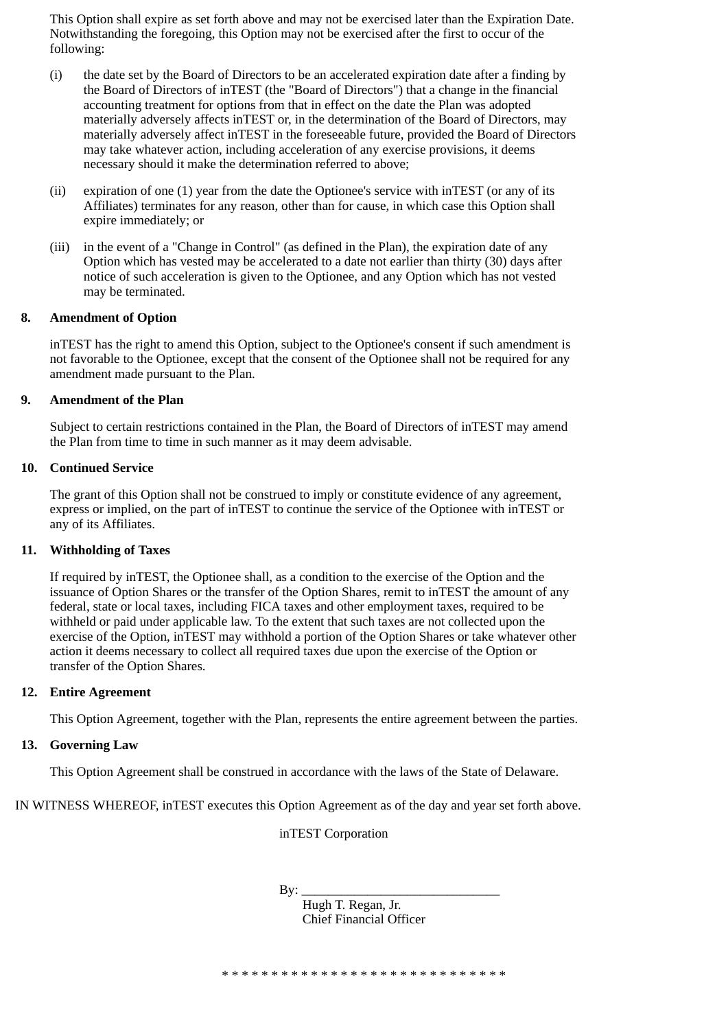This Option shall expire as set forth above and may not be exercised later than the Expiration Date. Notwithstanding the foregoing, this Option may not be exercised after the first to occur of the following:

(i) the date set by the Board of Directors to be an accelerated expiration date after a finding by the Board of Directors of inTEST (the "Board of Directors") that a change in the financial accounting treatment for options from that in effect on the date the Plan was adopted materially adversely affects inTEST or, in the determination of the Board of Directors, may materially adversely affect inTEST in the foreseeable future, provided the Board of Directors may take whatever action, including acceleration of any exercise provisions, it deems necessary should it make the determination referred to above;

(ii) expiration of one (1) year from the date the Optionee's service with inTEST (or any of its Affiliates) terminates for any reason, other than for cause, in which case this Option shall expire immediately; or

(iii) in the event of a "Change in Control" (as defined in the Plan), the expiration date of any Option which has vested may be accelerated to a date not earlier than thirty (30) days after notice of such acceleration is given to the Optionee, and any Option which has not vested may be terminated.

**8. Amendment of Option**

inTEST has the right to amend this Option, subject to the Optionee's consent if such amendment is not favorable to the Optionee, except that the consent of the Optionee shall not be required for any amendment made pursuant to the Plan.

**9. Amendment of the Plan**

Subject to certain restrictions contained in the Plan, the Board of Directors of inTEST may amend the Plan from time to time in such manner as it may deem advisable.

**10. Continued Service**

The grant of this Option shall not be construed to imply or constitute evidence of any agreement, express or implied, on the part of inTEST to continue the service of the Optionee with inTEST or any of its Affiliates.

**11. Withholding of Taxes**

If required by inTEST, the Optionee shall, as a condition to the exercise of the Option and the issuance of Option Shares or the transfer of the Option Shares, remit to inTEST the amount of any federal, state or local taxes, including FICA taxes and other employment taxes, required to be withheld or paid under applicable law. To the extent that such taxes are not collected upon the exercise of the Option, inTEST may withhold a portion of the Option Shares or take whatever other action it deems necessary to collect all required taxes due upon the exercise of the Option or transfer of the Option Shares.

**12. Entire Agreement**

This Option Agreement, together with the Plan, represents the entire agreement between the parties.

**13. Governing Law**

This Option Agreement shall be construed in accordance with the laws of the State of Delaware.

IN WITNESS WHEREOF, inTEST executes this Option Agreement as of the day and year set forth above.

inTEST Corporation

By: ______________________________
Hugh T. Regan, Jr.
Chief Financial Officer

* * * * * * * * * * * * * * * * * * * * * * * * * * * * *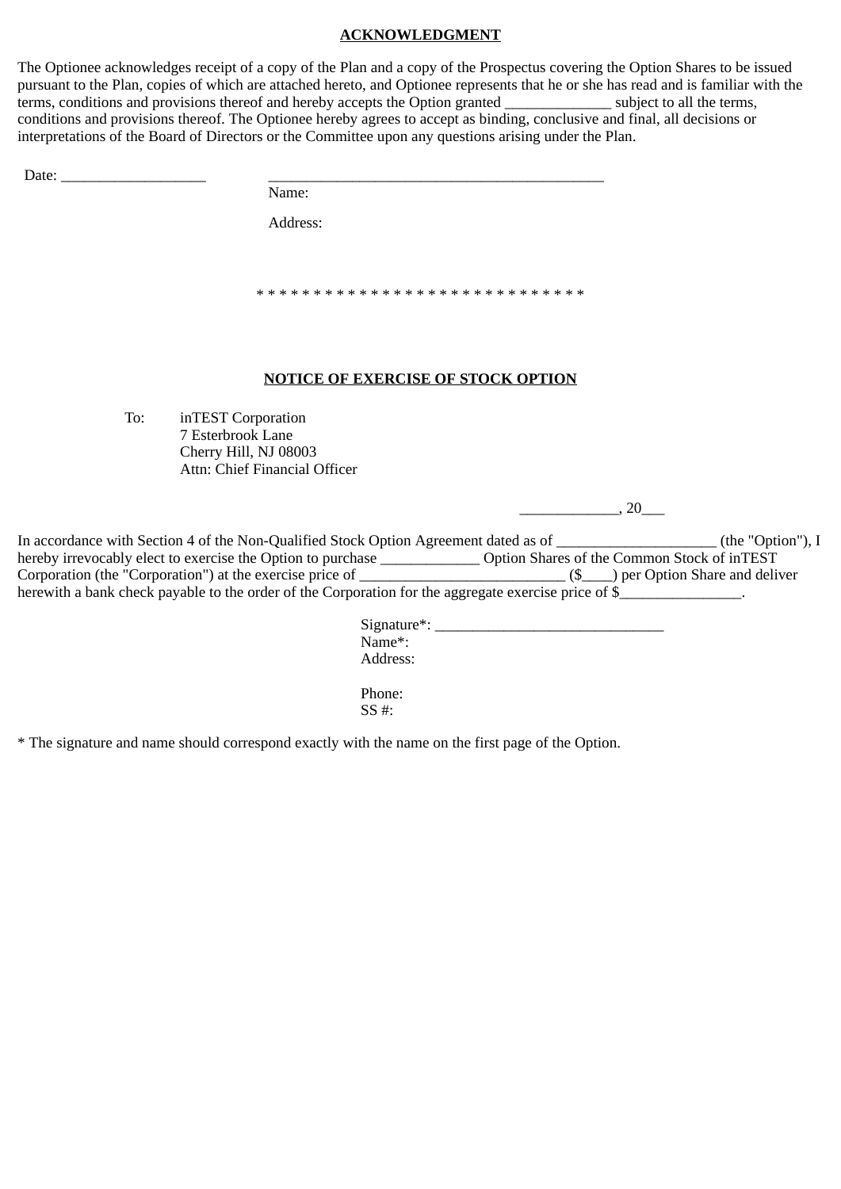**ACKNOWLEDGMENT**

The Optionee acknowledges receipt of a copy of the Plan and a copy of the Prospectus covering the Option Shares to be issued pursuant to the Plan, copies of which are attached hereto, and Optionee represents that he or she has read and is familiar with the terms, conditions and provisions thereof and hereby accepts the Option granted _____________ subject to all the terms, conditions and provisions thereof. The Optionee hereby agrees to accept as binding, conclusive and final, all decisions or interpretations of the Board of Directors or the Committee upon any questions arising under the Plan.

Date: __________________ ____________________________________________
Name:
Address:

* * * * * * * * * * * * * * * * * * * * * * * * * * * * *

**NOTICE OF EXERCISE OF STOCK OPTION**

To: inTEST Corporation
7 Esterbrook Lane
Cherry Hill, NJ 08003
Attn: Chief Financial Officer

____________, 20___

In accordance with Section 4 of the Non-Qualified Stock Option Agreement dated as of ____________________ (the "Option"), I hereby irrevocably elect to exercise the Option to purchase _____________ Option Shares of the Common Stock of inTEST Corporation (the "Corporation") at the exercise price of __________________________ ($____) per Option Share and deliver herewith a bank check payable to the order of the Corporation for the aggregate exercise price of $_______________.

Signature*: _____________________________
Name*:
Address:

Phone:
SS #:

* The signature and name should correspond exactly with the name on the first page of the Option.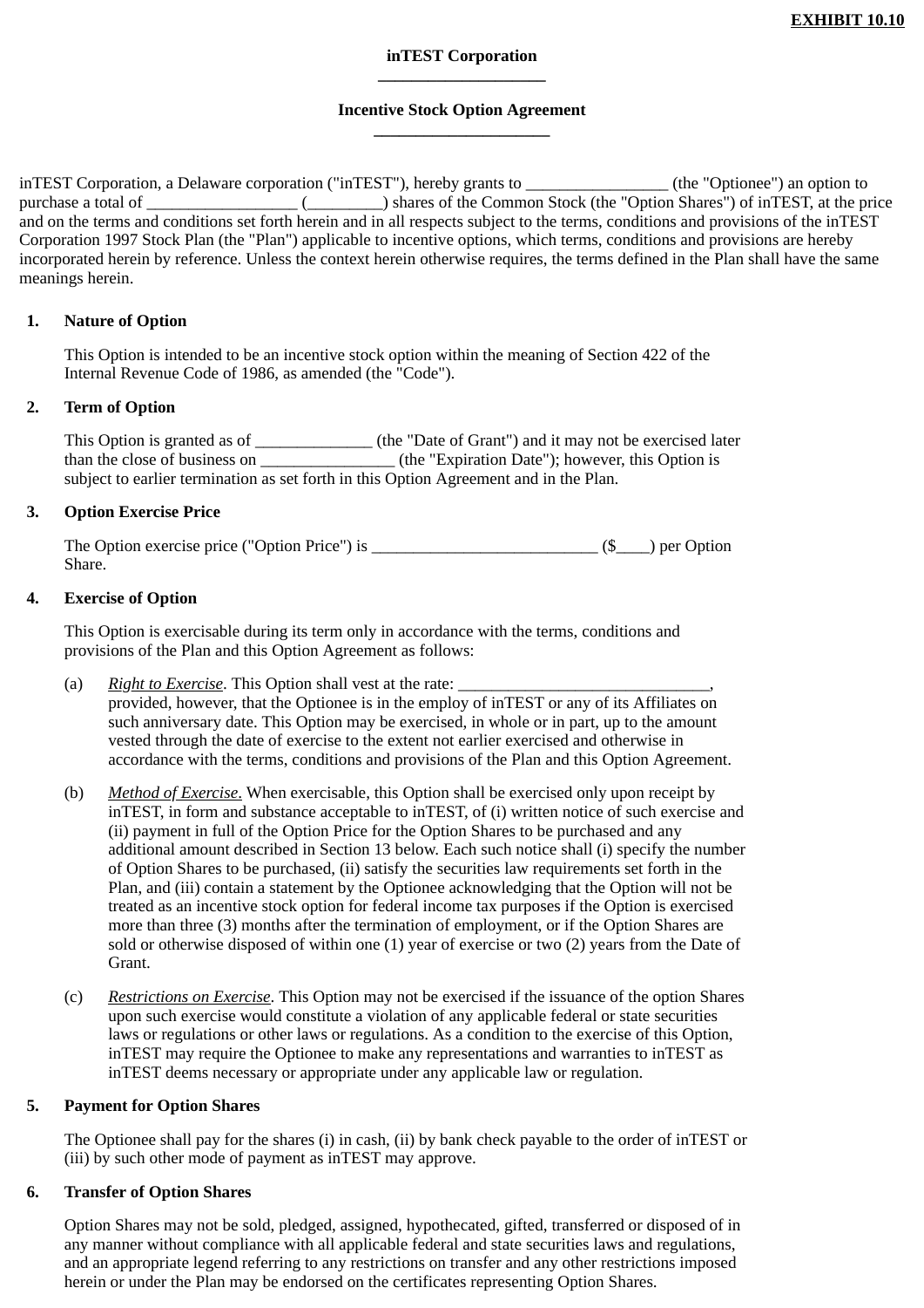**EXHIBIT 10.10**

**inTEST Corporation**

**Incentive Stock Option Agreement**

inTEST Corporation, a Delaware corporation ("inTEST"), hereby grants to _________________ (the "Optionee") an option to purchase a total of __________________ (_________) shares of the Common Stock (the "Option Shares") of inTEST, at the price and on the terms and conditions set forth herein and in all respects subject to the terms, conditions and provisions of the inTEST Corporation 1997 Stock Plan (the "Plan") applicable to incentive options, which terms, conditions and provisions are hereby incorporated herein by reference. Unless the context herein otherwise requires, the terms defined in the Plan shall have the same meanings herein.

**1. Nature of Option**

This Option is intended to be an incentive stock option within the meaning of Section 422 of the Internal Revenue Code of 1986, as amended (the "Code").

**2. Term of Option**

This Option is granted as of ______________ (the "Date of Grant") and it may not be exercised later than the close of business on ________________ (the "Expiration Date"); however, this Option is subject to earlier termination as set forth in this Option Agreement and in the Plan.

**3. Option Exercise Price**

The Option exercise price ("Option Price") is ___________________________ ($____) per Option Share.

**4. Exercise of Option**

This Option is exercisable during its term only in accordance with the terms, conditions and provisions of the Plan and this Option Agreement as follows:

(a) *Right to Exercise*. This Option shall vest at the rate: ______________________________, provided, however, that the Optionee is in the employ of inTEST or any of its Affiliates on such anniversary date. This Option may be exercised, in whole or in part, up to the amount vested through the date of exercise to the extent not earlier exercised and otherwise in accordance with the terms, conditions and provisions of the Plan and this Option Agreement.

(b) *Method of Exercise.* When exercisable, this Option shall be exercised only upon receipt by inTEST, in form and substance acceptable to inTEST, of (i) written notice of such exercise and (ii) payment in full of the Option Price for the Option Shares to be purchased and any additional amount described in Section 13 below. Each such notice shall (i) specify the number of Option Shares to be purchased, (ii) satisfy the securities law requirements set forth in the Plan, and (iii) contain a statement by the Optionee acknowledging that the Option will not be treated as an incentive stock option for federal income tax purposes if the Option is exercised more than three (3) months after the termination of employment, or if the Option Shares are sold or otherwise disposed of within one (1) year of exercise or two (2) years from the Date of Grant.

(c) *Restrictions on Exercise*. This Option may not be exercised if the issuance of the option Shares upon such exercise would constitute a violation of any applicable federal or state securities laws or regulations or other laws or regulations. As a condition to the exercise of this Option, inTEST may require the Optionee to make any representations and warranties to inTEST as inTEST deems necessary or appropriate under any applicable law or regulation.

**5. Payment for Option Shares**

The Optionee shall pay for the shares (i) in cash, (ii) by bank check payable to the order of inTEST or (iii) by such other mode of payment as inTEST may approve.

**6. Transfer of Option Shares**

Option Shares may not be sold, pledged, assigned, hypothecated, gifted, transferred or disposed of in any manner without compliance with all applicable federal and state securities laws and regulations, and an appropriate legend referring to any restrictions on transfer and any other restrictions imposed herein or under the Plan may be endorsed on the certificates representing Option Shares.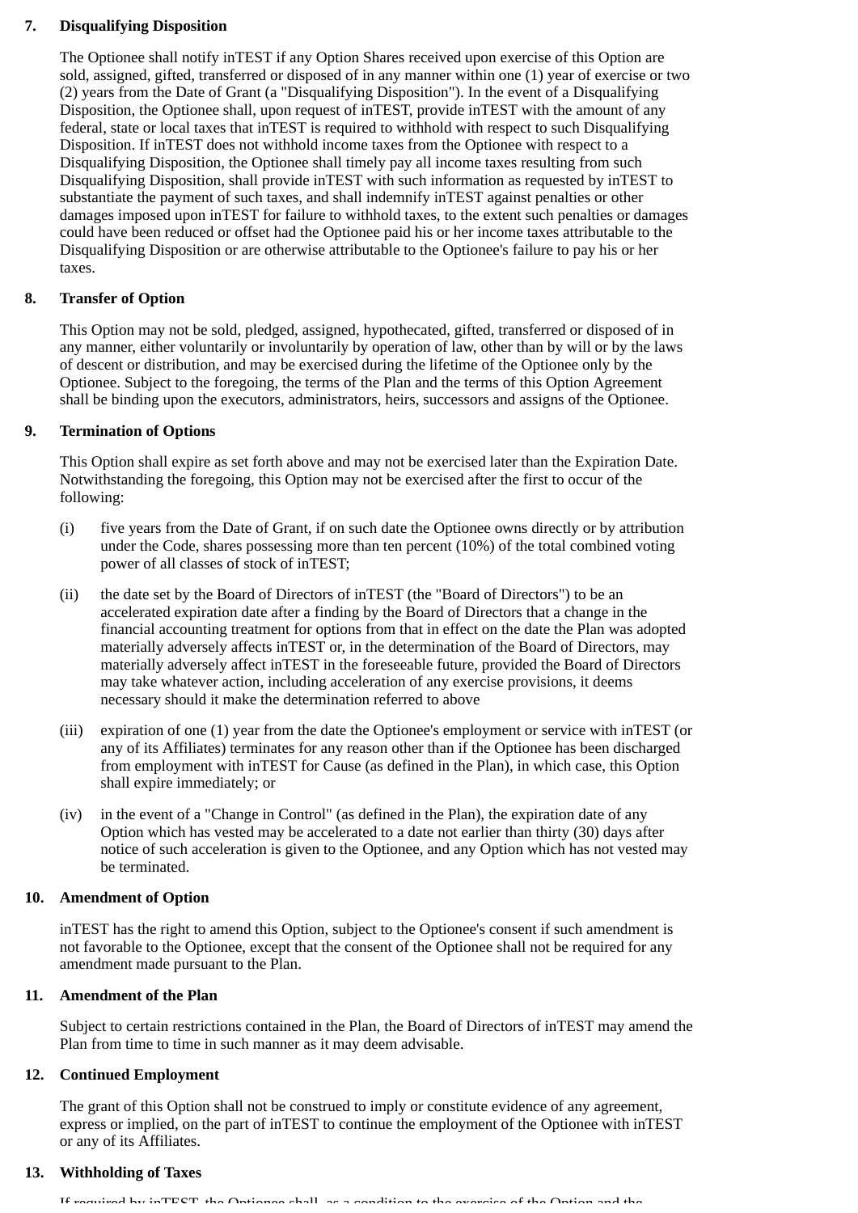**7. Disqualifying Disposition**

The Optionee shall notify inTEST if any Option Shares received upon exercise of this Option are sold, assigned, gifted, transferred or disposed of in any manner within one (1) year of exercise or two (2) years from the Date of Grant (a "Disqualifying Disposition"). In the event of a Disqualifying Disposition, the Optionee shall, upon request of inTEST, provide inTEST with the amount of any federal, state or local taxes that inTEST is required to withhold with respect to such Disqualifying Disposition. If inTEST does not withhold income taxes from the Optionee with respect to a Disqualifying Disposition, the Optionee shall timely pay all income taxes resulting from such Disqualifying Disposition, shall provide inTEST with such information as requested by inTEST to substantiate the payment of such taxes, and shall indemnify inTEST against penalties or other damages imposed upon inTEST for failure to withhold taxes, to the extent such penalties or damages could have been reduced or offset had the Optionee paid his or her income taxes attributable to the Disqualifying Disposition or are otherwise attributable to the Optionee's failure to pay his or her taxes.

**8. Transfer of Option**

This Option may not be sold, pledged, assigned, hypothecated, gifted, transferred or disposed of in any manner, either voluntarily or involuntarily by operation of law, other than by will or by the laws of descent or distribution, and may be exercised during the lifetime of the Optionee only by the Optionee. Subject to the foregoing, the terms of the Plan and the terms of this Option Agreement shall be binding upon the executors, administrators, heirs, successors and assigns of the Optionee.

**9. Termination of Options**

This Option shall expire as set forth above and may not be exercised later than the Expiration Date. Notwithstanding the foregoing, this Option may not be exercised after the first to occur of the following:

(i) five years from the Date of Grant, if on such date the Optionee owns directly or by attribution under the Code, shares possessing more than ten percent (10%) of the total combined voting power of all classes of stock of inTEST;

(ii) the date set by the Board of Directors of inTEST (the "Board of Directors") to be an accelerated expiration date after a finding by the Board of Directors that a change in the financial accounting treatment for options from that in effect on the date the Plan was adopted materially adversely affects inTEST or, in the determination of the Board of Directors, may materially adversely affect inTEST in the foreseeable future, provided the Board of Directors may take whatever action, including acceleration of any exercise provisions, it deems necessary should it make the determination referred to above

(iii) expiration of one (1) year from the date the Optionee's employment or service with inTEST (or any of its Affiliates) terminates for any reason other than if the Optionee has been discharged from employment with inTEST for Cause (as defined in the Plan), in which case, this Option shall expire immediately; or

(iv) in the event of a "Change in Control" (as defined in the Plan), the expiration date of any Option which has vested may be accelerated to a date not earlier than thirty (30) days after notice of such acceleration is given to the Optionee, and any Option which has not vested may be terminated.

**10. Amendment of Option**

inTEST has the right to amend this Option, subject to the Optionee's consent if such amendment is not favorable to the Optionee, except that the consent of the Optionee shall not be required for any amendment made pursuant to the Plan.

**11. Amendment of the Plan**

Subject to certain restrictions contained in the Plan, the Board of Directors of inTEST may amend the Plan from time to time in such manner as it may deem advisable.

**12. Continued Employment**

The grant of this Option shall not be construed to imply or constitute evidence of any agreement, express or implied, on the part of inTEST to continue the employment of the Optionee with inTEST or any of its Affiliates.

**13. Withholding of Taxes**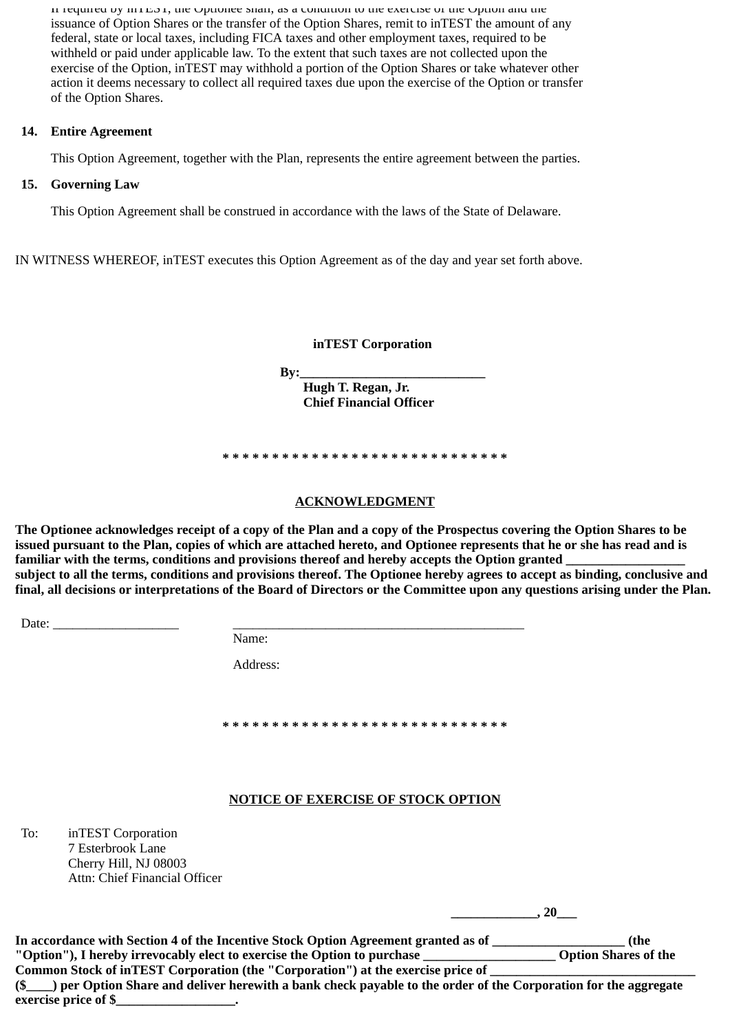If required by inTEST, the Optionee shall, as a condition to the exercise of the Option and the issuance of Option Shares or the transfer of the Option Shares, remit to inTEST the amount of any federal, state or local taxes, including FICA taxes and other employment taxes, required to be withheld or paid under applicable law. To the extent that such taxes are not collected upon the exercise of the Option, inTEST may withhold a portion of the Option Shares or take whatever other action it deems necessary to collect all required taxes due upon the exercise of the Option or transfer of the Option Shares.

**14. Entire Agreement**

This Option Agreement, together with the Plan, represents the entire agreement between the parties.

**15. Governing Law**

This Option Agreement shall be construed in accordance with the laws of the State of Delaware.

IN WITNESS WHEREOF, inTEST executes this Option Agreement as of the day and year set forth above.

**inTEST Corporation**

**By:____________________________**
**Hugh T. Regan, Jr.**
**Chief Financial Officer**

**\* \* \* \* \* \* \* \* \* \* \* \* \* \* \* \* \* \* \* \* \* \* \* \* \* \* \* \* \* \***

**ACKNOWLEDGMENT**

**The Optionee acknowledges receipt of a copy of the Plan and a copy of the Prospectus covering the Option Shares to be issued pursuant to the Plan, copies of which are attached hereto, and Optionee represents that he or she has read and is familiar with the terms, conditions and provisions thereof and hereby accepts the Option granted __________________ subject to all the terms, conditions and provisions thereof. The Optionee hereby agrees to accept as binding, conclusive and final, all decisions or interpretations of the Board of Directors or the Committee upon any questions arising under the Plan.**

Date: ___________________ _____________________________________________

Name:

Address:

**\* \* \* \* \* \* \* \* \* \* \* \* \* \* \* \* \* \* \* \* \* \* \* \* \* \* \* \* \* \***

**NOTICE OF EXERCISE OF STOCK OPTION**

To: inTEST Corporation
7 Esterbrook Lane
Cherry Hill, NJ 08003
Attn: Chief Financial Officer

**_____________, 20___**

**In accordance with Section 4 of the Incentive Stock Option Agreement granted as of ____________________ (the "Option"), I hereby irrevocably elect to exercise the Option to purchase ____________________ Option Shares of the Common Stock of inTEST Corporation (the "Corporation") at the exercise price of ________________________________ ($____) per Option Share and deliver herewith a bank check payable to the order of the Corporation for the aggregate exercise price of $__________________.**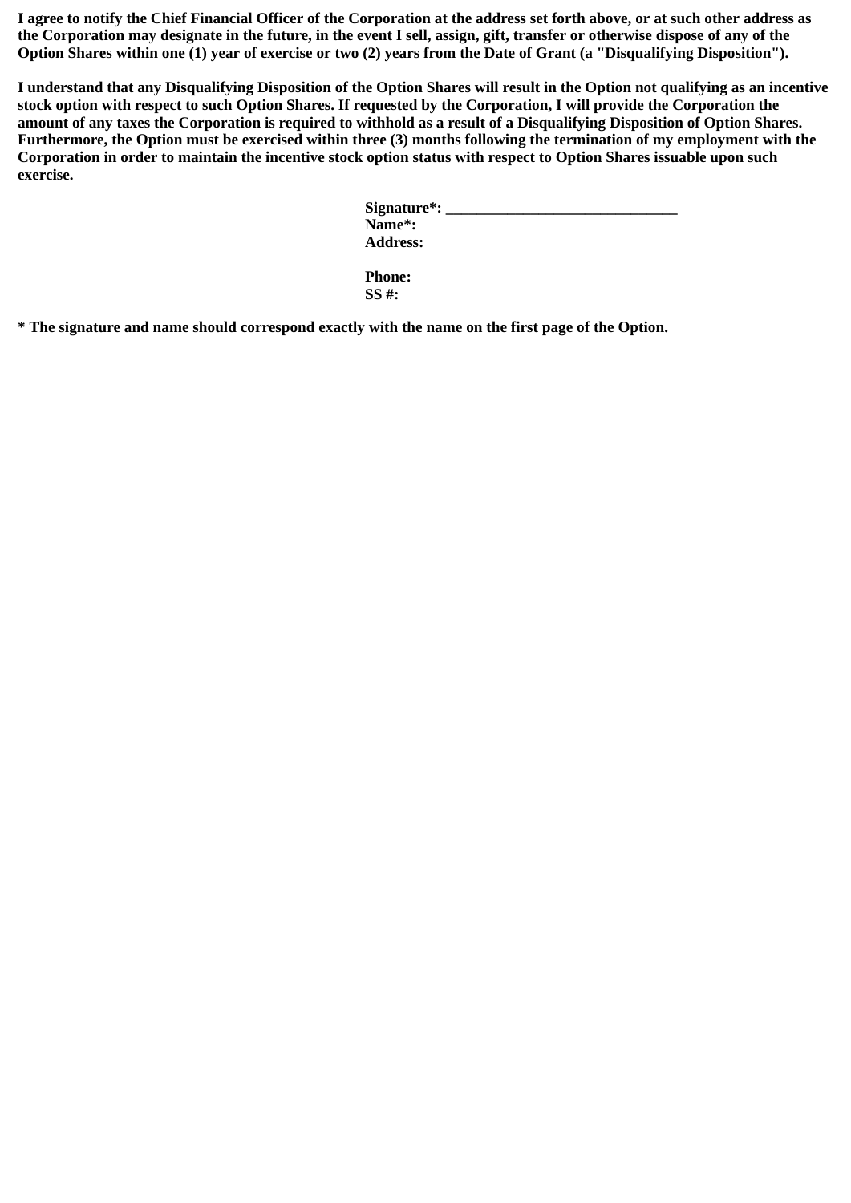**I agree to notify the Chief Financial Officer of the Corporation at the address set forth above, or at such other address as the Corporation may designate in the future, in the event I sell, assign, gift, transfer or otherwise dispose of any of the Option Shares within one (1) year of exercise or two (2) years from the Date of Grant (a "Disqualifying Disposition").**

**I understand that any Disqualifying Disposition of the Option Shares will result in the Option not qualifying as an incentive stock option with respect to such Option Shares. If requested by the Corporation, I will provide the Corporation the amount of any taxes the Corporation is required to withhold as a result of a Disqualifying Disposition of Option Shares. Furthermore, the Option must be exercised within three (3) months following the termination of my employment with the Corporation in order to maintain the incentive stock option status with respect to Option Shares issuable upon such exercise.**

**Signature*: ______________________________**
**Name*:**
**Address:**

**Phone:**
**SS #:**

**\* The signature and name should correspond exactly with the name on the first page of the Option.**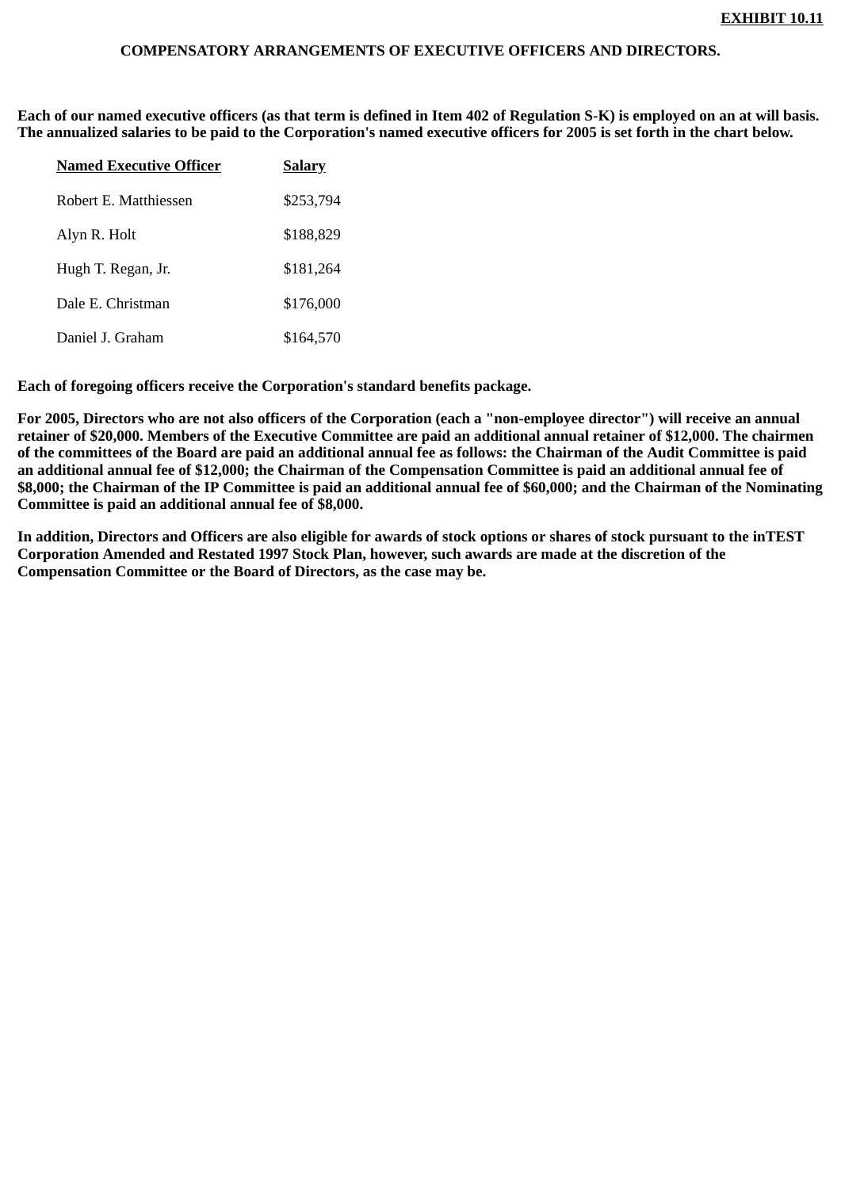**EXHIBIT 10.11**

**COMPENSATORY ARRANGEMENTS OF EXECUTIVE OFFICERS AND DIRECTORS.**

**Each of our named executive officers (as that term is defined in Item 402 of Regulation S-K) is employed on an at will basis. The annualized salaries to be paid to the Corporation's named executive officers for 2005 is set forth in the chart below.**

| Named Executive Officer | Salary |
|---|---|
| Robert E. Matthiessen | $253,794 |
| Alyn R. Holt | $188,829 |
| Hugh T. Regan, Jr. | $181,264 |
| Dale E. Christman | $176,000 |
| Daniel J. Graham | $164,570 |

**Each of foregoing officers receive the Corporation's standard benefits package.**

**For 2005, Directors who are not also officers of the Corporation (each a "non-employee director") will receive an annual retainer of $20,000. Members of the Executive Committee are paid an additional annual retainer of $12,000. The chairmen of the committees of the Board are paid an additional annual fee as follows: the Chairman of the Audit Committee is paid an additional annual fee of $12,000; the Chairman of the Compensation Committee is paid an additional annual fee of $8,000; the Chairman of the IP Committee is paid an additional annual fee of $60,000; and the Chairman of the Nominating Committee is paid an additional annual fee of $8,000.**

**In addition, Directors and Officers are also eligible for awards of stock options or shares of stock pursuant to the inTEST Corporation Amended and Restated 1997 Stock Plan, however, such awards are made at the discretion of the Compensation Committee or the Board of Directors, as the case may be.**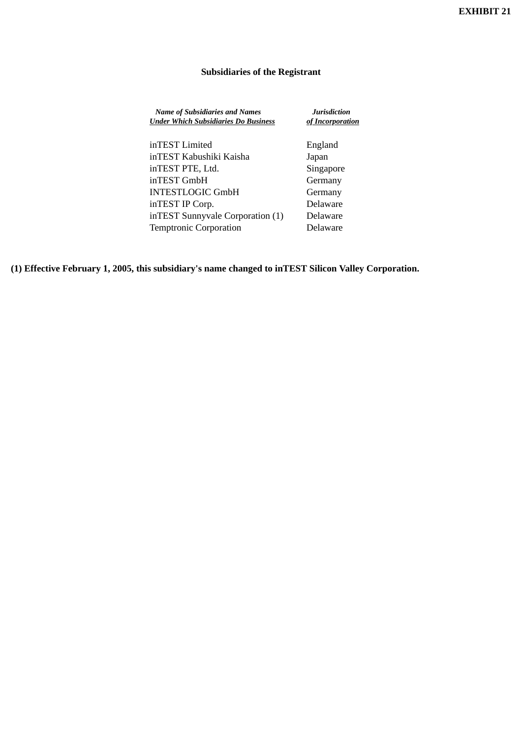**EXHIBIT 21**

## Subsidiaries of the Registrant

| ***Name of Subsidiaries and Names Under Which Subsidiaries Do Business*** | ***Jurisdiction of Incorporation*** |
|---|---|
| inTEST Limited | England |
| inTEST Kabushiki Kaisha | Japan |
| inTEST PTE, Ltd. | Singapore |
| inTEST GmbH | Germany |
| INTESTLOGIC GmbH | Germany |
| inTEST IP Corp. | Delaware |
| inTEST Sunnyvale Corporation (1) | Delaware |
| Temptronic Corporation | Delaware |

**(1) Effective February 1, 2005, this subsidiary's name changed to inTEST Silicon Valley Corporation.**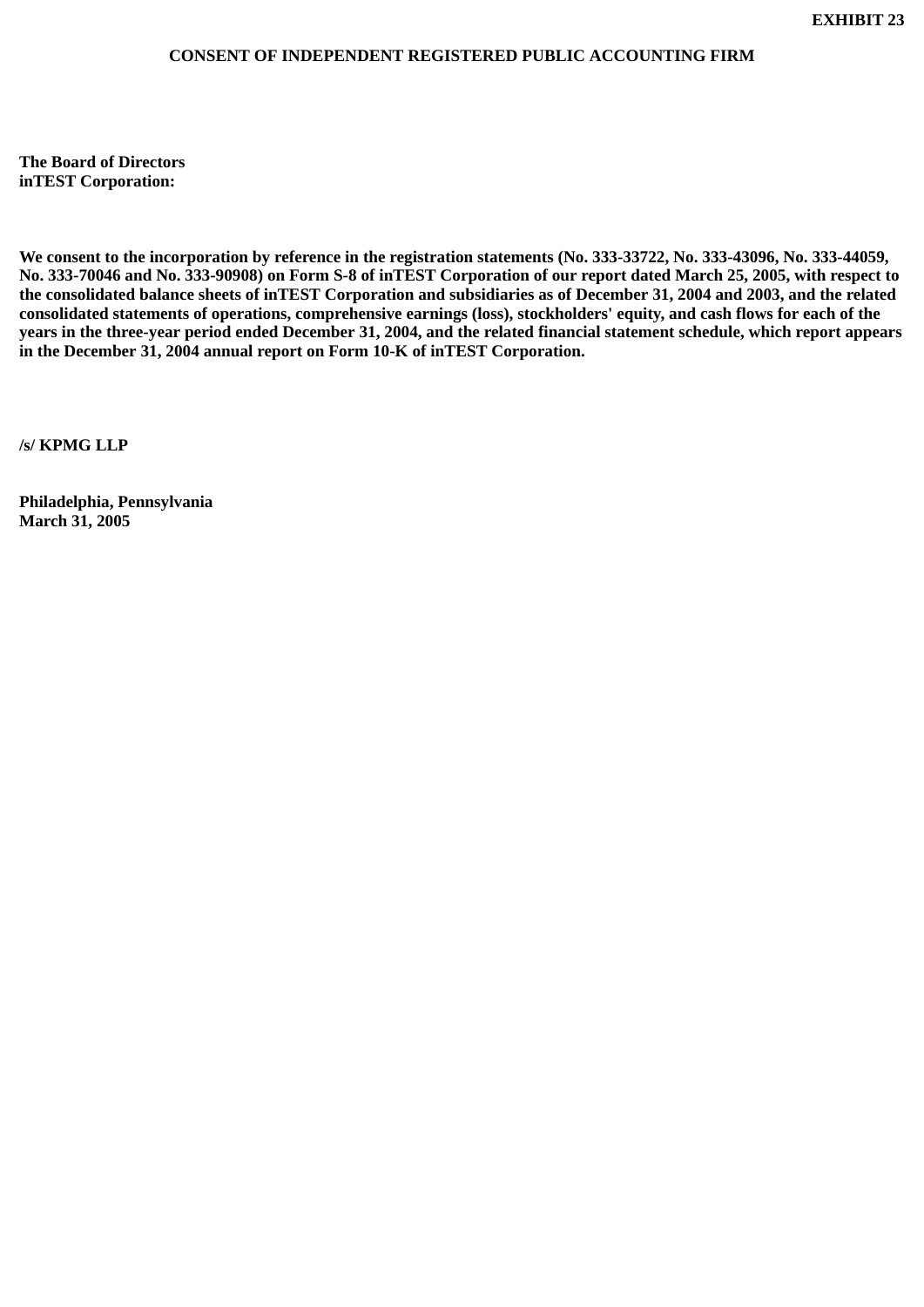**EXHIBIT 23**

**CONSENT OF INDEPENDENT REGISTERED PUBLIC ACCOUNTING FIRM**

**The Board of Directors**
**inTEST Corporation:**

**We consent to the incorporation by reference in the registration statements (No. 333-33722, No. 333-43096, No. 333-44059, No. 333-70046 and No. 333-90908) on Form S-8 of inTEST Corporation of our report dated March 25, 2005, with respect to the consolidated balance sheets of inTEST Corporation and subsidiaries as of December 31, 2004 and 2003, and the related consolidated statements of operations, comprehensive earnings (loss), stockholders' equity, and cash flows for each of the years in the three-year period ended December 31, 2004, and the related financial statement schedule, which report appears in the December 31, 2004 annual report on Form 10-K of inTEST Corporation.**

**/s/ KPMG LLP**

**Philadelphia, Pennsylvania**
**March 31, 2005**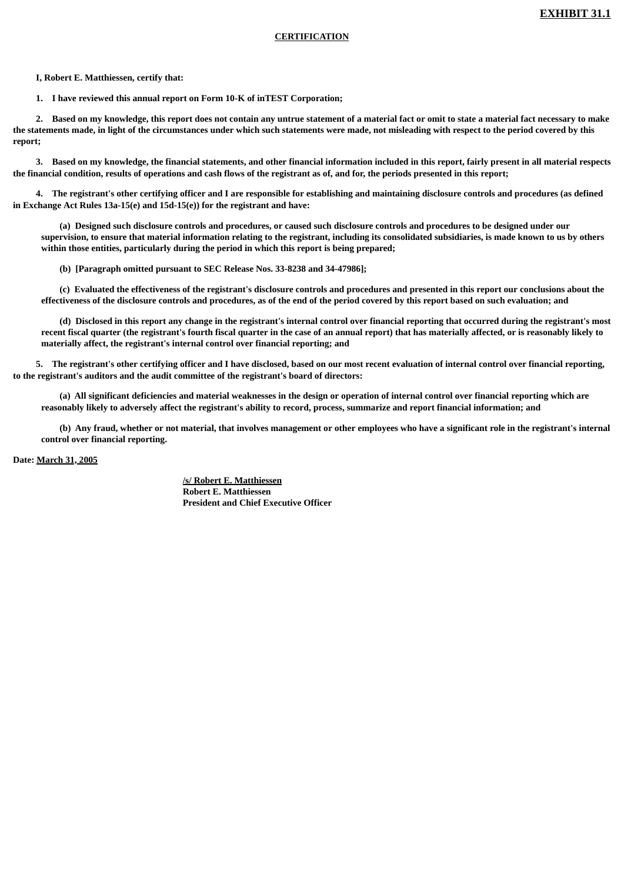**EXHIBIT 31.1**

**CERTIFICATION**

**I, Robert E. Matthiessen, certify that:**

**1. I have reviewed this annual report on Form 10-K of inTEST Corporation;**

**2. Based on my knowledge, this report does not contain any untrue statement of a material fact or omit to state a material fact necessary to make the statements made, in light of the circumstances under which such statements were made, not misleading with respect to the period covered by this report;**

**3. Based on my knowledge, the financial statements, and other financial information included in this report, fairly present in all material respects the financial condition, results of operations and cash flows of the registrant as of, and for, the periods presented in this report;**

**4. The registrant's other certifying officer and I are responsible for establishing and maintaining disclosure controls and procedures (as defined in Exchange Act Rules 13a-15(e) and 15d-15(e)) for the registrant and have:**

**(a) Designed such disclosure controls and procedures, or caused such disclosure controls and procedures to be designed under our supervision, to ensure that material information relating to the registrant, including its consolidated subsidiaries, is made known to us by others within those entities, particularly during the period in which this report is being prepared;**

**(b) [Paragraph omitted pursuant to SEC Release Nos. 33-8238 and 34-47986];**

**(c) Evaluated the effectiveness of the registrant's disclosure controls and procedures and presented in this report our conclusions about the effectiveness of the disclosure controls and procedures, as of the end of the period covered by this report based on such evaluation; and**

**(d) Disclosed in this report any change in the registrant's internal control over financial reporting that occurred during the registrant's most recent fiscal quarter (the registrant's fourth fiscal quarter in the case of an annual report) that has materially affected, or is reasonably likely to materially affect, the registrant's internal control over financial reporting; and**

**5. The registrant's other certifying officer and I have disclosed, based on our most recent evaluation of internal control over financial reporting, to the registrant's auditors and the audit committee of the registrant's board of directors:**

**(a) All significant deficiencies and material weaknesses in the design or operation of internal control over financial reporting which are reasonably likely to adversely affect the registrant's ability to record, process, summarize and report financial information; and**

**(b) Any fraud, whether or not material, that involves management or other employees who have a significant role in the registrant's internal control over financial reporting.**

**Date: March 31, 2005**

**/s/ Robert E. Matthiessen**
**Robert E. Matthiessen**
**President and Chief Executive Officer**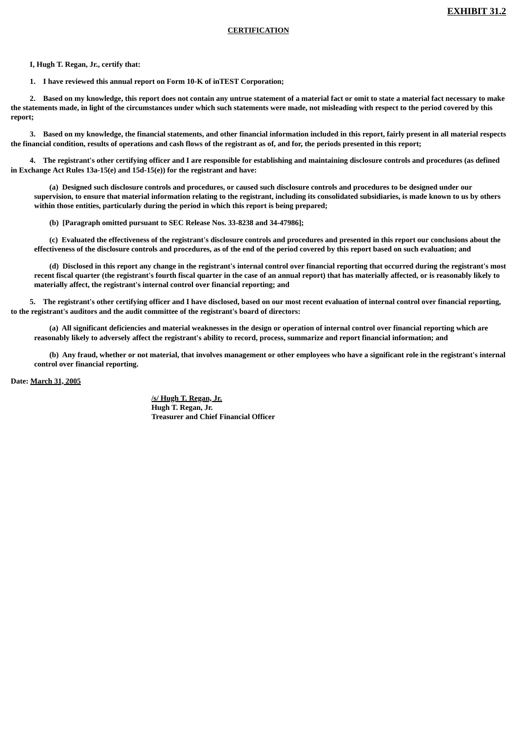**EXHIBIT 31.2**

**CERTIFICATION**

I, Hugh T. Regan, Jr., certify that:

1. I have reviewed this annual report on Form 10-K of inTEST Corporation;

2. Based on my knowledge, this report does not contain any untrue statement of a material fact or omit to state a material fact necessary to make the statements made, in light of the circumstances under which such statements were made, not misleading with respect to the period covered by this report;

3. Based on my knowledge, the financial statements, and other financial information included in this report, fairly present in all material respects the financial condition, results of operations and cash flows of the registrant as of, and for, the periods presented in this report;

4. The registrant's other certifying officer and I are responsible for establishing and maintaining disclosure controls and procedures (as defined in Exchange Act Rules 13a-15(e) and 15d-15(e)) for the registrant and have:

(a) Designed such disclosure controls and procedures, or caused such disclosure controls and procedures to be designed under our supervision, to ensure that material information relating to the registrant, including its consolidated subsidiaries, is made known to us by others within those entities, particularly during the period in which this report is being prepared;

(b) [Paragraph omitted pursuant to SEC Release Nos. 33-8238 and 34-47986];

(c) Evaluated the effectiveness of the registrant's disclosure controls and procedures and presented in this report our conclusions about the effectiveness of the disclosure controls and procedures, as of the end of the period covered by this report based on such evaluation; and

(d) Disclosed in this report any change in the registrant's internal control over financial reporting that occurred during the registrant's most recent fiscal quarter (the registrant's fourth fiscal quarter in the case of an annual report) that has materially affected, or is reasonably likely to materially affect, the registrant's internal control over financial reporting; and

5. The registrant's other certifying officer and I have disclosed, based on our most recent evaluation of internal control over financial reporting, to the registrant's auditors and the audit committee of the registrant's board of directors:

(a) All significant deficiencies and material weaknesses in the design or operation of internal control over financial reporting which are reasonably likely to adversely affect the registrant's ability to record, process, summarize and report financial information; and

(b) Any fraud, whether or not material, that involves management or other employees who have a significant role in the registrant's internal control over financial reporting.

Date: March 31, 2005

/s/ Hugh T. Regan, Jr.
Hugh T. Regan, Jr.
Treasurer and Chief Financial Officer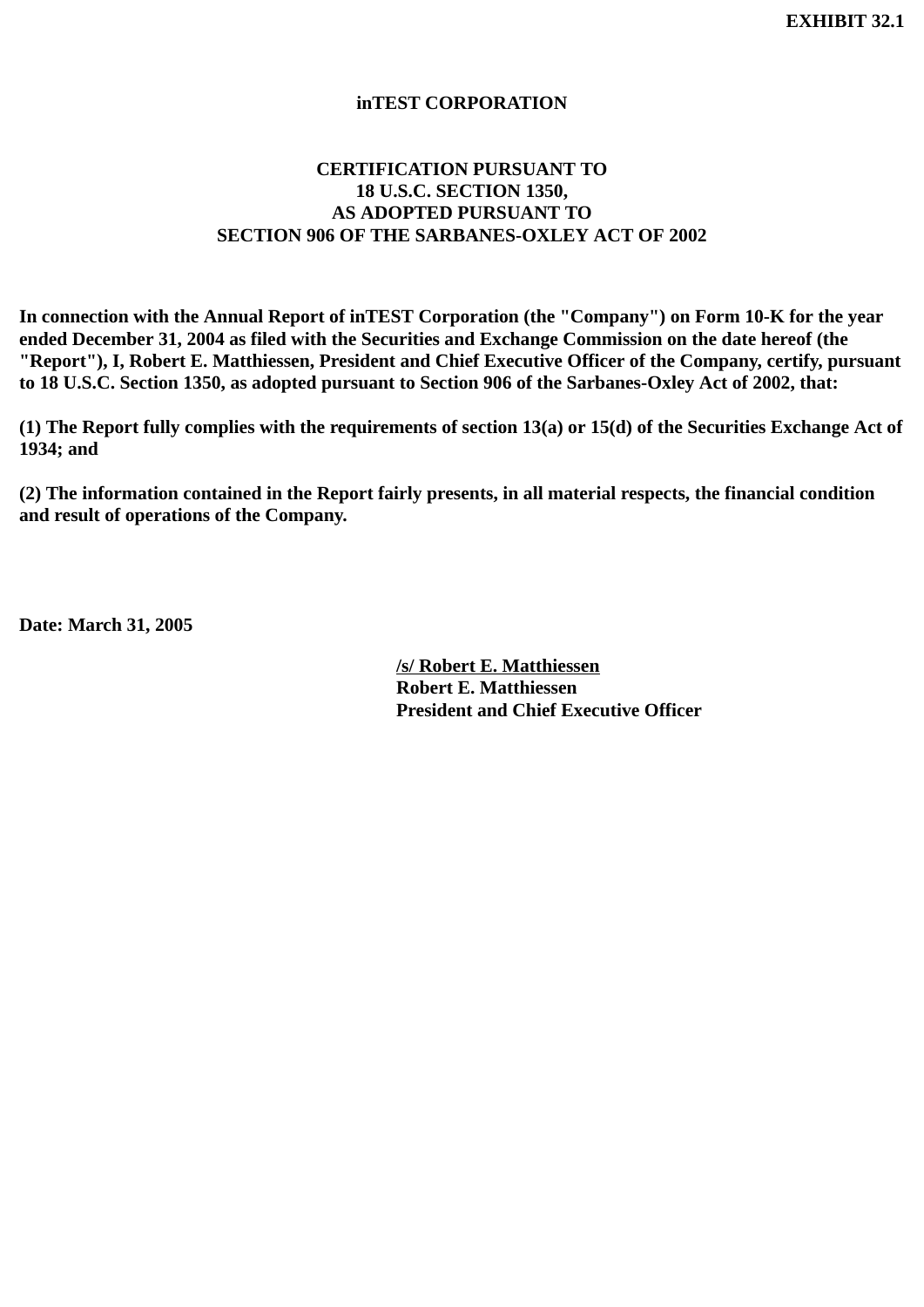**EXHIBIT 32.1**

# inTEST CORPORATION

## CERTIFICATION PURSUANT TO
## 18 U.S.C. SECTION 1350,
## AS ADOPTED PURSUANT TO
## SECTION 906 OF THE SARBANES-OXLEY ACT OF 2002

**In connection with the Annual Report of inTEST Corporation (the "Company") on Form 10-K for the year ended December 31, 2004 as filed with the Securities and Exchange Commission on the date hereof (the "Report"), I, Robert E. Matthiessen, President and Chief Executive Officer of the Company, certify, pursuant to 18 U.S.C. Section 1350, as adopted pursuant to Section 906 of the Sarbanes-Oxley Act of 2002, that:**

**(1) The Report fully complies with the requirements of section 13(a) or 15(d) of the Securities Exchange Act of 1934; and**

**(2) The information contained in the Report fairly presents, in all material respects, the financial condition and result of operations of the Company.**

**Date: March 31, 2005**

**/s/ Robert E. Matthiessen**
**Robert E. Matthiessen**
**President and Chief Executive Officer**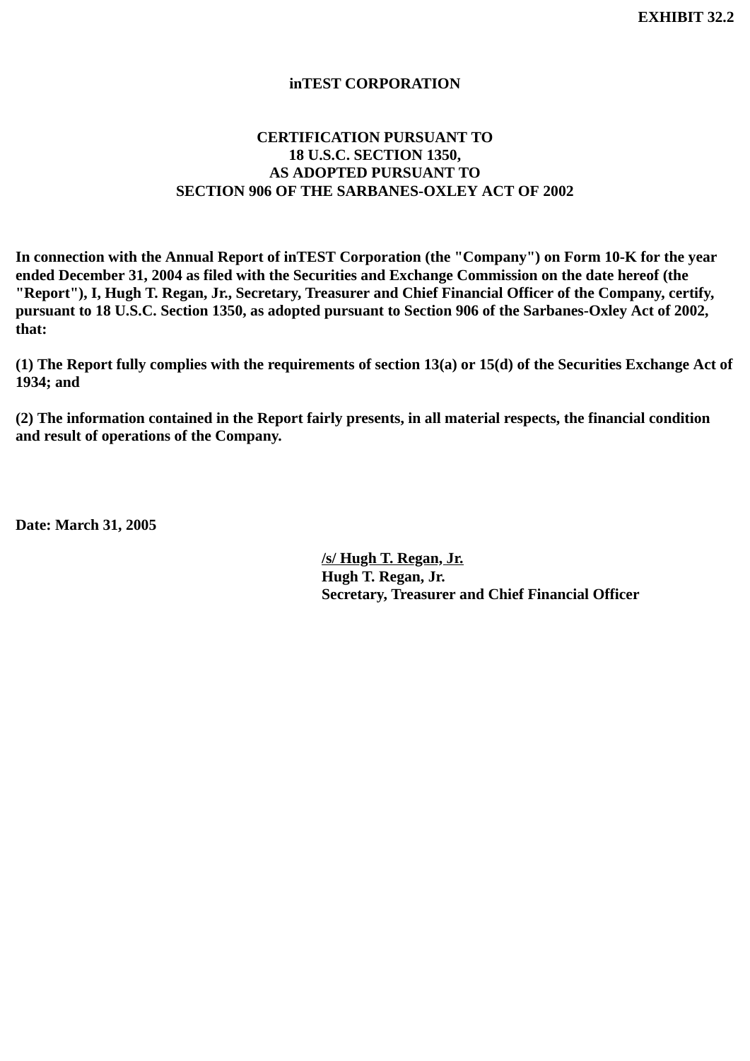**EXHIBIT 32.2**

**inTEST CORPORATION**

**CERTIFICATION PURSUANT TO**
**18 U.S.C. SECTION 1350,**
**AS ADOPTED PURSUANT TO**
**SECTION 906 OF THE SARBANES-OXLEY ACT OF 2002**

**In connection with the Annual Report of inTEST Corporation (the "Company") on Form 10-K for the year ended December 31, 2004 as filed with the Securities and Exchange Commission on the date hereof (the "Report"), I, Hugh T. Regan, Jr., Secretary, Treasurer and Chief Financial Officer of the Company, certify, pursuant to 18 U.S.C. Section 1350, as adopted pursuant to Section 906 of the Sarbanes-Oxley Act of 2002, that:**

**(1) The Report fully complies with the requirements of section 13(a) or 15(d) of the Securities Exchange Act of 1934; and**

**(2) The information contained in the Report fairly presents, in all material respects, the financial condition and result of operations of the Company.**

**Date: March 31, 2005**

**/s/ Hugh T. Regan, Jr.**
**Hugh T. Regan, Jr.**
**Secretary, Treasurer and Chief Financial Officer**